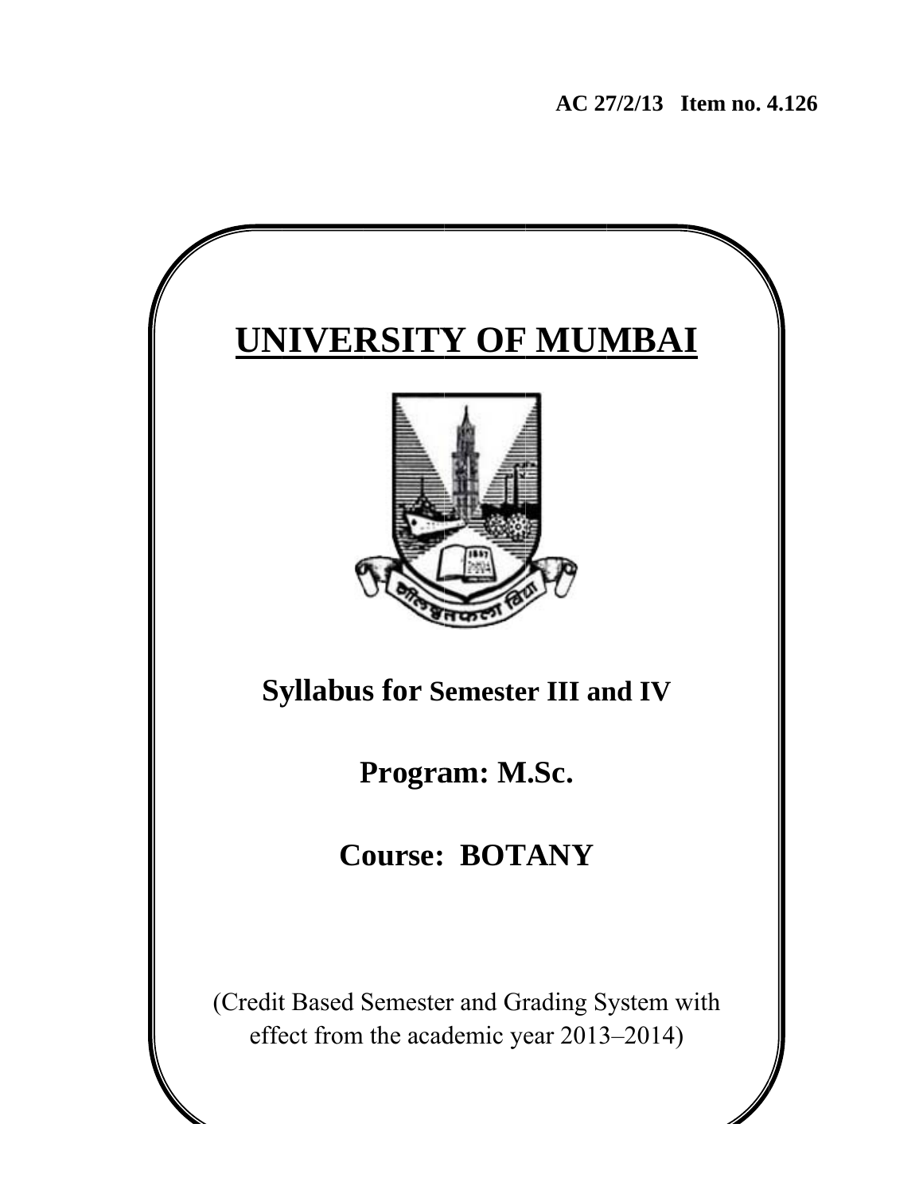**AC 27/2/13 Item no. 4.126**

# UNIVERSITY OF MUMBAI

## Syllabus for Semester III and IV

## Program: M.Sc.

## Course: BOTANY

(Credit Based Semester and Grading System with effect from the academic year 2013–2014)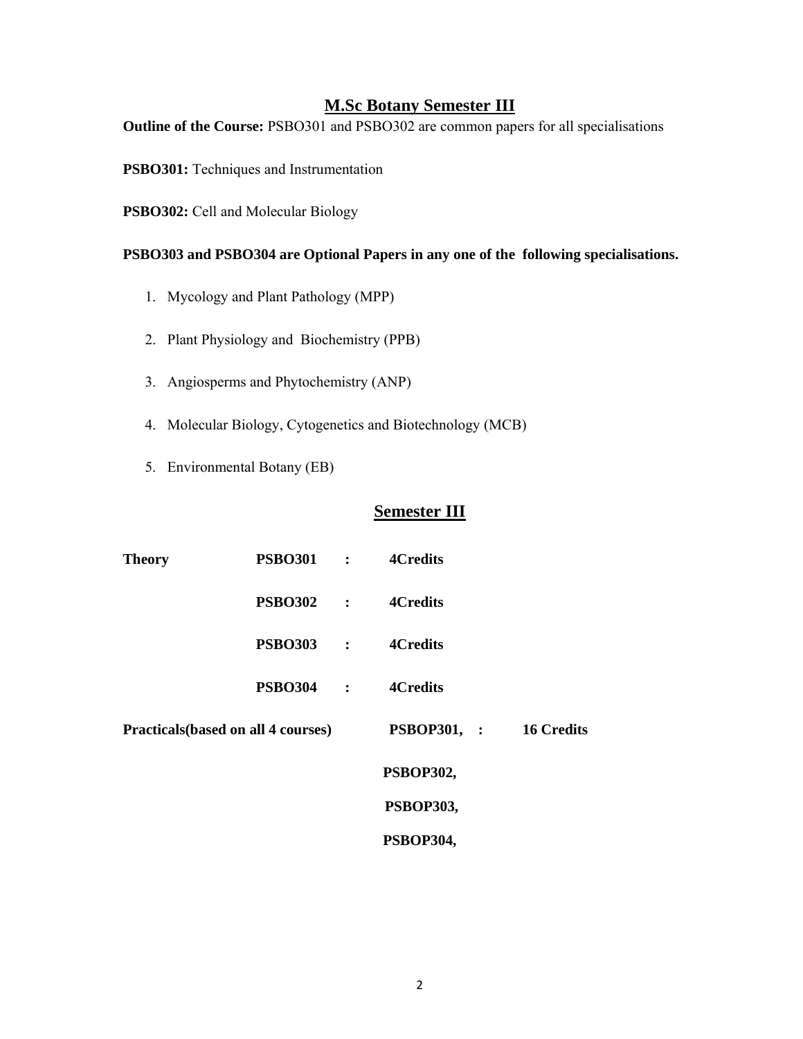## M.Sc Botany Semester III

**Outline of the Course:** PSBO301 and PSBO302 are common papers for all specialisations

**PSBO301:** Techniques and Instrumentation

**PSBO302:** Cell and Molecular Biology

**PSBO303 and PSBO304 are Optional Papers in any one of the following specialisations.**

1. Mycology and Plant Pathology (MPP)
2. Plant Physiology and Biochemistry (PPB)
3. Angiosperms and Phytochemistry (ANP)
4. Molecular Biology, Cytogenetics and Biotechnology (MCB)
5. Environmental Botany (EB)

## Semester III

| | | | |
|---|---|---|---|
| **Theory** | **PSBO301** | **:** | **4Credits** |
| | **PSBO302** | **:** | **4Credits** |
| | **PSBO303** | **:** | **4Credits** |
| | **PSBO304** | **:** | **4Credits** |
| **Practicals(based on all 4 courses)** | **PSBOP301, PSBOP302, PSBOP303, PSBOP304,** | **:** | **16 Credits** |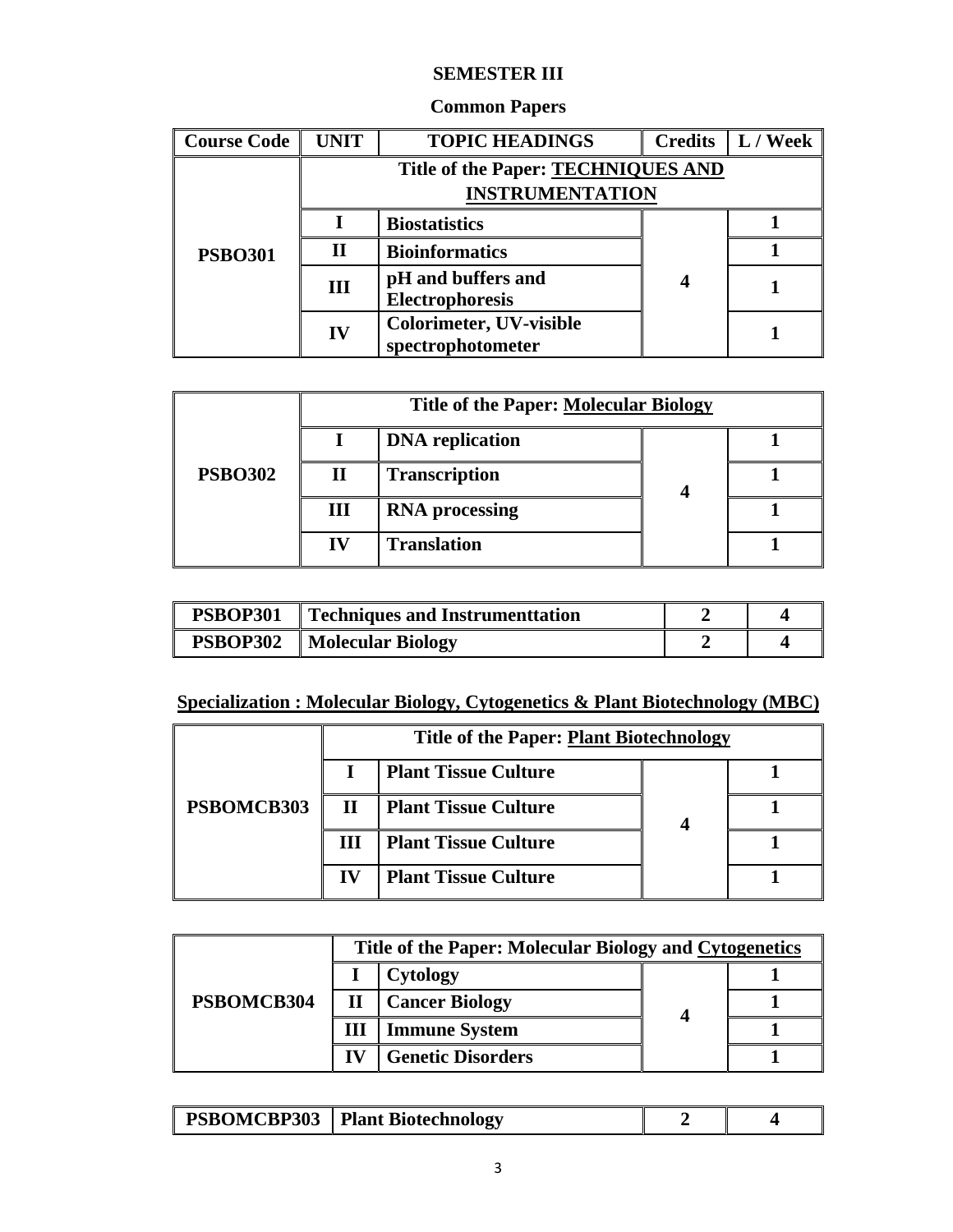## SEMESTER III

### Common Papers

| Course Code | UNIT | TOPIC HEADINGS | Credits | L / Week |
|---|---|---|---|---|
| PSBO301 | Title of the Paper: TECHNIQUES AND INSTRUMENTATION | | | |
| | I | Biostatistics | 4 | 1 |
| | II | Bioinformatics | | 1 |
| | III | pH and buffers and Electrophoresis | | 1 |
| | IV | Colorimeter, UV-visible spectrophotometer | | 1 |

| | | | | |
|---|---|---|---|---|
| PSBO302 | Title of the Paper: Molecular Biology | | | |
| | I | DNA replication | 4 | 1 |
| | II | Transcription | | 1 |
| | III | RNA processing | | 1 |
| | IV | Translation | | 1 |

| | | | |
|---|---|---|---|
| PSBOP301 | Techniques and Instrumenttation | 2 | 4 |
| PSBOP302 | Molecular Biology | 2 | 4 |

### Specialization : Molecular Biology, Cytogenetics & Plant Biotechnology (MBC)

| | | | | |
|---|---|---|---|---|
| PSBOMCB303 | Title of the Paper: Plant Biotechnology | | | |
| | I | Plant Tissue Culture | 4 | 1 |
| | II | Plant Tissue Culture | | 1 |
| | III | Plant Tissue Culture | | 1 |
| | IV | Plant Tissue Culture | | 1 |

| | | | | |
|---|---|---|---|---|
| PSBOMCB304 | Title of the Paper: Molecular Biology and Cytogenetics | | | |
| | I | Cytology | 4 | 1 |
| | II | Cancer Biology | | 1 |
| | III | Immune System | | 1 |
| | IV | Genetic Disorders | | 1 |

| | | | |
|---|---|---|---|
| PSBOMCBP303 | Plant Biotechnology | 2 | 4 |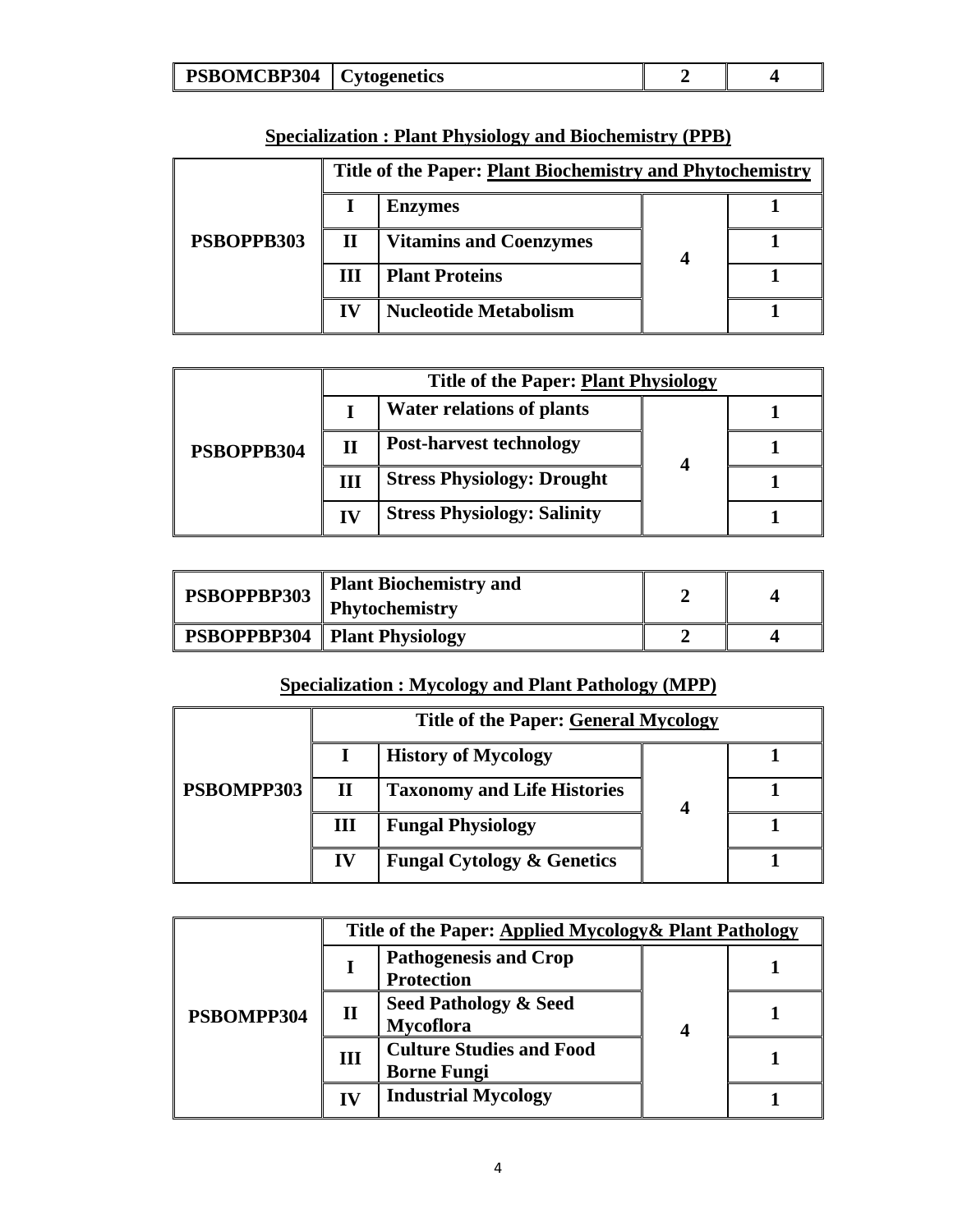| PSBOMCBP304 | Cytogenetics | 2 | 4 |
|---|---|---|---|

## Specialization : Plant Physiology and Biochemistry (PPB)

| PSBOPPB303 | Title of the Paper: Plant Biochemistry and Phytochemistry | | | |
|---|---|---|---|---|
| | I | Enzymes | 4 | 1 |
| | II | Vitamins and Coenzymes | | 1 |
| | III | Plant Proteins | | 1 |
| | IV | Nucleotide Metabolism | | 1 |

| PSBOPPB304 | Title of the Paper: Plant Physiology | | | |
|---|---|---|---|---|
| | I | Water relations of plants | 4 | 1 |
| | II | Post-harvest technology | | 1 |
| | III | Stress Physiology: Drought | | 1 |
| | IV | Stress Physiology: Salinity | | 1 |

| PSBOPPBP303 | Plant Biochemistry and Phytochemistry | 2 | 4 |
|---|---|---|---|
| PSBOPPBP304 | Plant Physiology | 2 | 4 |

## Specialization : Mycology and Plant Pathology (MPP)

| PSBOMPP303 | Title of the Paper: General Mycology | | | |
|---|---|---|---|---|
| | I | History of Mycology | 4 | 1 |
| | II | Taxonomy and Life Histories | | 1 |
| | III | Fungal Physiology | | 1 |
| | IV | Fungal Cytology & Genetics | | 1 |

| PSBOMPP304 | Title of the Paper: Applied Mycology& Plant Pathology | | | |
|---|---|---|---|---|
| | I | Pathogenesis and Crop Protection | 4 | 1 |
| | II | Seed Pathology & Seed Mycoflora | | 1 |
| | III | Culture Studies and Food Borne Fungi | | 1 |
| | IV | Industrial Mycology | | 1 |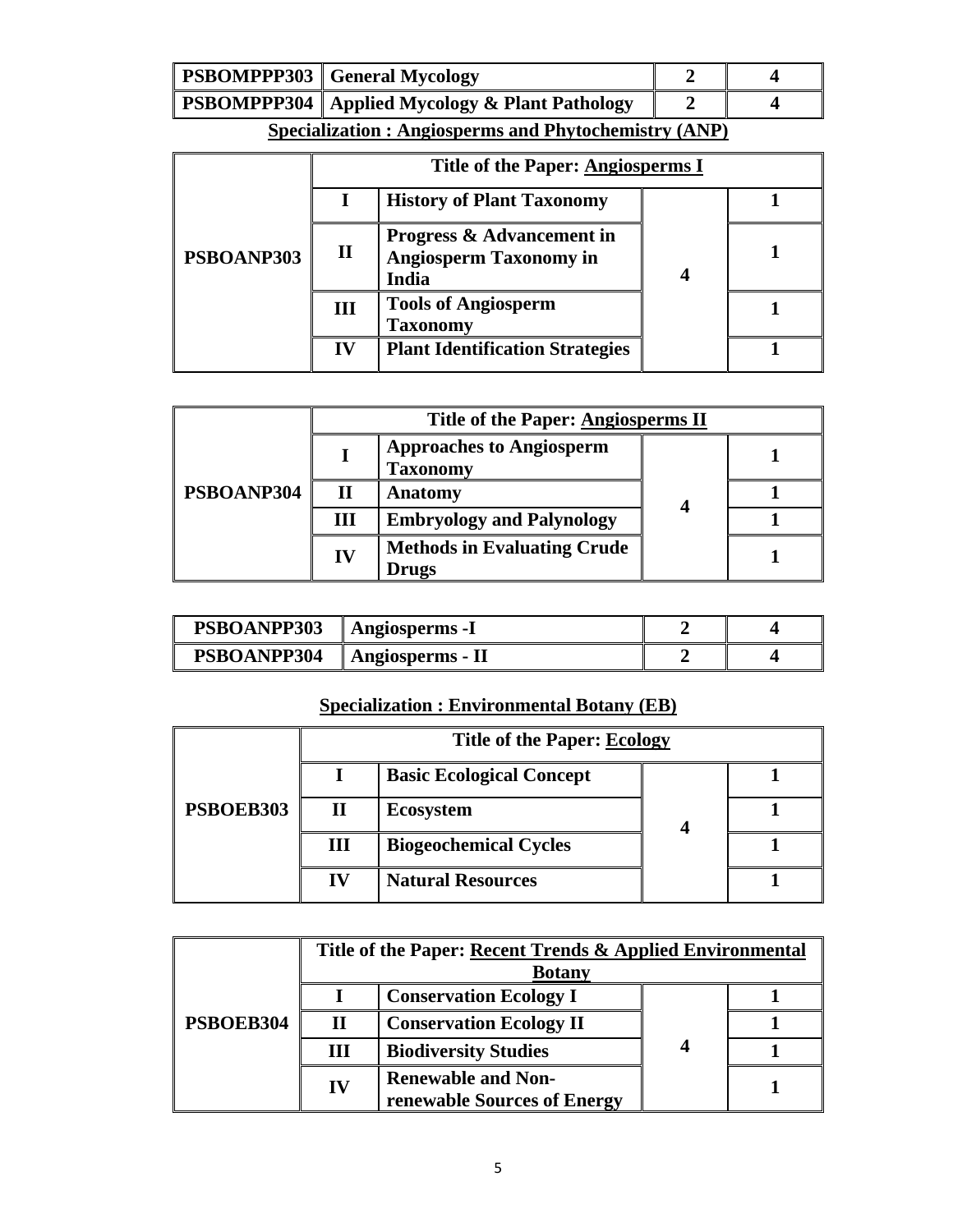| PSBOMPPP303 | General Mycology | 2 | 4 |
|---|---|---|---|
| PSBOMPPP304 | Applied Mycology & Plant Pathology | 2 | 4 |

## Specialization : Angiosperms and Phytochemistry (ANP)

| | Title of the Paper: Angiosperms I | | | |
|---|---|---|---|---|
| PSBOANP303 | I | History of Plant Taxonomy | 4 | 1 |
| | II | Progress & Advancement in Angiosperm Taxonomy in India | | 1 |
| | III | Tools of Angiosperm Taxonomy | | 1 |
| | IV | Plant Identification Strategies | | 1 |

| | Title of the Paper: Angiosperms II | | | |
|---|---|---|---|---|
| PSBOANP304 | I | Approaches to Angiosperm Taxonomy | 4 | 1 |
| | II | Anatomy | | 1 |
| | III | Embryology and Palynology | | 1 |
| | IV | Methods in Evaluating Crude Drugs | | 1 |

| PSBOANPP303 | Angiosperms -I | 2 | 4 |
|---|---|---|---|
| PSBOANPP304 | Angiosperms - II | 2 | 4 |

## Specialization : Environmental Botany (EB)

| | Title of the Paper: Ecology | | | |
|---|---|---|---|---|
| PSBOEB303 | I | Basic Ecological Concept | 4 | 1 |
| | II | Ecosystem | | 1 |
| | III | Biogeochemical Cycles | | 1 |
| | IV | Natural Resources | | 1 |

| | Title of the Paper: Recent Trends & Applied Environmental Botany | | | |
|---|---|---|---|---|
| PSBOEB304 | I | Conservation Ecology I | 4 | 1 |
| | II | Conservation Ecology II | | 1 |
| | III | Biodiversity Studies | | 1 |
| | IV | Renewable and Non-renewable Sources of Energy | | 1 |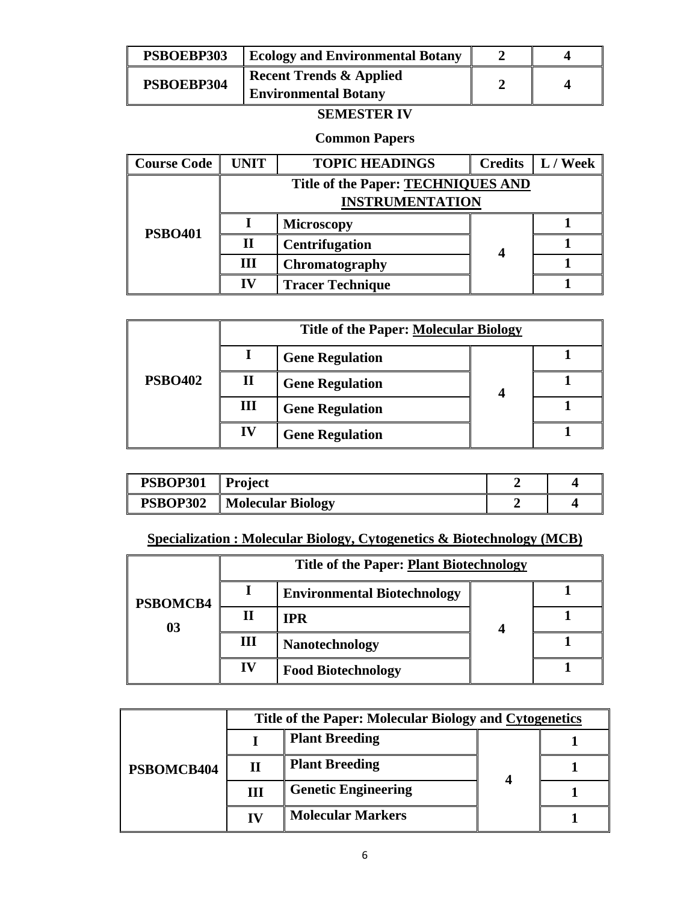| PSBOEBP303 | Ecology and Environmental Botany | 2 | 4 |
|---|---|---|---|
| PSBOEBP304 | Recent Trends & Applied Environmental Botany | 2 | 4 |

**SEMESTER IV**

**Common Papers**

| Course Code | UNIT | TOPIC HEADINGS | Credits | L / Week |
|---|---|---|---|---|
| PSBO401 | Title of the Paper: TECHNIQUES AND INSTRUMENTATION | | | |
| | I | Microscopy | 4 | 1 |
| | II | Centrifugation | | 1 |
| | III | Chromatography | | 1 |
| | IV | Tracer Technique | | 1 |

| | | | | |
|---|---|---|---|---|
| PSBO402 | Title of the Paper: Molecular Biology | | | |
| | I | Gene Regulation | 4 | 1 |
| | II | Gene Regulation | | 1 |
| | III | Gene Regulation | | 1 |
| | IV | Gene Regulation | | 1 |

| PSBOP301 | Project | 2 | 4 |
|---|---|---|---|
| PSBOP302 | Molecular Biology | 2 | 4 |

**Specialization : Molecular Biology, Cytogenetics & Biotechnology (MCB)**

| | | | | |
|---|---|---|---|---|
| PSBOMCB403 | Title of the Paper: Plant Biotechnology | | | |
| | I | Environmental Biotechnology | 4 | 1 |
| | II | IPR | | 1 |
| | III | Nanotechnology | | 1 |
| | IV | Food Biotechnology | | 1 |

| | | | | |
|---|---|---|---|---|
| PSBOMCB404 | Title of the Paper: Molecular Biology and Cytogenetics | | | |
| | I | Plant Breeding | 4 | 1 |
| | II | Plant Breeding | | 1 |
| | III | Genetic Engineering | | 1 |
| | IV | Molecular Markers | | 1 |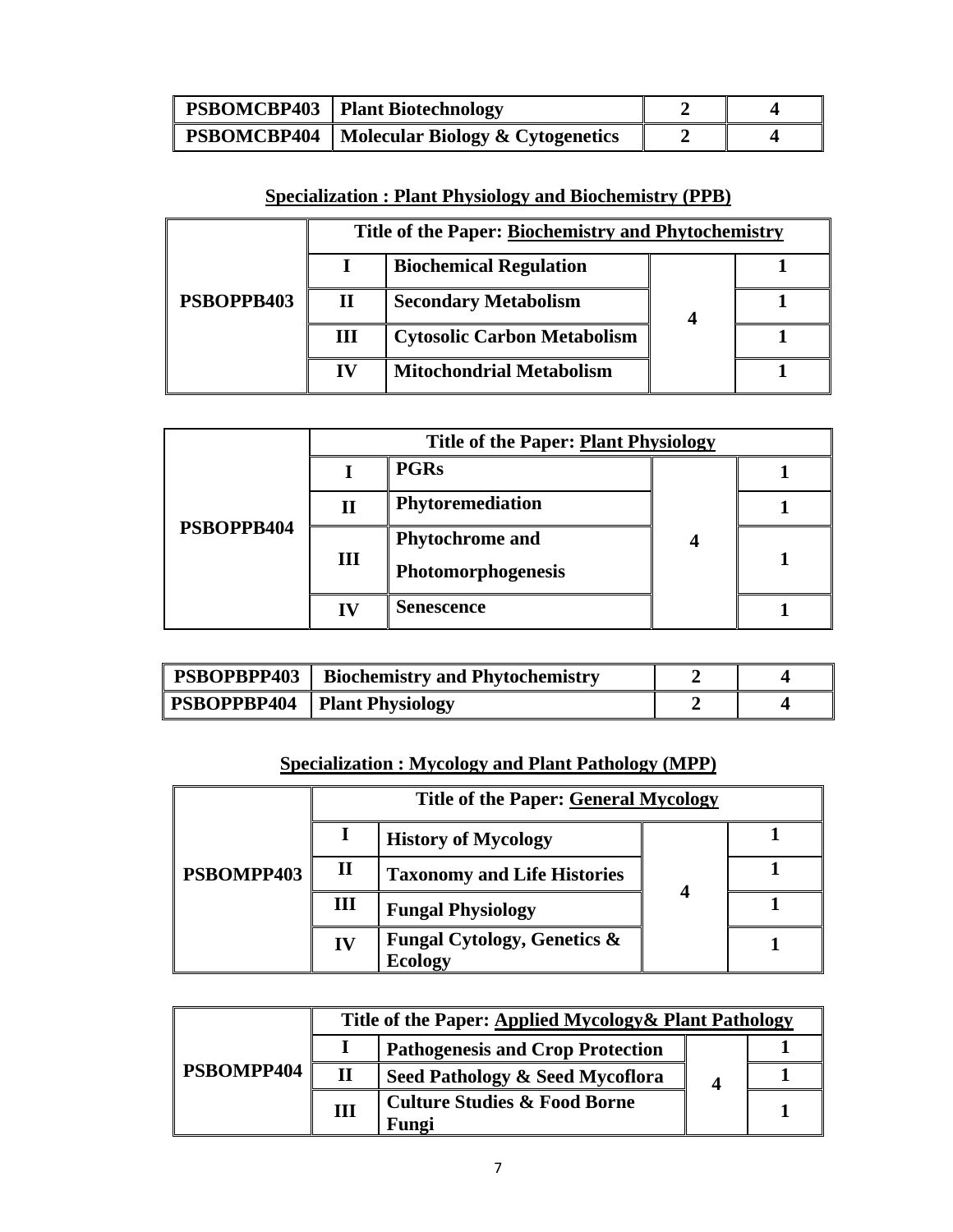| PSBOMCBP403 | Plant Biotechnology | 2 | 4 |
|---|---|---|---|
| PSBOMCBP404 | Molecular Biology & Cytogenetics | 2 | 4 |

**Specialization : Plant Physiology and Biochemistry (PPB)**

| PSBOPPB403 | Title of the Paper: Biochemistry and Phytochemistry | | | |
|---|---|---|---|---|
| | I | Biochemical Regulation | 4 | 1 |
| | II | Secondary Metabolism | | 1 |
| | III | Cytosolic Carbon Metabolism | | 1 |
| | IV | Mitochondrial Metabolism | | 1 |

| PSBOPPB404 | Title of the Paper: Plant Physiology | | | |
|---|---|---|---|---|
| | I | PGRs | 4 | 1 |
| | II | Phytoremediation | | 1 |
| | III | Phytochrome and Photomorphogenesis | | 1 |
| | IV | Senescence | | 1 |

| PSBOPBPP403 | Biochemistry and Phytochemistry | 2 | 4 |
|---|---|---|---|
| PSBOPPBP404 | Plant Physiology | 2 | 4 |

**Specialization : Mycology and Plant Pathology (MPP)**

| PSBOMPP403 | Title of the Paper: General Mycology | | | |
|---|---|---|---|---|
| | I | History of Mycology | 4 | 1 |
| | II | Taxonomy and Life Histories | | 1 |
| | III | Fungal Physiology | | 1 |
| | IV | Fungal Cytology, Genetics & Ecology | | 1 |

| PSBOMPP404 | Title of the Paper: Applied Mycology& Plant Pathology | | | |
|---|---|---|---|---|
| | I | Pathogenesis and Crop Protection | 4 | 1 |
| | II | Seed Pathology & Seed Mycoflora | | 1 |
| | III | Culture Studies & Food Borne Fungi | | 1 |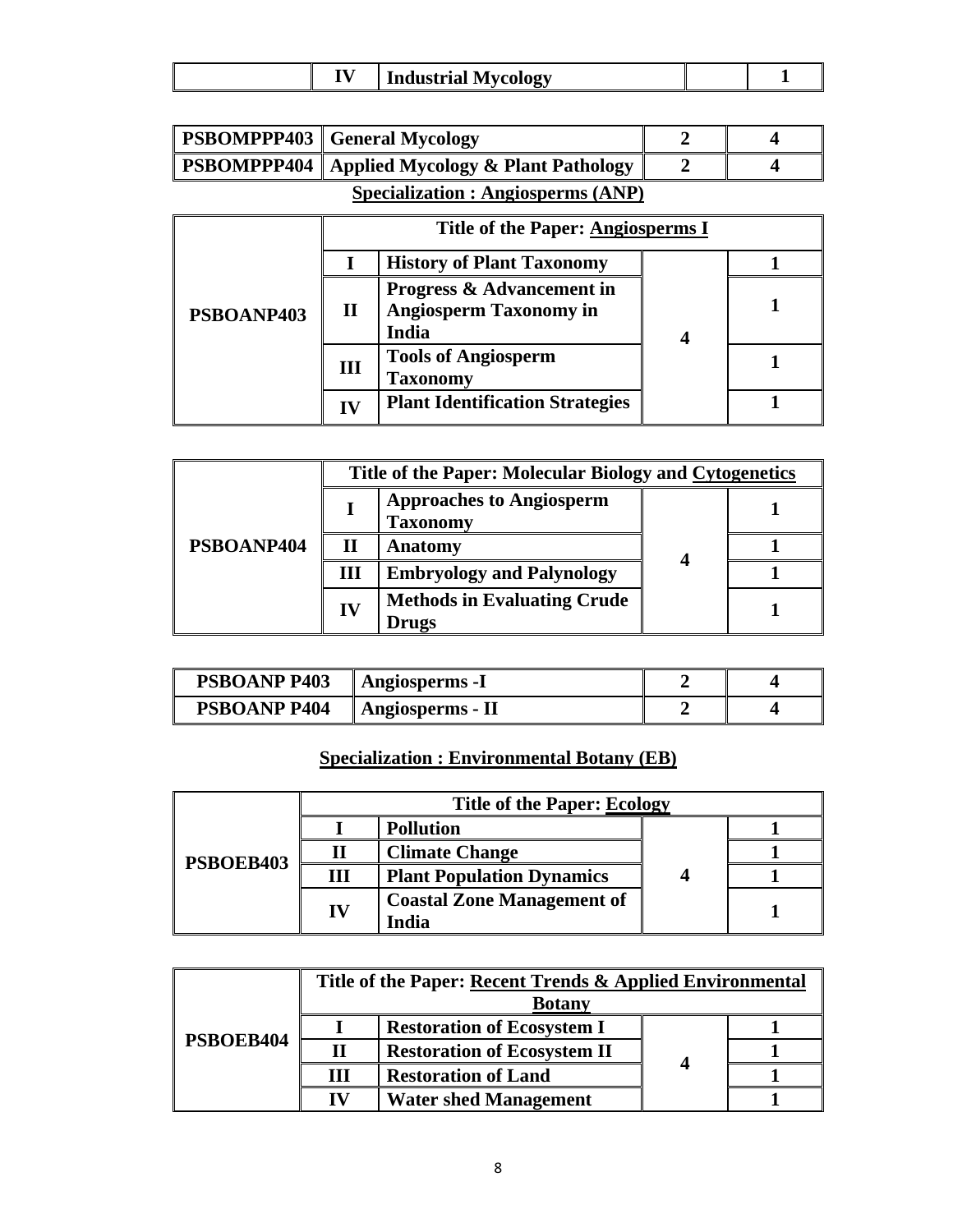| | IV | Industrial Mycology | | 1 |
|---|---|---|---|---|

| PSBOMPPP403 | General Mycology | 2 | 4 |
|---|---|---|---|
| PSBOMPPP404 | Applied Mycology & Plant Pathology | 2 | 4 |

**Specialization : Angiosperms (ANP)**

| | Title of the Paper: Angiosperms I | | | |
|---|---|---|---|---|
| PSBOANP403 | I | History of Plant Taxonomy | 4 | 1 |
| | II | Progress & Advancement in Angiosperm Taxonomy in India | | 1 |
| | III | Tools of Angiosperm Taxonomy | | 1 |
| | IV | Plant Identification Strategies | | 1 |

| | Title of the Paper: Molecular Biology and Cytogenetics | | | |
|---|---|---|---|---|
| PSBOANP404 | I | Approaches to Angiosperm Taxonomy | 4 | 1 |
| | II | Anatomy | | 1 |
| | III | Embryology and Palynology | | 1 |
| | IV | Methods in Evaluating Crude Drugs | | 1 |

| PSBOANP P403 | Angiosperms -I | 2 | 4 |
|---|---|---|---|
| PSBOANP P404 | Angiosperms - II | 2 | 4 |

**Specialization : Environmental Botany (EB)**

| | Title of the Paper: Ecology | | | |
|---|---|---|---|---|
| PSBOEB403 | I | Pollution | 4 | 1 |
| | II | Climate Change | | 1 |
| | III | Plant Population Dynamics | | 1 |
| | IV | Coastal Zone Management of India | | 1 |

| | Title of the Paper: Recent Trends & Applied Environmental Botany | | | |
|---|---|---|---|---|
| PSBOEB404 | I | Restoration of Ecosystem I | 4 | 1 |
| | II | Restoration of Ecosystem II | | 1 |
| | III | Restoration of Land | | 1 |
| | IV | Water shed Management | | 1 |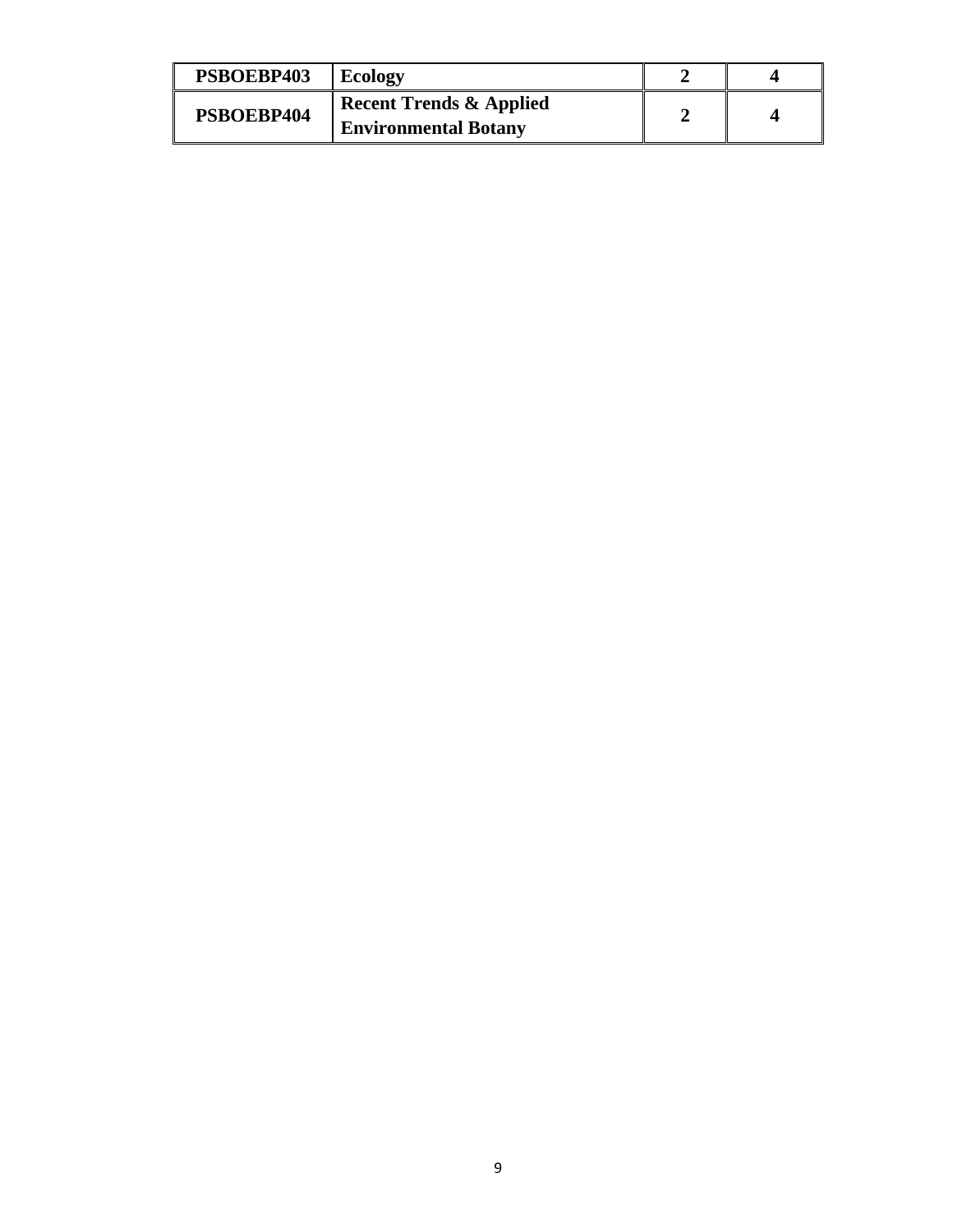| | | | |
|---|---|---|---|
| **PSBOEBP403** | **Ecology** | **2** | **4** |
| **PSBOEBP404** | **Recent Trends & Applied Environmental Botany** | **2** | **4** |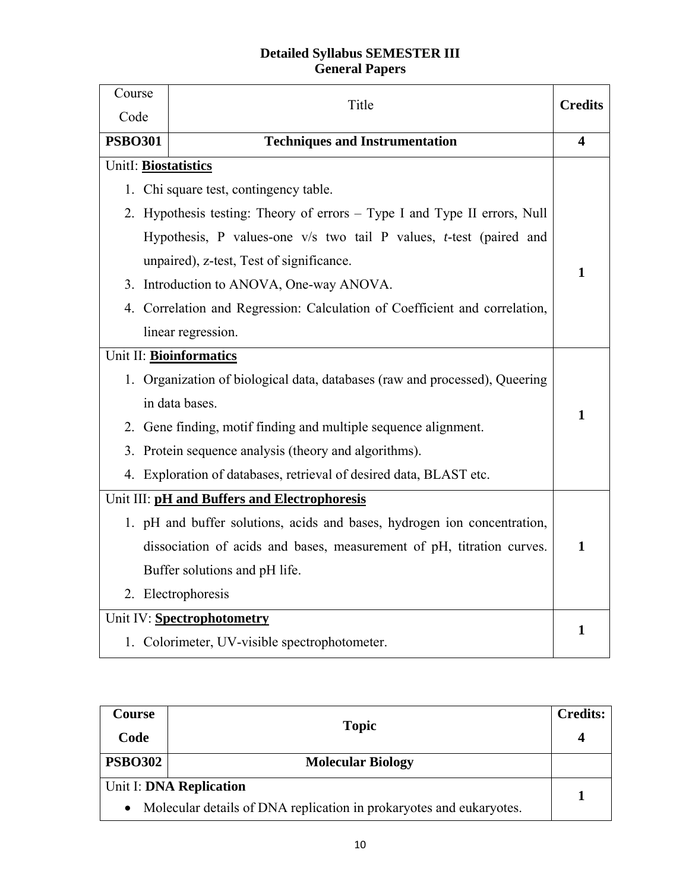# Detailed Syllabus SEMESTER III
## General Papers

| Course Code | Title | Credits |
|---|---|---|
| **PSBO301** | **Techniques and Instrumentation** | **4** |
| UnitI: **Biostatistics**<br>1. Chi square test, contingency table.<br>2. Hypothesis testing: Theory of errors – Type I and Type II errors, Null Hypothesis, P values-one v/s two tail P values, *t*-test (paired and unpaired), z-test, Test of significance.<br>3. Introduction to ANOVA, One-way ANOVA.<br>4. Correlation and Regression: Calculation of Coefficient and correlation, linear regression. | | **1** |
| Unit II: **Bioinformatics**<br>1. Organization of biological data, databases (raw and processed), Queering in data bases.<br>2. Gene finding, motif finding and multiple sequence alignment.<br>3. Protein sequence analysis (theory and algorithms).<br>4. Exploration of databases, retrieval of desired data, BLAST etc. | | **1** |
| Unit III: **pH and Buffers and Electrophoresis**<br>1. pH and buffer solutions, acids and bases, hydrogen ion concentration, dissociation of acids and bases, measurement of pH, titration curves. Buffer solutions and pH life.<br>2. Electrophoresis | | **1** |
| Unit IV: **Spectrophotometry**<br>1. Colorimeter, UV-visible spectrophotometer. | | **1** |

| Course Code | Topic | Credits: 4 |
|---|---|---|
| **PSBO302** | **Molecular Biology** | |
| Unit I: **DNA Replication**<br>• Molecular details of DNA replication in prokaryotes and eukaryotes. | | **1** |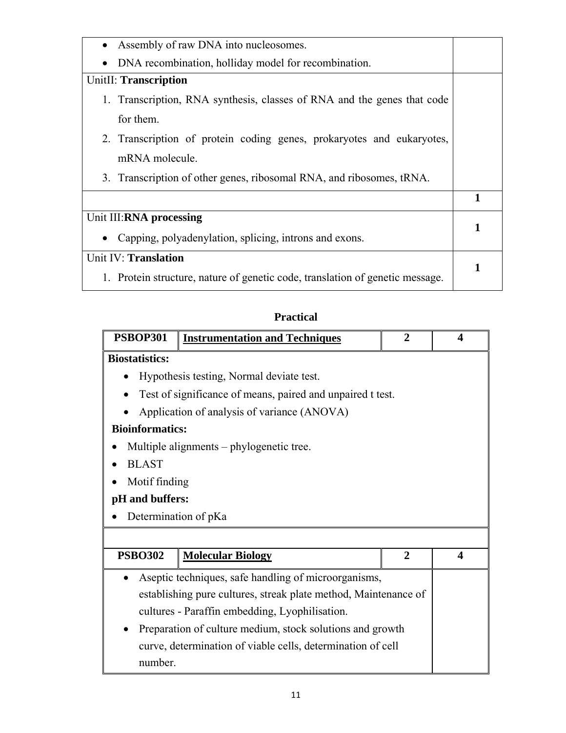| | |
|---|---|
| • Assembly of raw DNA into nucleosomes.<br>• DNA recombination, holliday model for recombination. | |
| UnitII: **Transcription**<br>1. Transcription, RNA synthesis, classes of RNA and the genes that code for them.<br>2. Transcription of protein coding genes, prokaryotes and eukaryotes, mRNA molecule.<br>3. Transcription of other genes, ribosomal RNA, and ribosomes, tRNA. | |
| | **1** |
| Unit III:**RNA processing**<br>• Capping, polyadenylation, splicing, introns and exons. | **1** |
| Unit IV: **Translation**<br>1. Protein structure, nature of genetic code, translation of genetic message. | **1** |

## Practical

| **PSBOP301** | **Instrumentation and Techniques** | **2** | **4** |
|---|---|---|---|
| **Biostatistics:**<br>• Hypothesis testing, Normal deviate test.<br>• Test of significance of means, paired and unpaired t test.<br>• Application of analysis of variance (ANOVA)<br>**Bioinformatics:**<br>• Multiple alignments – phylogenetic tree.<br>• BLAST<br>• Motif finding<br>**pH and buffers:**<br>• Determination of pKa | | | |
| | | | |
| **PSBO302** | **Molecular Biology** | **2** | **4** |
| • Aseptic techniques, safe handling of microorganisms, establishing pure cultures, streak plate method, Maintenance of cultures - Paraffin embedding, Lyophilisation.<br>• Preparation of culture medium, stock solutions and growth curve, determination of viable cells, determination of cell number. | | | |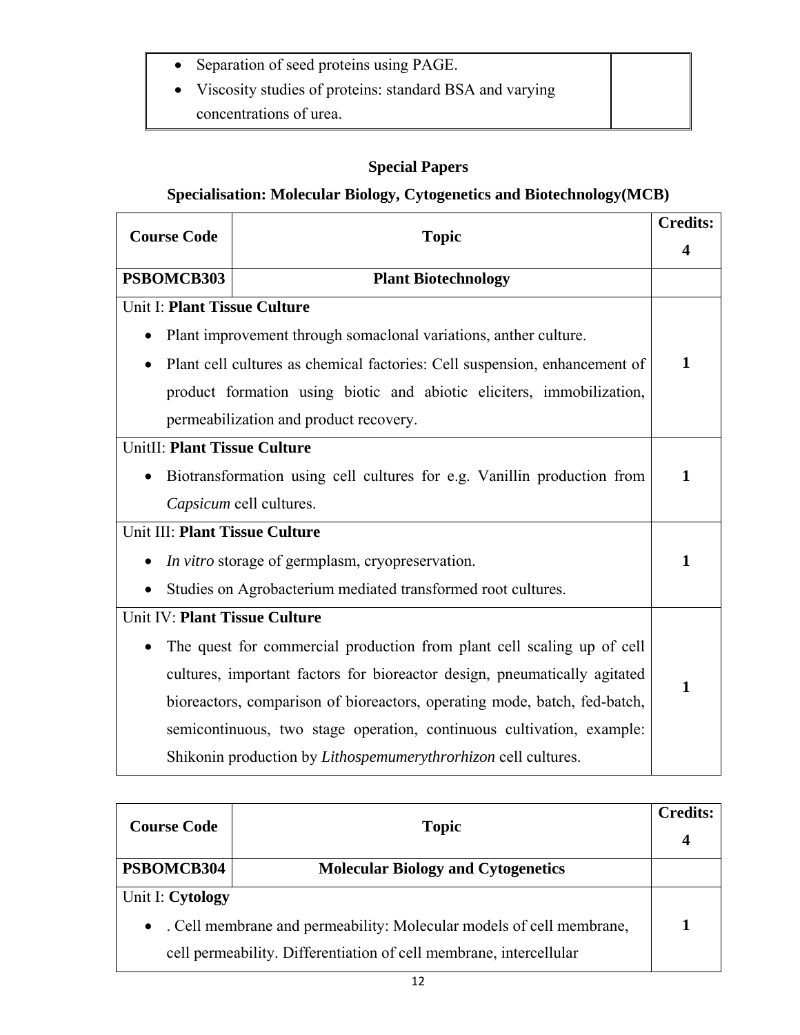| | |
|---|---|
| • Separation of seed proteins using PAGE.<br>• Viscosity studies of proteins: standard BSA and varying concentrations of urea. | |

## Special Papers

### Specialisation: Molecular Biology, Cytogenetics and Biotechnology(MCB)

| Course Code | Topic | Credits: 4 |
|---|---|---|
| **PSBOMCB303** | **Plant Biotechnology** | |
| Unit I: **Plant Tissue Culture**<br>• Plant improvement through somaclonal variations, anther culture.<br>• Plant cell cultures as chemical factories: Cell suspension, enhancement of product formation using biotic and abiotic eliciters, immobilization, permeabilization and product recovery. | | **1** |
| UnitII: **Plant Tissue Culture**<br>• Biotransformation using cell cultures for e.g. Vanillin production from *Capsicum* cell cultures. | | **1** |
| Unit III: **Plant Tissue Culture**<br>• *In vitro* storage of germplasm, cryopreservation.<br>• Studies on Agrobacterium mediated transformed root cultures. | | **1** |
| Unit IV: **Plant Tissue Culture**<br>• The quest for commercial production from plant cell scaling up of cell cultures, important factors for bioreactor design, pneumatically agitated bioreactors, comparison of bioreactors, operating mode, batch, fed-batch, semicontinuous, two stage operation, continuous cultivation, example: Shikonin production by *Lithospemumerythrorhizon* cell cultures. | | **1** |

| Course Code | Topic | Credits: 4 |
|---|---|---|
| **PSBOMCB304** | **Molecular Biology and Cytogenetics** | |
| Unit I: **Cytology**<br>• . Cell membrane and permeability: Molecular models of cell membrane, cell permeability. Differentiation of cell membrane, intercellular | | **1** |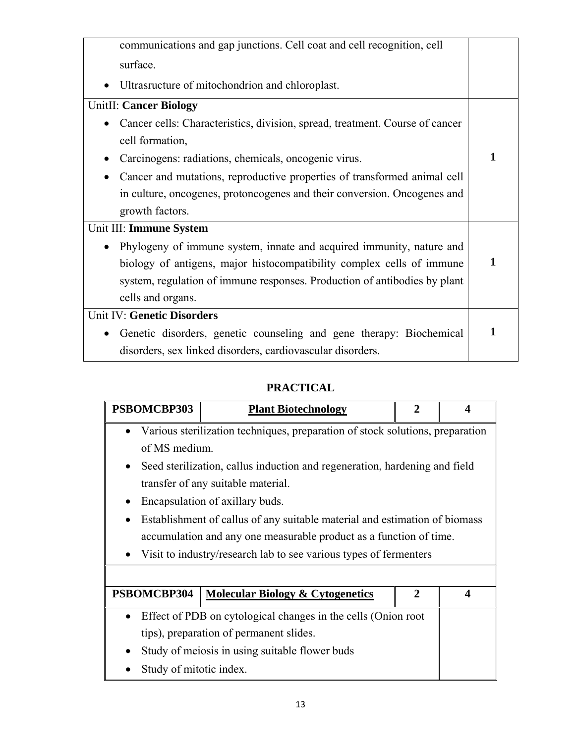| | |
|---|---|
| communications and gap junctions. Cell coat and cell recognition, cell surface.<br>• Ultrasructure of mitochondrion and chloroplast. | |
| UnitII: **Cancer Biology**<br>• Cancer cells: Characteristics, division, spread, treatment. Course of cancer cell formation,<br>• Carcinogens: radiations, chemicals, oncogenic virus.<br>• Cancer and mutations, reproductive properties of transformed animal cell in culture, oncogenes, protoncogenes and their conversion. Oncogenes and growth factors. | **1** |
| Unit III: **Immune System**<br>• Phylogeny of immune system, innate and acquired immunity, nature and biology of antigens, major histocompatibility complex cells of immune system, regulation of immune responses. Production of antibodies by plant cells and organs. | **1** |
| Unit IV: **Genetic Disorders**<br>• Genetic disorders, genetic counseling and gene therapy: Biochemical disorders, sex linked disorders, cardiovascular disorders. | **1** |

## PRACTICAL

| **PSBOMCBP303** | **Plant Biotechnology** | **2** | **4** |
|---|---|---|---|
| • Various sterilization techniques, preparation of stock solutions, preparation of MS medium.<br>• Seed sterilization, callus induction and regeneration, hardening and field transfer of any suitable material.<br>• Encapsulation of axillary buds.<br>• Establishment of callus of any suitable material and estimation of biomass accumulation and any one measurable product as a function of time.<br>• Visit to industry/research lab to see various types of fermenters | | | |

| **PSBOMCBP304** | **Molecular Biology & Cytogenetics** | **2** | **4** |
|---|---|---|---|
| • Effect of PDB on cytological changes in the cells (Onion root tips), preparation of permanent slides.<br>• Study of meiosis in using suitable flower buds<br>• Study of mitotic index. | | | |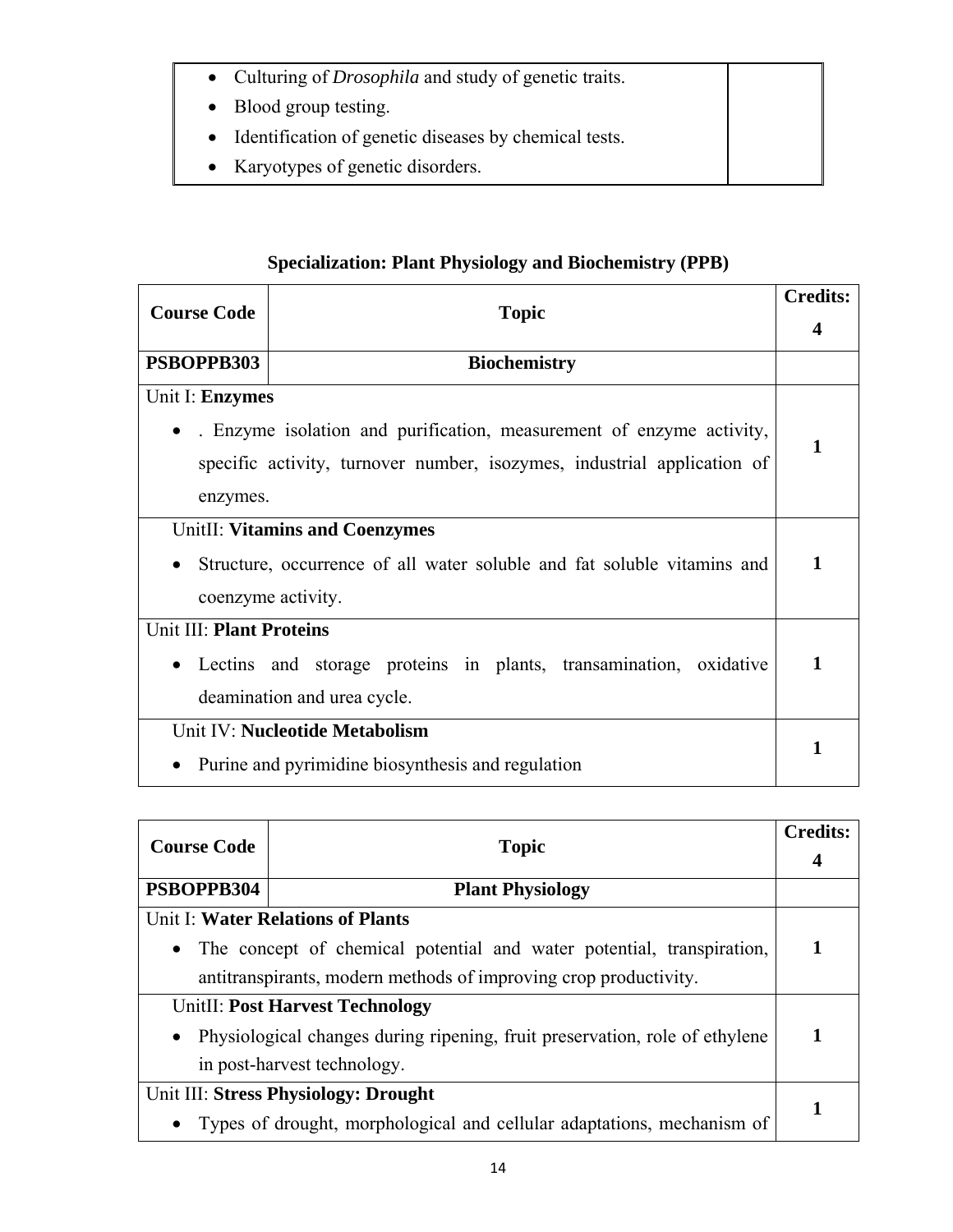| | |
|---|---|
| • Culturing of *Drosophila* and study of genetic traits.<br>• Blood group testing.<br>• Identification of genetic diseases by chemical tests.<br>• Karyotypes of genetic disorders. | |

### Specialization: Plant Physiology and Biochemistry (PPB)

| Course Code | Topic | Credits: 4 |
|---|---|---|
| **PSBOPPB303** | **Biochemistry** | |
| Unit I: **Enzymes**<br>• . Enzyme isolation and purification, measurement of enzyme activity, specific activity, turnover number, isozymes, industrial application of enzymes. | | **1** |
| UnitII: **Vitamins and Coenzymes**<br>• Structure, occurrence of all water soluble and fat soluble vitamins and coenzyme activity. | | **1** |
| Unit III: **Plant Proteins**<br>• Lectins and storage proteins in plants, transamination, oxidative deamination and urea cycle. | | **1** |
| Unit IV: **Nucleotide Metabolism**<br>• Purine and pyrimidine biosynthesis and regulation | | **1** |

| Course Code | Topic | Credits: 4 |
|---|---|---|
| **PSBOPPB304** | **Plant Physiology** | |
| Unit I: **Water Relations of Plants**<br>• The concept of chemical potential and water potential, transpiration, antitranspirants, modern methods of improving crop productivity. | | **1** |
| UnitII: **Post Harvest Technology**<br>• Physiological changes during ripening, fruit preservation, role of ethylene in post-harvest technology. | | **1** |
| Unit III: **Stress Physiology: Drought**<br>• Types of drought, morphological and cellular adaptations, mechanism of | | **1** |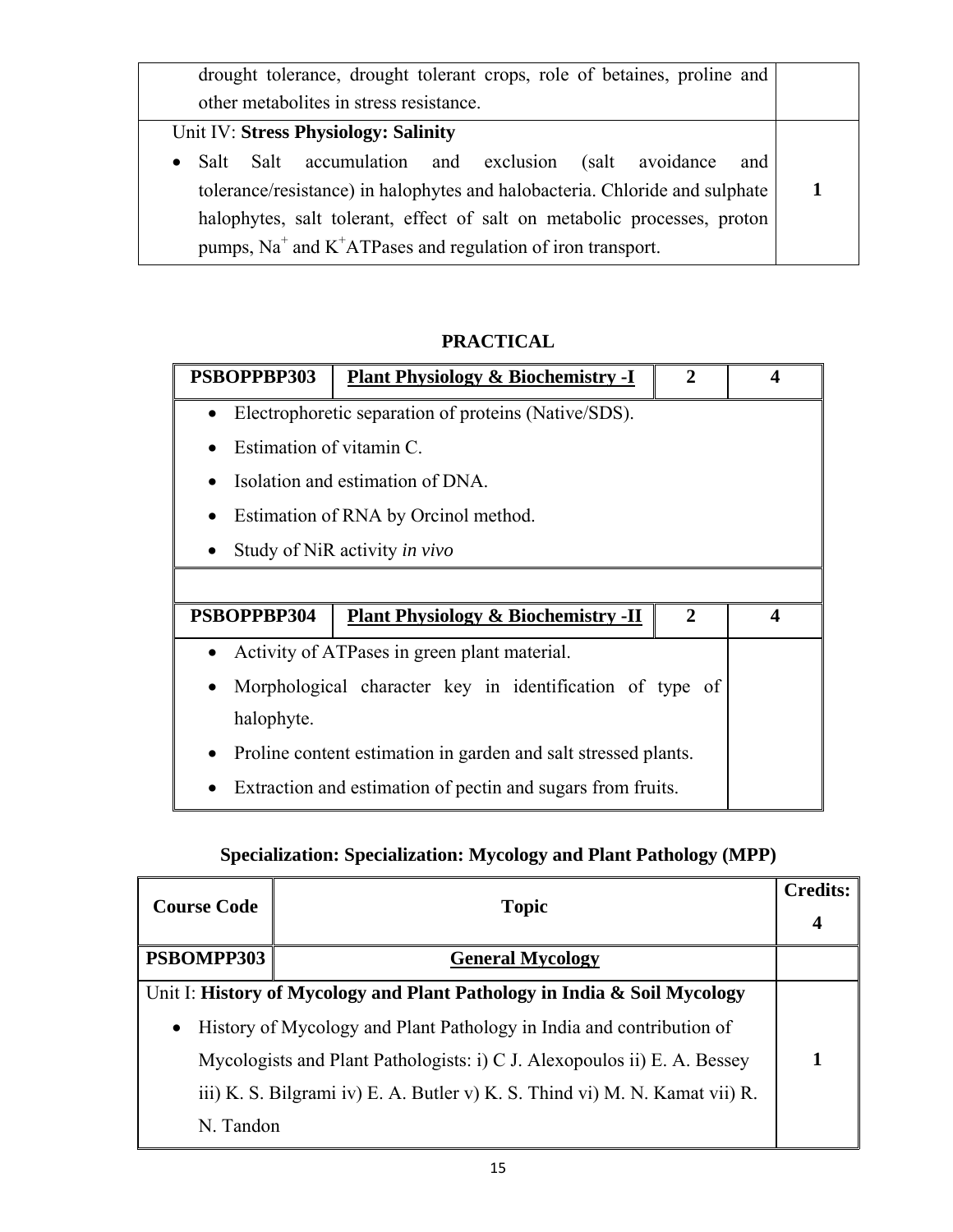| | |
|---|---|
| drought tolerance, drought tolerant crops, role of betaines, proline and other metabolites in stress resistance. | |
| Unit IV: **Stress Physiology: Salinity**<br>• Salt Salt accumulation and exclusion (salt avoidance and tolerance/resistance) in halophytes and halobacteria. Chloride and sulphate halophytes, salt tolerant, effect of salt on metabolic processes, proton pumps, $Na^+$ and $K^+$ATPases and regulation of iron transport. | 1 |

## PRACTICAL

| **PSBOPPBP303** | **Plant Physiology & Biochemistry -I** | **2** | **4** |
|---|---|---|---|
| • Electrophoretic separation of proteins (Native/SDS).<br>• Estimation of vitamin C.<br>• Isolation and estimation of DNA.<br>• Estimation of RNA by Orcinol method.<br>• Study of NiR activity *in vivo* | | | |
| | | | |
| **PSBOPPBP304** | **Plant Physiology & Biochemistry -II** | **2** | **4** |
| • Activity of ATPases in green plant material.<br>• Morphological character key in identification of type of halophyte.<br>• Proline content estimation in garden and salt stressed plants.<br>• Extraction and estimation of pectin and sugars from fruits. | | | |

### Specialization: Specialization: Mycology and Plant Pathology (MPP)

| Course Code | Topic | Credits: 4 |
|---|---|---|
| **PSBOMPP303** | **General Mycology** | |
| Unit I: **History of Mycology and Plant Pathology in India & Soil Mycology**<br>• History of Mycology and Plant Pathology in India and contribution of Mycologists and Plant Pathologists: i) C J. Alexopoulos ii) E. A. Bessey iii) K. S. Bilgrami iv) E. A. Butler v) K. S. Thind vi) M. N. Kamat vii) R. N. Tandon | | 1 |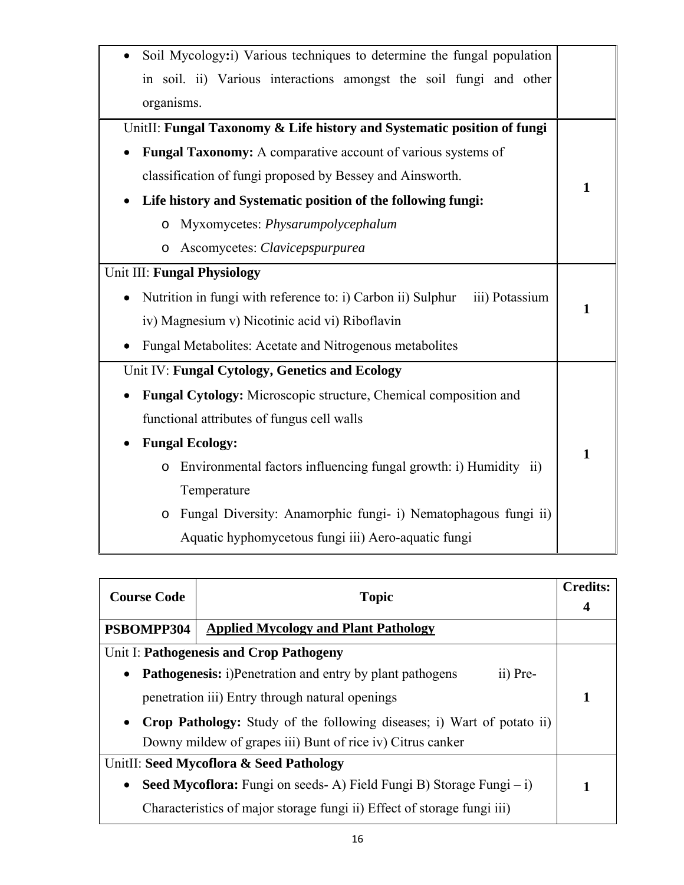| | |
|---|---|
| • Soil Mycology**:**i) Various techniques to determine the fungal population in soil. ii) Various interactions amongst the soil fungi and other organisms. | |
| UnitII: **Fungal Taxonomy & Life history and Systematic position of fungi**<br>• **Fungal Taxonomy:** A comparative account of various systems of classification of fungi proposed by Bessey and Ainsworth.<br>• **Life history and Systematic position of the following fungi:**<br>  ○ Myxomycetes: *Physarumpolycephalum*<br>  ○ Ascomycetes: *Clavicepspurpurea* | **1** |
| Unit III: **Fungal Physiology**<br>• Nutrition in fungi with reference to: i) Carbon ii) Sulphur iii) Potassium iv) Magnesium v) Nicotinic acid vi) Riboflavin<br>• Fungal Metabolites: Acetate and Nitrogenous metabolites | **1** |
| Unit IV: **Fungal Cytology, Genetics and Ecology**<br>• **Fungal Cytology:** Microscopic structure, Chemical composition and functional attributes of fungus cell walls<br>• **Fungal Ecology:**<br>  ○ Environmental factors influencing fungal growth: i) Humidity ii) Temperature<br>  ○ Fungal Diversity: Anamorphic fungi- i) Nematophagous fungi ii) Aquatic hyphomycetous fungi iii) Aero-aquatic fungi | **1** |

| **Course Code** | **Topic** | **Credits: 4** |
|---|---|---|
| **PSBOMPP304** | **Applied Mycology and Plant Pathology** | |
| Unit I: **Pathogenesis and Crop Pathogeny**<br>• **Pathogenesis:** i)Penetration and entry by plant pathogens ii) Pre-penetration iii) Entry through natural openings<br>• **Crop Pathology:** Study of the following diseases; i) Wart of potato ii) Downy mildew of grapes iii) Bunt of rice iv) Citrus canker | | **1** |
| UnitII: **Seed Mycoflora & Seed Pathology**<br>• **Seed Mycoflora:** Fungi on seeds- A) Field Fungi B) Storage Fungi – i) Characteristics of major storage fungi ii) Effect of storage fungi iii) | | **1** |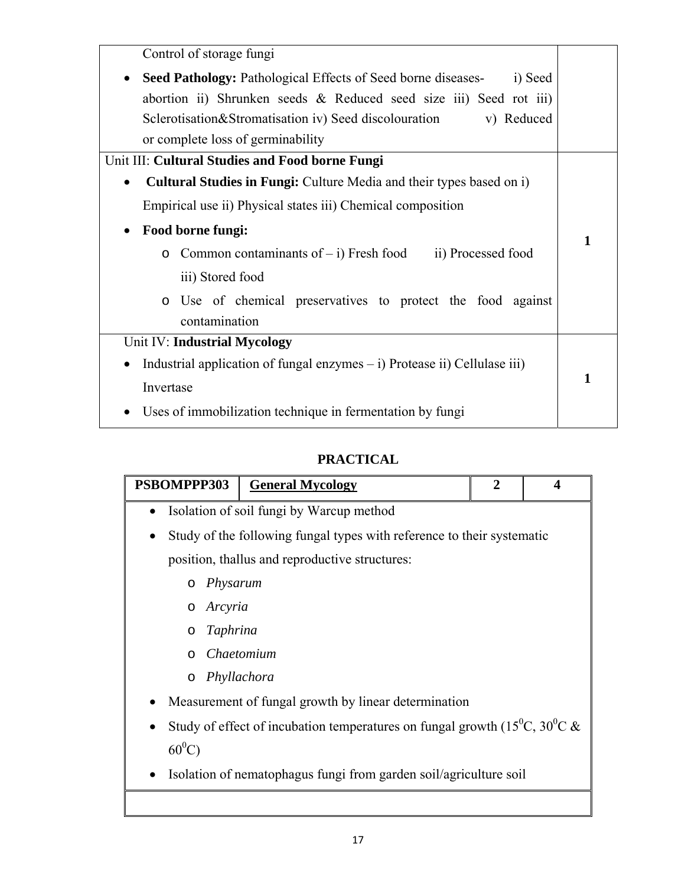| | |
|---|---|
| Control of storage fungi<br>• **Seed Pathology:** Pathological Effects of Seed borne diseases- i) Seed abortion ii) Shrunken seeds & Reduced seed size iii) Seed rot iii) Sclerotisation&Stromatisation iv) Seed discolouration v) Reduced or complete loss of germinability | |
| Unit III: **Cultural Studies and Food borne Fungi**<br>• **Cultural Studies in Fungi:** Culture Media and their types based on i) Empirical use ii) Physical states iii) Chemical composition<br>• **Food borne fungi:**<br>  ○ Common contaminants of – i) Fresh food ii) Processed food iii) Stored food<br>  ○ Use of chemical preservatives to protect the food against contamination | **1** |
| Unit IV: **Industrial Mycology**<br>• Industrial application of fungal enzymes – i) Protease ii) Cellulase iii) Invertase<br>• Uses of immobilization technique in fermentation by fungi | **1** |

## PRACTICAL

| **PSBOMPPP303** | **General Mycology** | **2** | **4** |
|---|---|---|---|
| • Isolation of soil fungi by Warcup method<br>• Study of the following fungal types with reference to their systematic position, thallus and reproductive structures:<br>  ○ *Physarum*<br>  ○ *Arcyria*<br>  ○ *Taphrina*<br>  ○ *Chaetomium*<br>  ○ *Phyllachora*<br>• Measurement of fungal growth by linear determination<br>• Study of effect of incubation temperatures on fungal growth ($15^0$C, $30^0$C & $60^0$C)<br>• Isolation of nematophagus fungi from garden soil/agriculture soil | | | |
| | | | |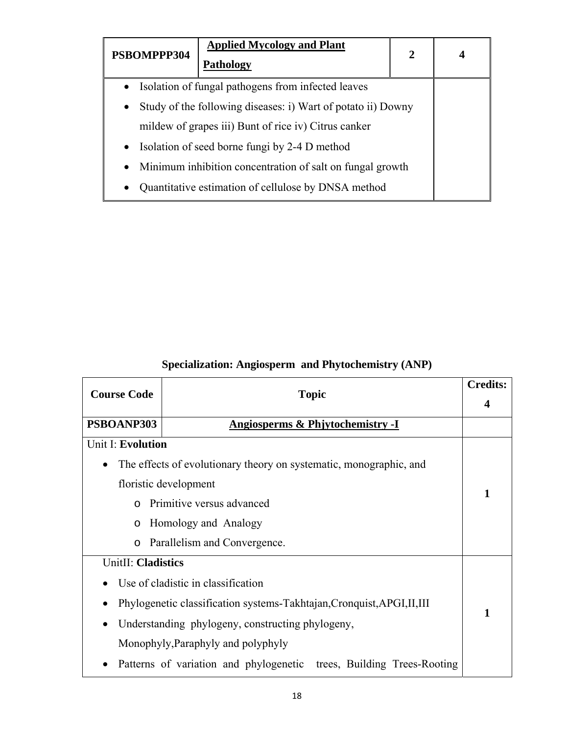| PSBOMPPP304 | **Applied Mycology and Plant Pathology** | 2 | 4 |
|---|---|---|---|
| • Isolation of fungal pathogens from infected leaves<br>• Study of the following diseases: i) Wart of potato ii) Downy mildew of grapes iii) Bunt of rice iv) Citrus canker<br>• Isolation of seed borne fungi by 2-4 D method<br>• Minimum inhibition concentration of salt on fungal growth<br>• Quantitative estimation of cellulose by DNSA method | | | |

### Specialization: Angiosperm and Phytochemistry (ANP)

| Course Code | Topic | Credits: 4 |
|---|---|---|
| **PSBOANP303** | **Angiosperms & Phjytochemistry -I** | |
| Unit I: **Evolution**<br>• The effects of evolutionary theory on systematic, monographic, and floristic development<br>  ○ Primitive versus advanced<br>  ○ Homology and Analogy<br>  ○ Parallelism and Convergence. | | **1** |
| UnitII: **Cladistics**<br>• Use of cladistic in classification<br>• Phylogenetic classification systems-Takhtajan,Cronquist,APGI,II,III<br>• Understanding phylogeny, constructing phylogeny, Monophyly,Paraphyly and polyphyly<br>• Patterns of variation and phylogenetic trees, Building Trees-Rooting | | **1** |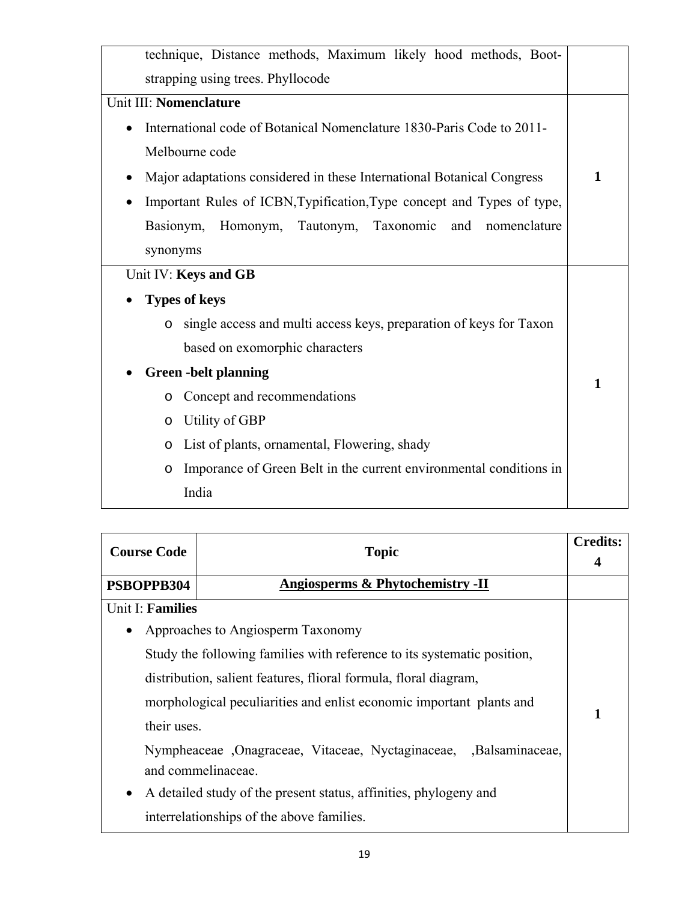| | |
|---|---|
| technique, Distance methods, Maximum likely hood methods, Boot-strapping using trees. Phyllocode | |
| Unit III: **Nomenclature**<br>• International code of Botanical Nomenclature 1830-Paris Code to 2011-Melbourne code<br>• Major adaptations considered in these International Botanical Congress<br>• Important Rules of ICBN,Typification,Type concept and Types of type, Basionym, Homonym, Tautonym, Taxonomic and nomenclature synonyms | **1** |
| Unit IV: **Keys and GB**<br>• **Types of keys**<br>  o single access and multi access keys, preparation of keys for Taxon based on exomorphic characters<br>• **Green -belt planning**<br>  o Concept and recommendations<br>  o Utility of GBP<br>  o List of plants, ornamental, Flowering, shady<br>  o Imporance of Green Belt in the current environmental conditions in India | **1** |

| **Course Code** | **Topic** | **Credits: 4** |
|---|---|---|
| **PSBOPPB304** | **Angiosperms & Phytochemistry -II** | |
| Unit I: **Families**<br>• Approaches to Angiosperm Taxonomy<br>Study the following families with reference to its systematic position, distribution, salient features, flioral formula, floral diagram, morphological peculiarities and enlist economic important plants and their uses.<br>Nympheaceae ,Onagraceae, Vitaceae, Nyctaginaceae, ,Balsaminaceae, and commelinaceae.<br>• A detailed study of the present status, affinities, phylogeny and interrelationships of the above families. | | **1** |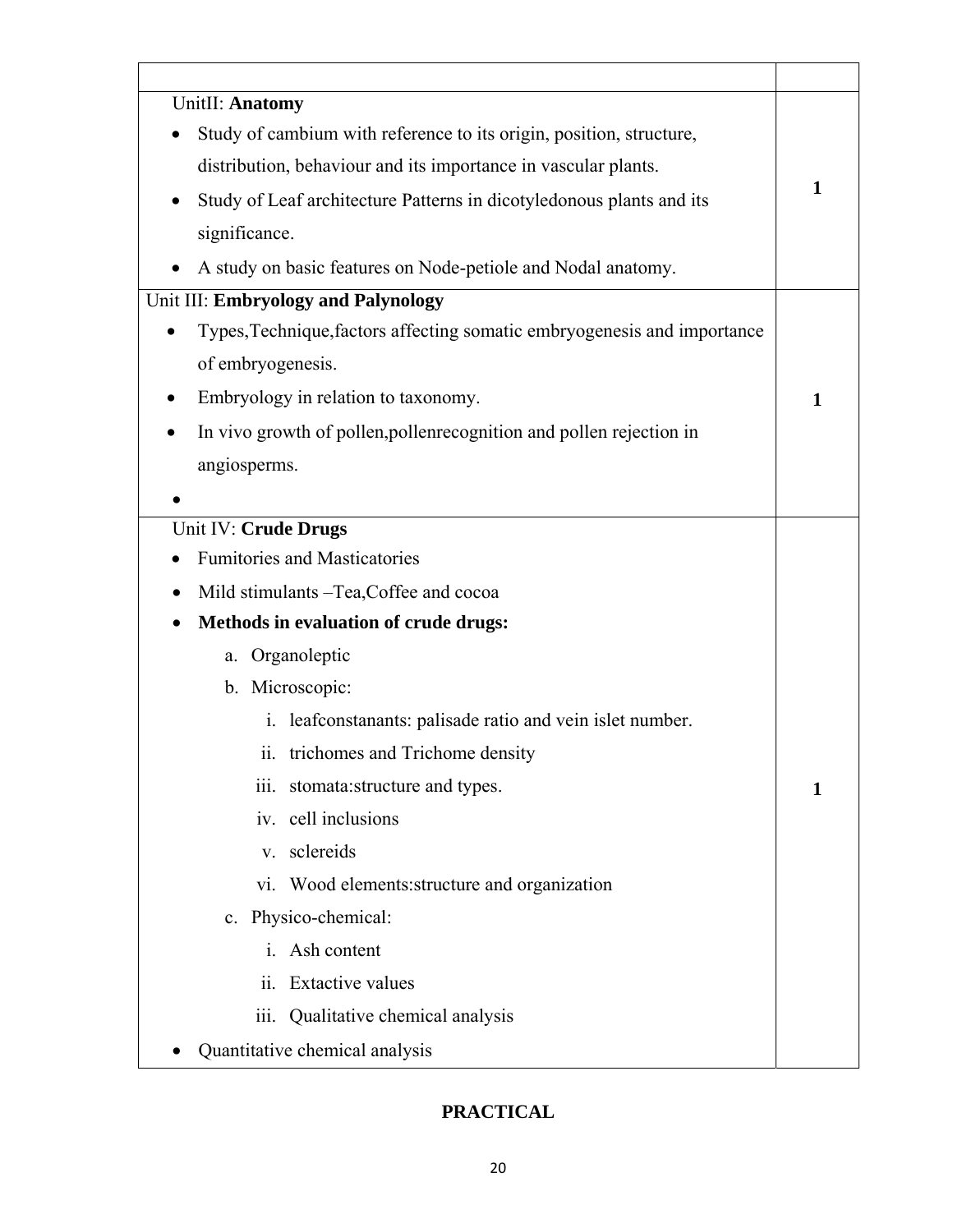| | |
|---|---|
| UnitII: **Anatomy**<br>• Study of cambium with reference to its origin, position, structure, distribution, behaviour and its importance in vascular plants.<br>• Study of Leaf architecture Patterns in dicotyledonous plants and its significance.<br>• A study on basic features on Node-petiole and Nodal anatomy. | **1** |
| Unit III: **Embryology and Palynology**<br>• Types,Technique,factors affecting somatic embryogenesis and importance of embryogenesis.<br>• Embryology in relation to taxonomy.<br>• In vivo growth of pollen,pollenrecognition and pollen rejection in angiosperms.<br>• | **1** |
| Unit IV: **Crude Drugs**<br>• Fumitories and Masticatories<br>• Mild stimulants –Tea,Coffee and cocoa<br>• **Methods in evaluation of crude drugs:**<br>a. Organoleptic<br>b. Microscopic:<br>i. leafconstanants: palisade ratio and vein islet number.<br>ii. trichomes and Trichome density<br>iii. stomata:structure and types.<br>iv. cell inclusions<br>v. sclereids<br>vi. Wood elements:structure and organization<br>c. Physico-chemical:<br>i. Ash content<br>ii. Extactive values<br>iii. Qualitative chemical analysis<br>• Quantitative chemical analysis | **1** |

**PRACTICAL**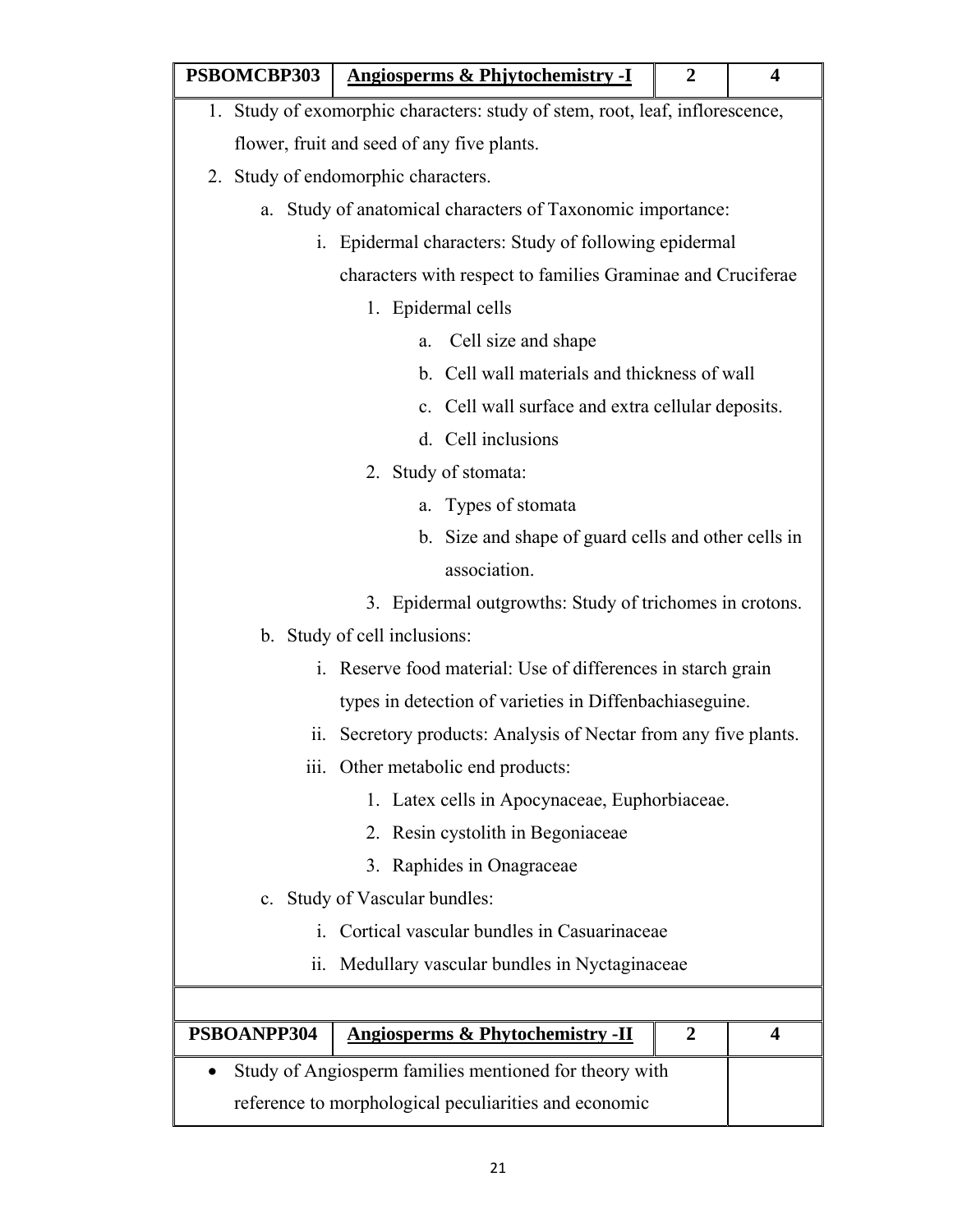| PSBOMCBP303 | **Angiosperms & Phjytochemistry -I** | **2** | **4** |
|---|---|---|---|

1. Study of exomorphic characters: study of stem, root, leaf, inflorescence, flower, fruit and seed of any five plants.
2. Study of endomorphic characters.
   a. Study of anatomical characters of Taxonomic importance:
      i. Epidermal characters: Study of following epidermal characters with respect to families Graminae and Cruciferae
         1. Epidermal cells
            a. Cell size and shape
            b. Cell wall materials and thickness of wall
            c. Cell wall surface and extra cellular deposits.
            d. Cell inclusions
         2. Study of stomata:
            a. Types of stomata
            b. Size and shape of guard cells and other cells in association.
         3. Epidermal outgrowths: Study of trichomes in crotons.
   b. Study of cell inclusions:
      i. Reserve food material: Use of differences in starch grain types in detection of varieties in Diffenbachiaseguine.
      ii. Secretory products: Analysis of Nectar from any five plants.
      iii. Other metabolic end products:
         1. Latex cells in Apocynaceae, Euphorbiaceae.
         2. Resin cystolith in Begoniaceae
         3. Raphides in Onagraceae
   c. Study of Vascular bundles:
      i. Cortical vascular bundles in Casuarinaceae
      ii. Medullary vascular bundles in Nyctaginaceae

| PSBOANPP304 | **Angiosperms & Phytochemistry -II** | **2** | **4** |
|---|---|---|---|

- Study of Angiosperm families mentioned for theory with reference to morphological peculiarities and economic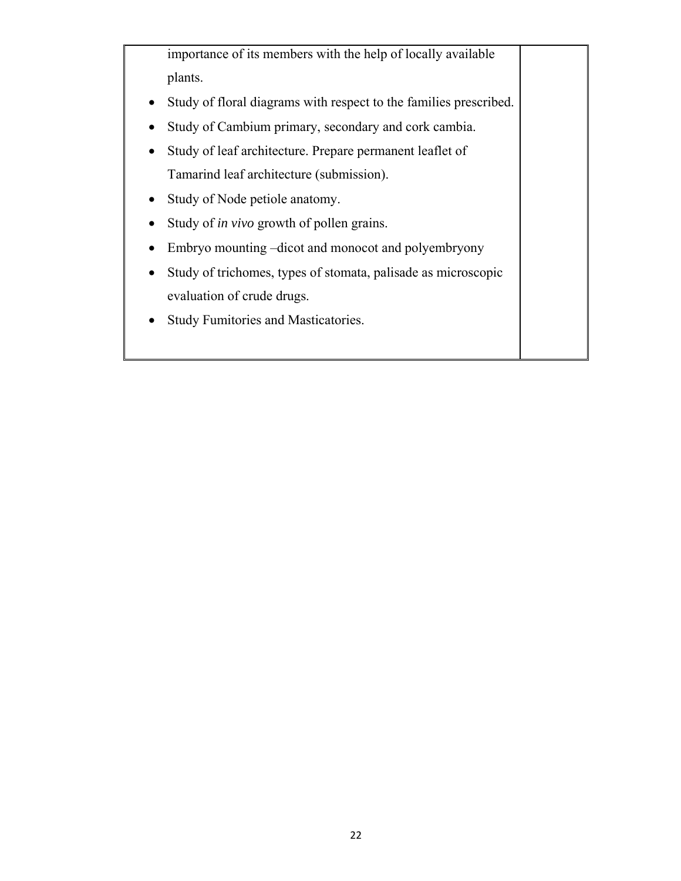| | |
|---|---|
| importance of its members with the help of locally available plants.<br>• Study of floral diagrams with respect to the families prescribed.<br>• Study of Cambium primary, secondary and cork cambia.<br>• Study of leaf architecture. Prepare permanent leaflet of Tamarind leaf architecture (submission).<br>• Study of Node petiole anatomy.<br>• Study of *in vivo* growth of pollen grains.<br>• Embryo mounting –dicot and monocot and polyembryony<br>• Study of trichomes, types of stomata, palisade as microscopic evaluation of crude drugs.<br>• Study Fumitories and Masticatories. | |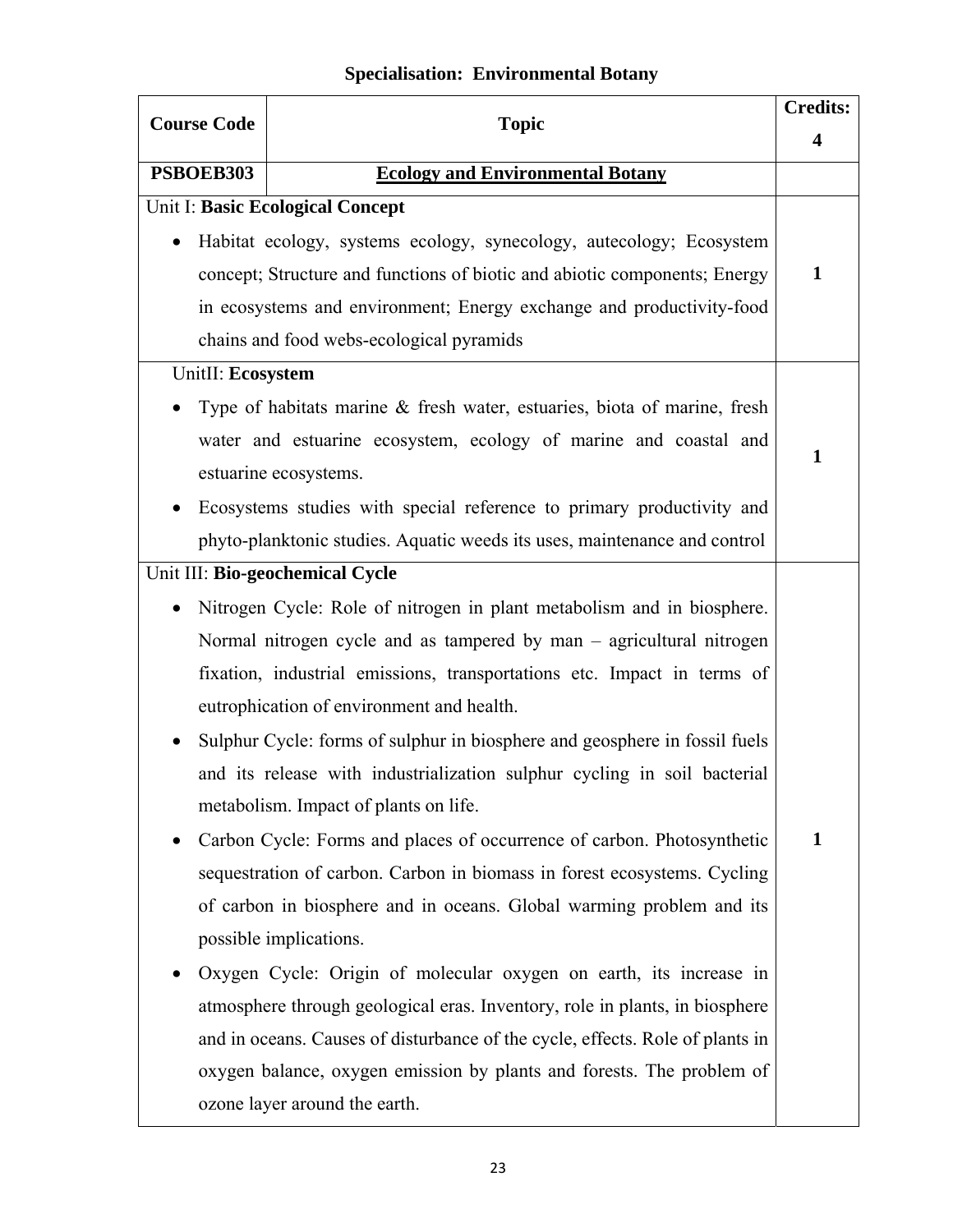## Specialisation: Environmental Botany

| Course Code | Topic | Credits: 4 |
|---|---|---|
| PSBOEB303 | <u>**Ecology and Environmental Botany**</u> | |
| Unit I: **Basic Ecological Concept**<br>• Habitat ecology, systems ecology, synecology, autecology; Ecosystem concept; Structure and functions of biotic and abiotic components; Energy in ecosystems and environment; Energy exchange and productivity-food chains and food webs-ecological pyramids | | 1 |
| UnitII: **Ecosystem**<br>• Type of habitats marine & fresh water, estuaries, biota of marine, fresh water and estuarine ecosystem, ecology of marine and coastal and estuarine ecosystems.<br>• Ecosystems studies with special reference to primary productivity and phyto-planktonic studies. Aquatic weeds its uses, maintenance and control | | 1 |
| Unit III: **Bio-geochemical Cycle**<br>• Nitrogen Cycle: Role of nitrogen in plant metabolism and in biosphere. Normal nitrogen cycle and as tampered by man – agricultural nitrogen fixation, industrial emissions, transportations etc. Impact in terms of eutrophication of environment and health.<br>• Sulphur Cycle: forms of sulphur in biosphere and geosphere in fossil fuels and its release with industrialization sulphur cycling in soil bacterial metabolism. Impact of plants on life.<br>• Carbon Cycle: Forms and places of occurrence of carbon. Photosynthetic sequestration of carbon. Carbon in biomass in forest ecosystems. Cycling of carbon in biosphere and in oceans. Global warming problem and its possible implications.<br>• Oxygen Cycle: Origin of molecular oxygen on earth, its increase in atmosphere through geological eras. Inventory, role in plants, in biosphere and in oceans. Causes of disturbance of the cycle, effects. Role of plants in oxygen balance, oxygen emission by plants and forests. The problem of ozone layer around the earth. | | 1 |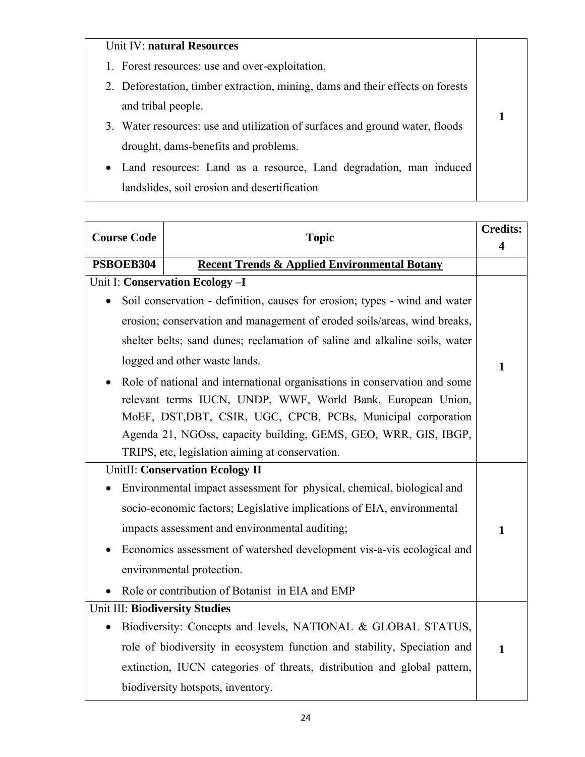| Unit IV: **natural Resources**<br>1. Forest resources: use and over-exploitation,<br>2. Deforestation, timber extraction, mining, dams and their effects on forests and tribal people.<br>3. Water resources: use and utilization of surfaces and ground water, floods drought, dams-benefits and problems.<br>• Land resources: Land as a resource, Land degradation, man induced landslides, soil erosion and desertification | **1** |
|---|---|

| **Course Code** | **Topic** | **Credits: 4** |
|---|---|---|
| **PSBOEB304** | **Recent Trends & Applied Environmental Botany** | |
| Unit I: **Conservation Ecology –I**<br>• Soil conservation - definition, causes for erosion; types - wind and water erosion; conservation and management of eroded soils/areas, wind breaks, shelter belts; sand dunes; reclamation of saline and alkaline soils, water logged and other waste lands.<br>• Role of national and international organisations in conservation and some relevant terms IUCN, UNDP, WWF, World Bank, European Union, MoEF, DST,DBT, CSIR, UGC, CPCB, PCBs, Municipal corporation Agenda 21, NGOss, capacity building, GEMS, GEO, WRR, GIS, IBGP, TRIPS, etc, legislation aiming at conservation. | | **1** |
| UnitII: **Conservation Ecology II**<br>• Environmental impact assessment for physical, chemical, biological and socio-economic factors; Legislative implications of EIA, environmental impacts assessment and environmental auditing;<br>• Economics assessment of watershed development vis-a-vis ecological and environmental protection.<br>• Role or contribution of Botanist in EIA and EMP | | **1** |
| Unit III: **Biodiversity Studies**<br>• Biodiversity: Concepts and levels, NATIONAL & GLOBAL STATUS, role of biodiversity in ecosystem function and stability, Speciation and extinction, IUCN categories of threats, distribution and global pattern, biodiversity hotspots, inventory. | | **1** |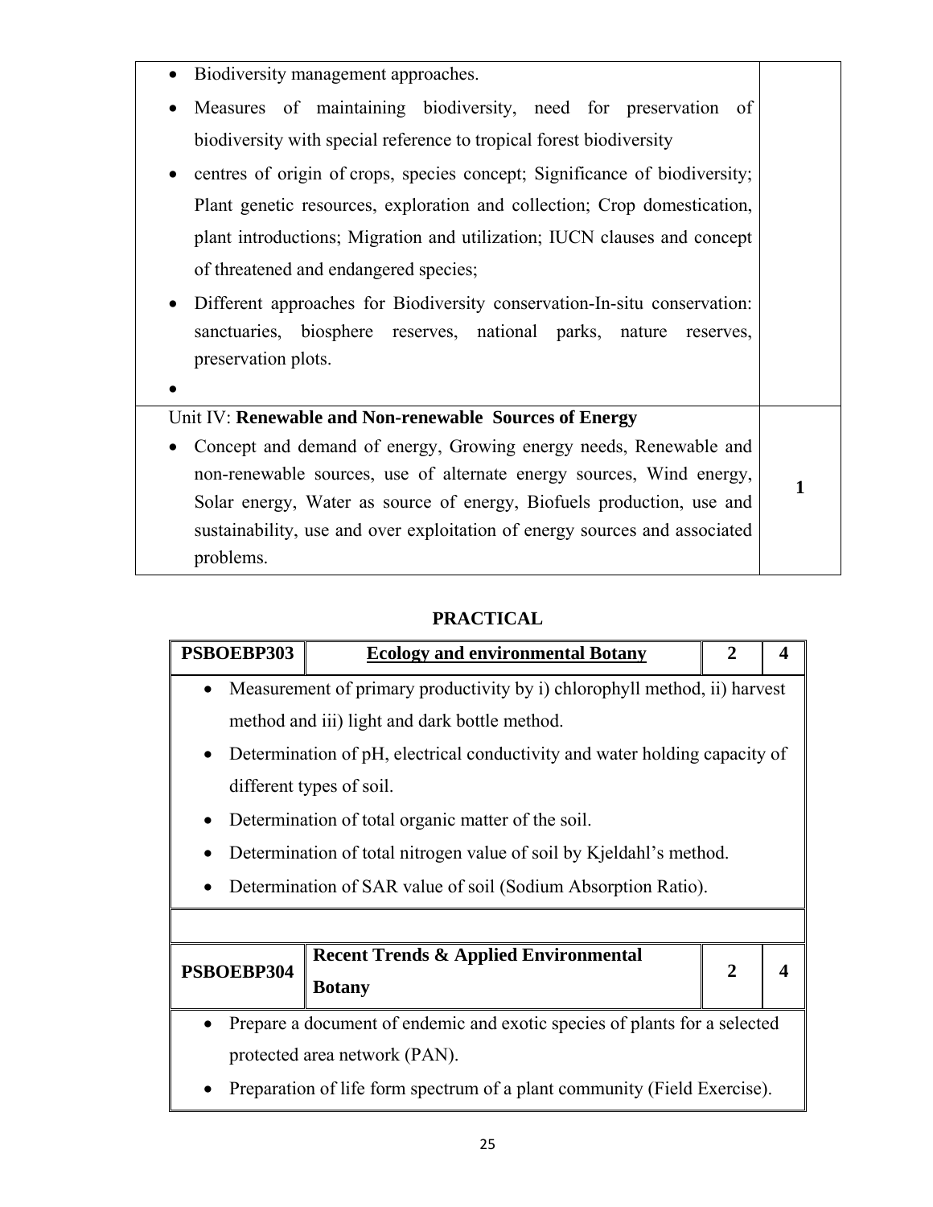| | |
|---|---|
| • Biodiversity management approaches.<br>• Measures of maintaining biodiversity, need for preservation of biodiversity with special reference to tropical forest biodiversity<br>• centres of origin of crops, species concept; Significance of biodiversity; Plant genetic resources, exploration and collection; Crop domestication, plant introductions; Migration and utilization; IUCN clauses and concept of threatened and endangered species;<br>• Different approaches for Biodiversity conservation-In-situ conservation: sanctuaries, biosphere reserves, national parks, nature reserves, preservation plots.<br>• | |
| Unit IV: **Renewable and Non-renewable Sources of Energy**<br>• Concept and demand of energy, Growing energy needs, Renewable and non-renewable sources, use of alternate energy sources, Wind energy, Solar energy, Water as source of energy, Biofuels production, use and sustainability, use and over exploitation of energy sources and associated problems. | 1 |

## PRACTICAL

| **PSBOEBP303** | **Ecology and environmental Botany** | **2** | **4** |
|---|---|---|---|
| • Measurement of primary productivity by i) chlorophyll method, ii) harvest method and iii) light and dark bottle method.<br>• Determination of pH, electrical conductivity and water holding capacity of different types of soil.<br>• Determination of total organic matter of the soil.<br>• Determination of total nitrogen value of soil by Kjeldahl's method.<br>• Determination of SAR value of soil (Sodium Absorption Ratio). | | | |
| | | | |
| **PSBOEBP304** | **Recent Trends & Applied Environmental Botany** | **2** | **4** |
| • Prepare a document of endemic and exotic species of plants for a selected protected area network (PAN).<br>• Preparation of life form spectrum of a plant community (Field Exercise). | | | |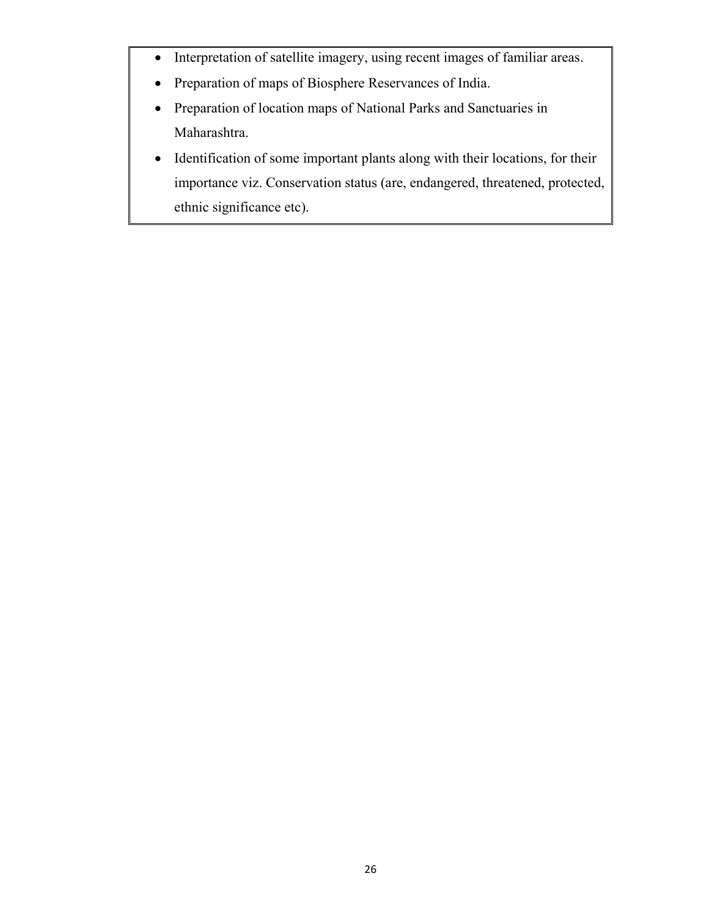- Interpretation of satellite imagery, using recent images of familiar areas.
- Preparation of maps of Biosphere Reservances of India.
- Preparation of location maps of National Parks and Sanctuaries in Maharashtra.
- Identification of some important plants along with their locations, for their importance viz. Conservation status (are, endangered, threatened, protected, ethnic significance etc).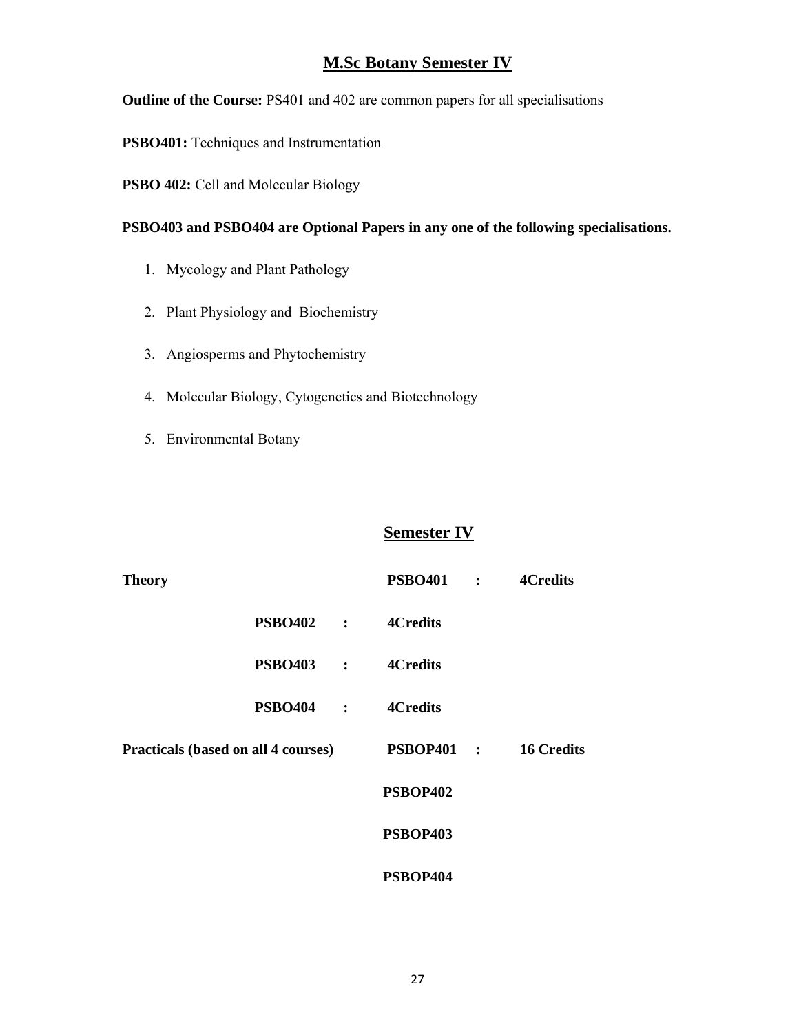## M.Sc Botany Semester IV

**Outline of the Course:** PS401 and 402 are common papers for all specialisations

**PSBO401:** Techniques and Instrumentation

**PSBO 402:** Cell and Molecular Biology

**PSBO403 and PSBO404 are Optional Papers in any one of the following specialisations.**

1. Mycology and Plant Pathology
2. Plant Physiology and Biochemistry
3. Angiosperms and Phytochemistry
4. Molecular Biology, Cytogenetics and Biotechnology
5. Environmental Botany

## Semester IV

| | | | |
|---|---|---|---|
| **Theory** | **PSBO401** | **:** | **4Credits** |
| | **PSBO402** | **:** | **4Credits** |
| | **PSBO403** | **:** | **4Credits** |
| | **PSBO404** | **:** | **4Credits** |
| **Practicals (based on all 4 courses)** | **PSBOP401** | **:** | **16 Credits** |
| | **PSBOP402** | | |
| | **PSBOP403** | | |
| | **PSBOP404** | | |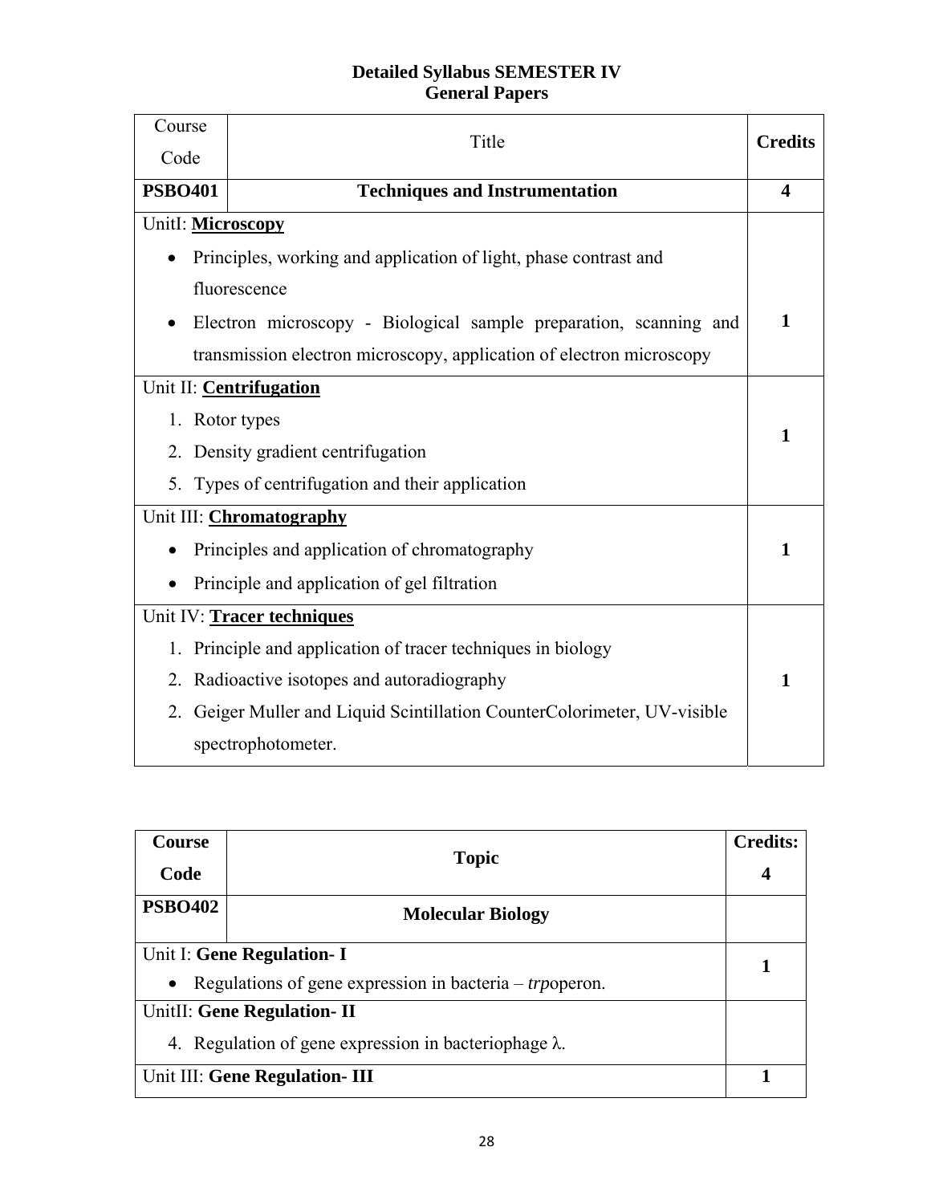## Detailed Syllabus SEMESTER IV
## General Papers

| Course Code | Title | Credits |
|---|---|---|
| **PSBO401** | **Techniques and Instrumentation** | **4** |
| UnitI: **Microscopy**<br>• Principles, working and application of light, phase contrast and fluorescence<br>• Electron microscopy - Biological sample preparation, scanning and transmission electron microscopy, application of electron microscopy | | **1** |
| Unit II: **Centrifugation**<br>1. Rotor types<br>2. Density gradient centrifugation<br>5. Types of centrifugation and their application | | **1** |
| Unit III: **Chromatography**<br>• Principles and application of chromatography<br>• Principle and application of gel filtration | | **1** |
| Unit IV: **Tracer techniques**<br>1. Principle and application of tracer techniques in biology<br>2. Radioactive isotopes and autoradiography<br>2. Geiger Muller and Liquid Scintillation CounterColorimeter, UV-visible spectrophotometer. | | **1** |

| **Course Code** | **Topic** | **Credits: 4** |
|---|---|---|
| **PSBO402** | **Molecular Biology** | |
| Unit I: **Gene Regulation- I**<br>• Regulations of gene expression in bacteria – *trp*operon. | | **1** |
| UnitII: **Gene Regulation- II**<br>4. Regulation of gene expression in bacteriophage λ. | | |
| Unit III: **Gene Regulation- III** | | **1** |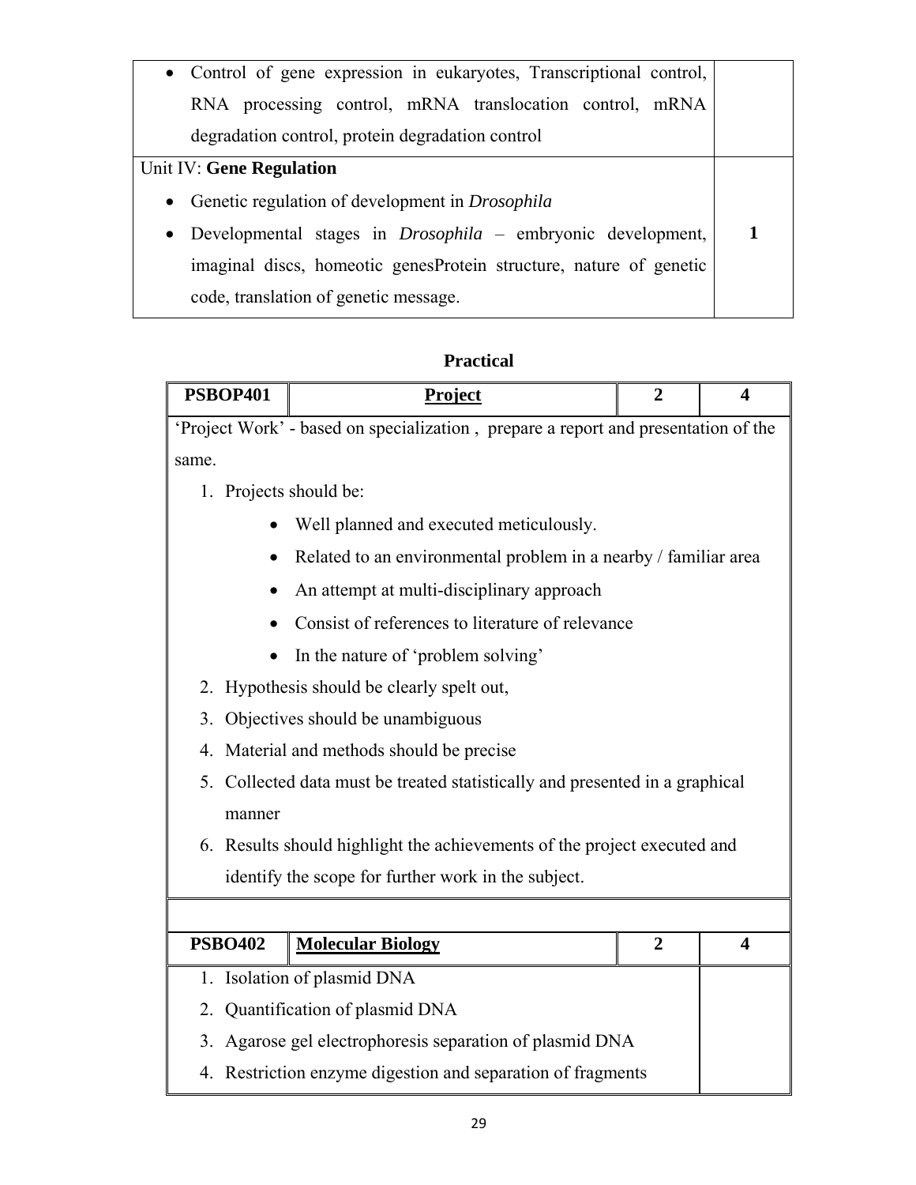| | |
|---|---|
| • Control of gene expression in eukaryotes, Transcriptional control, RNA processing control, mRNA translocation control, mRNA degradation control, protein degradation control | |
| Unit IV: **Gene Regulation**<br>• Genetic regulation of development in *Drosophila*<br>• Developmental stages in *Drosophila* – embryonic development, imaginal discs, homeotic genesProtein structure, nature of genetic code, translation of genetic message. | **1** |

## Practical

| **PSBOP401** | **Project** | **2** | **4** |
|---|---|---|---|

'Project Work' - based on specialization , prepare a report and presentation of the same.

1. Projects should be:
   - Well planned and executed meticulously.
   - Related to an environmental problem in a nearby / familiar area
   - An attempt at multi-disciplinary approach
   - Consist of references to literature of relevance
   - In the nature of 'problem solving'
2. Hypothesis should be clearly spelt out,
3. Objectives should be unambiguous
4. Material and methods should be precise
5. Collected data must be treated statistically and presented in a graphical manner
6. Results should highlight the achievements of the project executed and identify the scope for further work in the subject.

| **PSBO402** | **Molecular Biology** | **2** | **4** |
|---|---|---|---|

1. Isolation of plasmid DNA
2. Quantification of plasmid DNA
3. Agarose gel electrophoresis separation of plasmid DNA
4. Restriction enzyme digestion and separation of fragments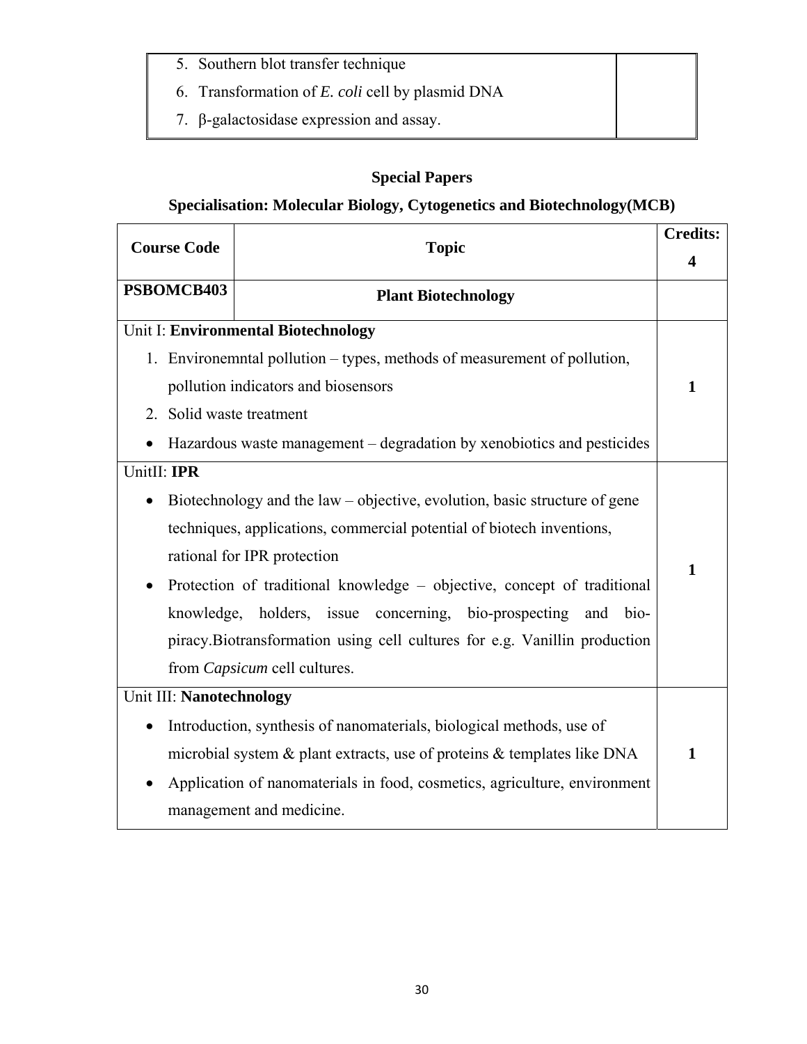| 5. Southern blot transfer technique<br>6. Transformation of *E. coli* cell by plasmid DNA<br>7. β-galactosidase expression and assay. | |
|---|---|

## Special Papers

### Specialisation: Molecular Biology, Cytogenetics and Biotechnology(MCB)

| Course Code | Topic | Credits: 4 |
|---|---|---|
| **PSBOMCB403** | **Plant Biotechnology** | |
| Unit I: **Environmental Biotechnology**<br>1. Environemntal pollution – types, methods of measurement of pollution, pollution indicators and biosensors<br>2. Solid waste treatment<br>• Hazardous waste management – degradation by xenobiotics and pesticides | | **1** |
| UnitII: **IPR**<br>• Biotechnology and the law – objective, evolution, basic structure of gene techniques, applications, commercial potential of biotech inventions, rational for IPR protection<br>• Protection of traditional knowledge – objective, concept of traditional knowledge, holders, issue concerning, bio-prospecting and bio-piracy.Biotransformation using cell cultures for e.g. Vanillin production from *Capsicum* cell cultures. | | **1** |
| Unit III: **Nanotechnology**<br>• Introduction, synthesis of nanomaterials, biological methods, use of microbial system & plant extracts, use of proteins & templates like DNA<br>• Application of nanomaterials in food, cosmetics, agriculture, environment management and medicine. | | **1** |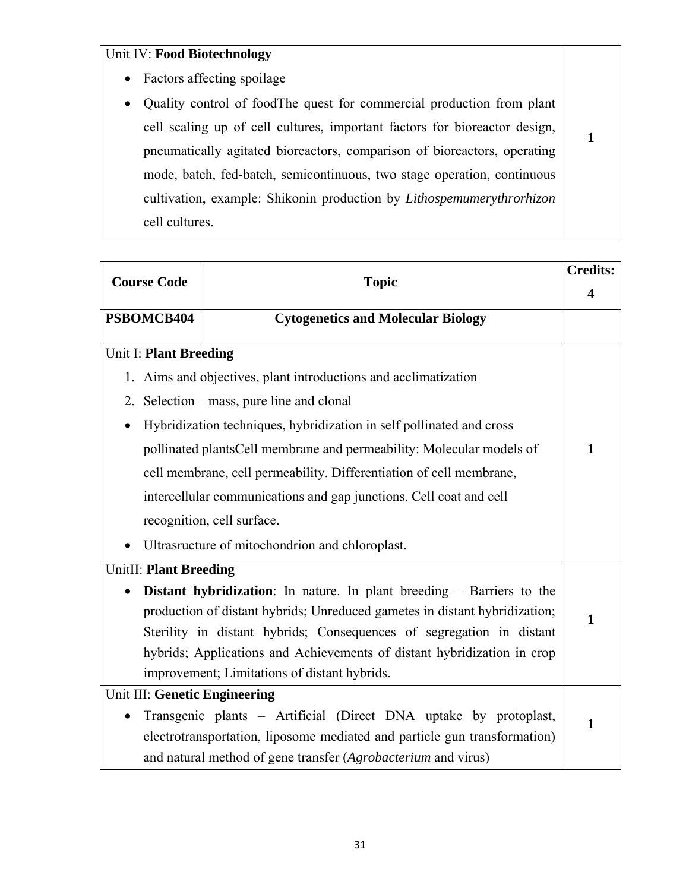| Unit IV: **Food Biotechnology**<br>• Factors affecting spoilage<br>• Quality control of foodThe quest for commercial production from plant cell scaling up of cell cultures, important factors for bioreactor design, pneumatically agitated bioreactors, comparison of bioreactors, operating mode, batch, fed-batch, semicontinuous, two stage operation, continuous cultivation, example: Shikonin production by *Lithospemumerythrorhizon* cell cultures. | **1** |
|---|---|

| **Course Code** | **Topic** | **Credits: 4** |
|---|---|---|
| **PSBOMCB404** | **Cytogenetics and Molecular Biology** | |
| Unit I: **Plant Breeding**<br>1. Aims and objectives, plant introductions and acclimatization<br>2. Selection – mass, pure line and clonal<br>• Hybridization techniques, hybridization in self pollinated and cross pollinated plantsCell membrane and permeability: Molecular models of cell membrane, cell permeability. Differentiation of cell membrane, intercellular communications and gap junctions. Cell coat and cell recognition, cell surface.<br>• Ultrasructure of mitochondrion and chloroplast. | | **1** |
| UnitII: **Plant Breeding**<br>• **Distant hybridization**: In nature. In plant breeding – Barriers to the production of distant hybrids; Unreduced gametes in distant hybridization; Sterility in distant hybrids; Consequences of segregation in distant hybrids; Applications and Achievements of distant hybridization in crop improvement; Limitations of distant hybrids. | | **1** |
| Unit III: **Genetic Engineering**<br>• Transgenic plants – Artificial (Direct DNA uptake by protoplast, electrotransportation, liposome mediated and particle gun transformation) and natural method of gene transfer (*Agrobacterium* and virus) | | **1** |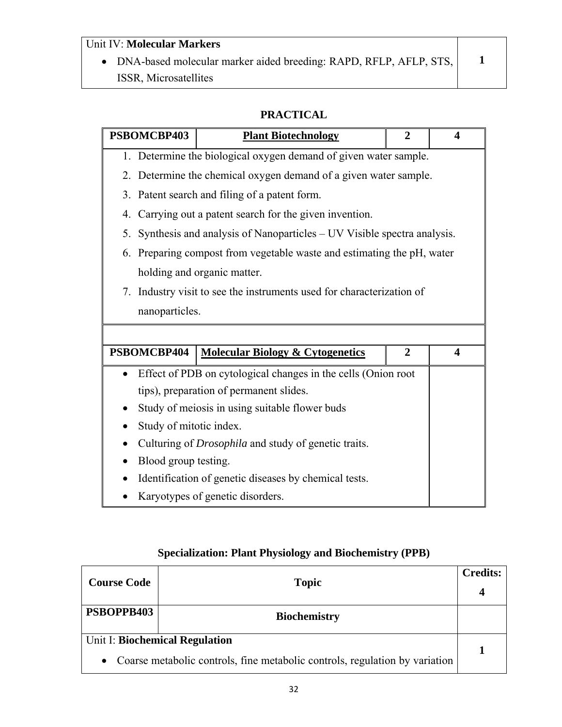| Unit IV: **Molecular Markers**<br>• DNA-based molecular marker aided breeding: RAPD, RFLP, AFLP, STS, ISSR, Microsatellites | **1** |
|---|---|

**PRACTICAL**

| **PSBOMCBP403** | **Plant Biotechnology** | **2** | **4** |
|---|---|---|---|
| 1. Determine the biological oxygen demand of given water sample.<br>2. Determine the chemical oxygen demand of a given water sample.<br>3. Patent search and filing of a patent form.<br>4. Carrying out a patent search for the given invention.<br>5. Synthesis and analysis of Nanoparticles – UV Visible spectra analysis.<br>6. Preparing compost from vegetable waste and estimating the pH, water holding and organic matter.<br>7. Industry visit to see the instruments used for characterization of nanoparticles. | | | |
| | | | |
| **PSBOMCBP404** | **Molecular Biology & Cytogenetics** | **2** | **4** |
| • Effect of PDB on cytological changes in the cells (Onion root tips), preparation of permanent slides.<br>• Study of meiosis in using suitable flower buds<br>• Study of mitotic index.<br>• Culturing of *Drosophila* and study of genetic traits.<br>• Blood group testing.<br>• Identification of genetic diseases by chemical tests.<br>• Karyotypes of genetic disorders. | | | |

**Specialization: Plant Physiology and Biochemistry (PPB)**

| **Course Code** | **Topic** | **Credits: 4** |
|---|---|---|
| **PSBOPPB403** | **Biochemistry** | |
| Unit I: **Biochemical Regulation**<br>• Coarse metabolic controls, fine metabolic controls, regulation by variation | | **1** |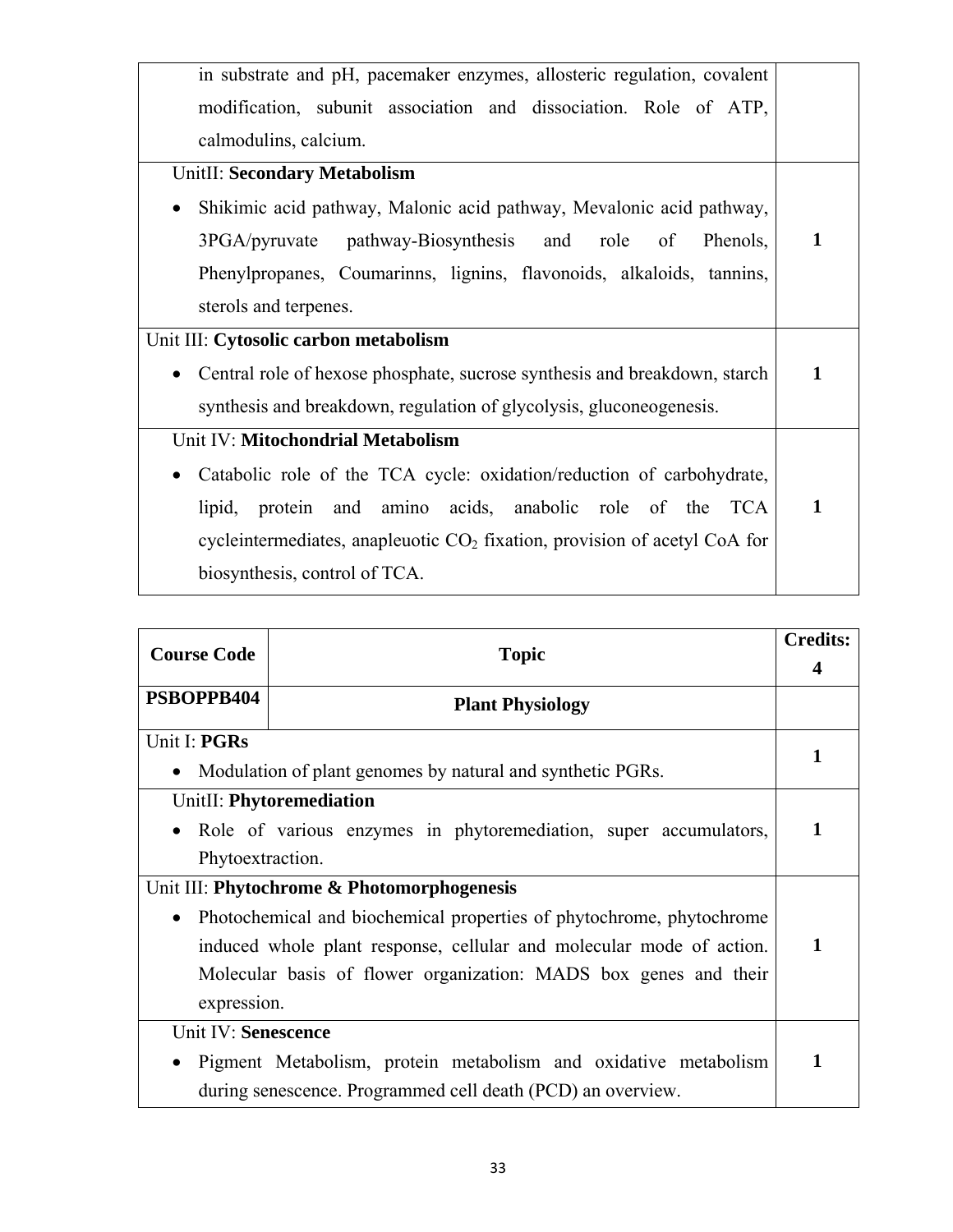| | |
|---|---|
| in substrate and pH, pacemaker enzymes, allosteric regulation, covalent modification, subunit association and dissociation. Role of ATP, calmodulins, calcium. | |
| UnitII: **Secondary Metabolism**<br>• Shikimic acid pathway, Malonic acid pathway, Mevalonic acid pathway, 3PGA/pyruvate pathway-Biosynthesis and role of Phenols, Phenylpropanes, Coumarinns, lignins, flavonoids, alkaloids, tannins, sterols and terpenes. | **1** |
| Unit III: **Cytosolic carbon metabolism**<br>• Central role of hexose phosphate, sucrose synthesis and breakdown, starch synthesis and breakdown, regulation of glycolysis, gluconeogenesis. | **1** |
| Unit IV: **Mitochondrial Metabolism**<br>• Catabolic role of the TCA cycle: oxidation/reduction of carbohydrate, lipid, protein and amino acids, anabolic role of the TCA cycleintermediates, anapleuotic $CO_2$ fixation, provision of acetyl CoA for biosynthesis, control of TCA. | **1** |

| Course Code | Topic | Credits: 4 |
|---|---|---|
| **PSBOPPB404** | **Plant Physiology** | |
| Unit I: **PGRs**<br>• Modulation of plant genomes by natural and synthetic PGRs. | | **1** |
| UnitII: **Phytoremediation**<br>• Role of various enzymes in phytoremediation, super accumulators, Phytoextraction. | | **1** |
| Unit III: **Phytochrome & Photomorphogenesis**<br>• Photochemical and biochemical properties of phytochrome, phytochrome induced whole plant response, cellular and molecular mode of action. Molecular basis of flower organization: MADS box genes and their expression. | | **1** |
| Unit IV: **Senescence**<br>• Pigment Metabolism, protein metabolism and oxidative metabolism during senescence. Programmed cell death (PCD) an overview. | | **1** |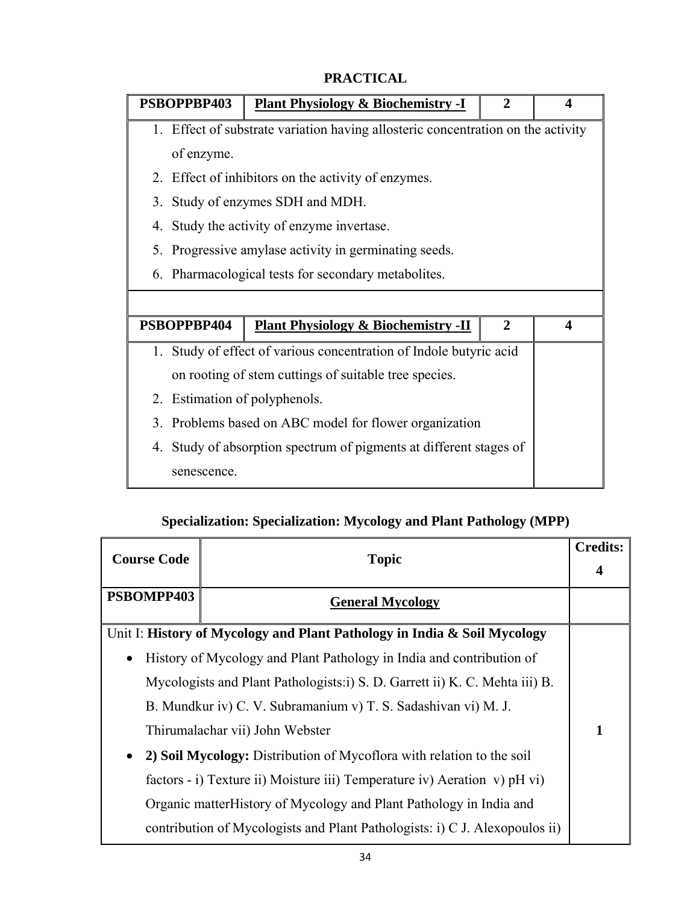## PRACTICAL

| PSBOPPBP403 | Plant Physiology & Biochemistry -I | 2 | 4 |
|---|---|---|---|
| 1. Effect of substrate variation having allosteric concentration on the activity of enzyme.<br>2. Effect of inhibitors on the activity of enzymes.<br>3. Study of enzymes SDH and MDH.<br>4. Study the activity of enzyme invertase.<br>5. Progressive amylase activity in germinating seeds.<br>6. Pharmacological tests for secondary metabolites. | | | |

| PSBOPPBP404 | Plant Physiology & Biochemistry -II | 2 | 4 |
|---|---|---|---|
| 1. Study of effect of various concentration of Indole butyric acid on rooting of stem cuttings of suitable tree species.<br>2. Estimation of polyphenols.<br>3. Problems based on ABC model for flower organization<br>4. Study of absorption spectrum of pigments at different stages of senescence. | | | |

### Specialization: Specialization: Mycology and Plant Pathology (MPP)

| Course Code | Topic | Credits: 4 |
|---|---|---|
| PSBOMPP403 | General Mycology | |
| Unit I: **History of Mycology and Plant Pathology in India & Soil Mycology**<br>• History of Mycology and Plant Pathology in India and contribution of Mycologists and Plant Pathologists:i) S. D. Garrett ii) K. C. Mehta iii) B. B. Mundkur iv) C. V. Subramanium v) T. S. Sadashivan vi) M. J. Thirumalachar vii) John Webster<br>• **2) Soil Mycology:** Distribution of Mycoflora with relation to the soil factors - i) Texture ii) Moisture iii) Temperature iv) Aeration v) pH vi) Organic matterHistory of Mycology and Plant Pathology in India and contribution of Mycologists and Plant Pathologists: i) C J. Alexopoulos ii) | | 1 |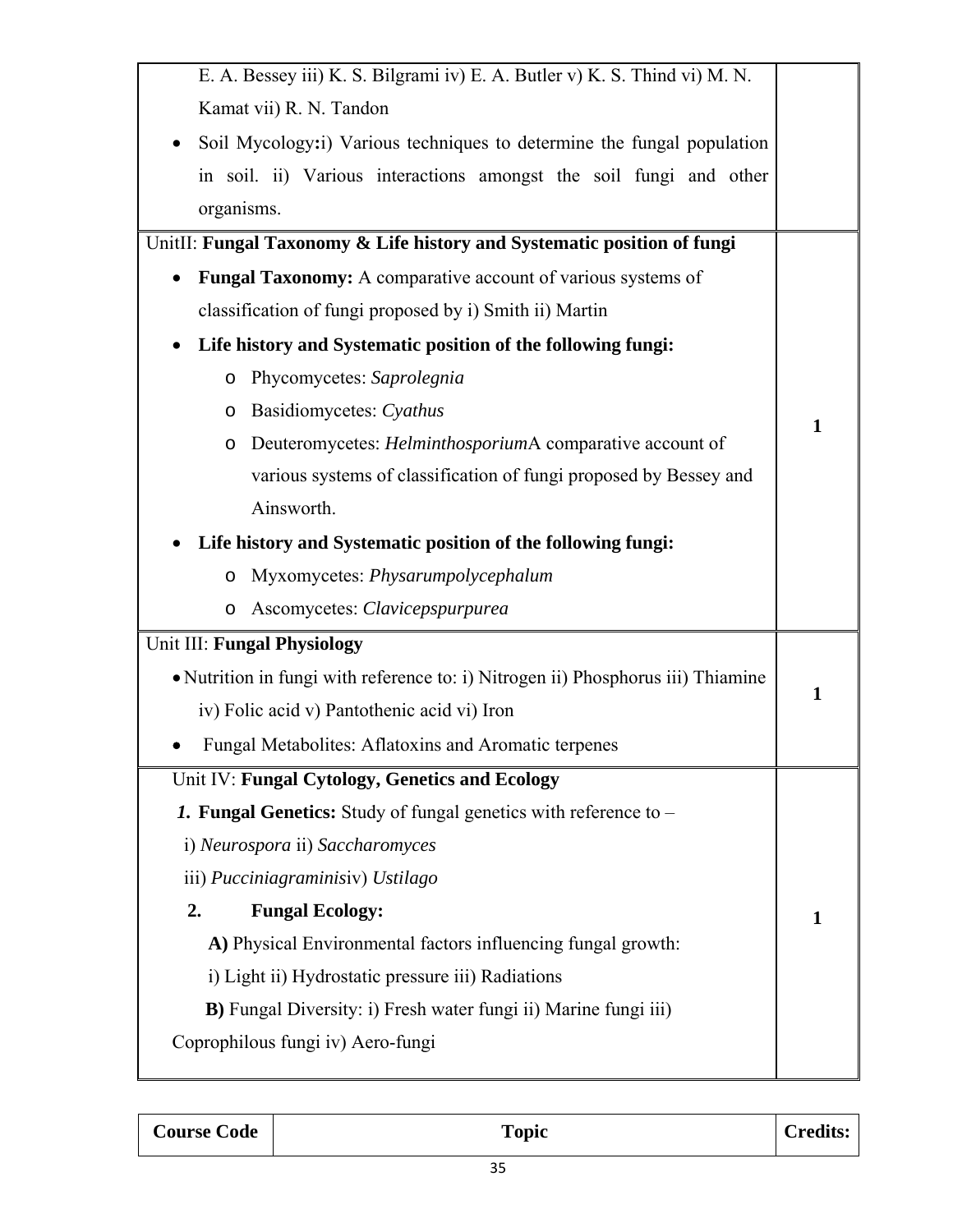| | |
|---|---|
| E. A. Bessey iii) K. S. Bilgrami iv) E. A. Butler v) K. S. Thind vi) M. N. Kamat vii) R. N. Tandon<br>• Soil Mycology**:**i) Various techniques to determine the fungal population in soil. ii) Various interactions amongst the soil fungi and other organisms. | |
| UnitII: **Fungal Taxonomy & Life history and Systematic position of fungi**<br>• **Fungal Taxonomy:** A comparative account of various systems of classification of fungi proposed by i) Smith ii) Martin<br>• **Life history and Systematic position of the following fungi:**<br>&nbsp;&nbsp;&nbsp;&nbsp;o Phycomycetes: *Saprolegnia*<br>&nbsp;&nbsp;&nbsp;&nbsp;o Basidiomycetes: *Cyathus*<br>&nbsp;&nbsp;&nbsp;&nbsp;o Deuteromycetes: *Helminthosporium*A comparative account of various systems of classification of fungi proposed by Bessey and Ainsworth.<br>• **Life history and Systematic position of the following fungi:**<br>&nbsp;&nbsp;&nbsp;&nbsp;o Myxomycetes: *Physarumpolycephalum*<br>&nbsp;&nbsp;&nbsp;&nbsp;o Ascomycetes: *Clavicepspurpurea* | **1** |
| Unit III: **Fungal Physiology**<br>• Nutrition in fungi with reference to: i) Nitrogen ii) Phosphorus iii) Thiamine iv) Folic acid v) Pantothenic acid vi) Iron<br>• Fungal Metabolites: Aflatoxins and Aromatic terpenes | **1** |
| Unit IV: **Fungal Cytology, Genetics and Ecology**<br>***1.*** **Fungal Genetics:** Study of fungal genetics with reference to –<br>i) *Neurospora* ii) *Saccharomyces*<br>iii) *Pucciniagraminis*iv) *Ustilago*<br>**2. Fungal Ecology:**<br>**A)** Physical Environmental factors influencing fungal growth:<br>i) Light ii) Hydrostatic pressure iii) Radiations<br>**B)** Fungal Diversity: i) Fresh water fungi ii) Marine fungi iii) Coprophilous fungi iv) Aero-fungi | **1** |

| Course Code | Topic | Credits: |
|---|---|---|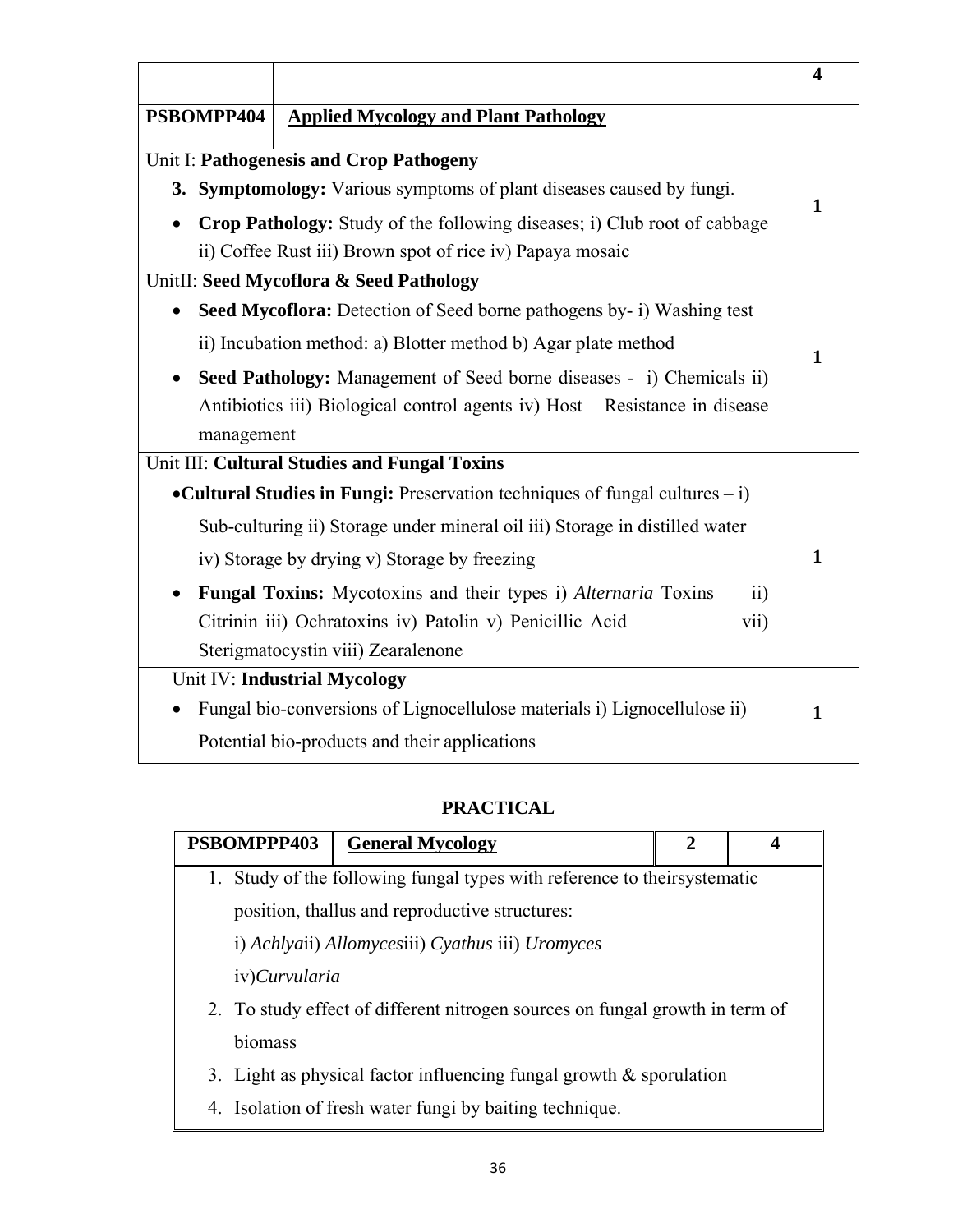| | | 4 |
|---|---|---|
| PSBOMPP404 | **Applied Mycology and Plant Pathology** | |
| Unit I: **Pathogenesis and Crop Pathogeny**<br>3. **Symptomology:** Various symptoms of plant diseases caused by fungi.<br>• **Crop Pathology:** Study of the following diseases; i) Club root of cabbage ii) Coffee Rust iii) Brown spot of rice iv) Papaya mosaic | | 1 |
| UnitII: **Seed Mycoflora & Seed Pathology**<br>• **Seed Mycoflora:** Detection of Seed borne pathogens by- i) Washing test ii) Incubation method: a) Blotter method b) Agar plate method<br>• **Seed Pathology:** Management of Seed borne diseases - i) Chemicals ii) Antibiotics iii) Biological control agents iv) Host – Resistance in disease management | | 1 |
| Unit III: **Cultural Studies and Fungal Toxins**<br>• **Cultural Studies in Fungi:** Preservation techniques of fungal cultures – i) Sub-culturing ii) Storage under mineral oil iii) Storage in distilled water iv) Storage by drying v) Storage by freezing<br>• **Fungal Toxins:** Mycotoxins and their types i) *Alternaria* Toxins ii) Citrinin iii) Ochratoxins iv) Patolin v) Penicillic Acid vii) Sterigmatocystin viii) Zearalenone | | 1 |
| Unit IV: **Industrial Mycology**<br>• Fungal bio-conversions of Lignocellulose materials i) Lignocellulose ii) Potential bio-products and their applications | | 1 |

## PRACTICAL

| PSBOMPPP403 | **General Mycology** | 2 | 4 |
|---|---|---|---|
| 1. Study of the following fungal types with reference to theirsystematic position, thallus and reproductive structures:<br>i) *Achlya*ii) *Allomyces*iii) *Cyathus* iii) *Uromyces*<br>iv)*Curvularia*<br>2. To study effect of different nitrogen sources on fungal growth in term of biomass<br>3. Light as physical factor influencing fungal growth & sporulation<br>4. Isolation of fresh water fungi by baiting technique. | | | |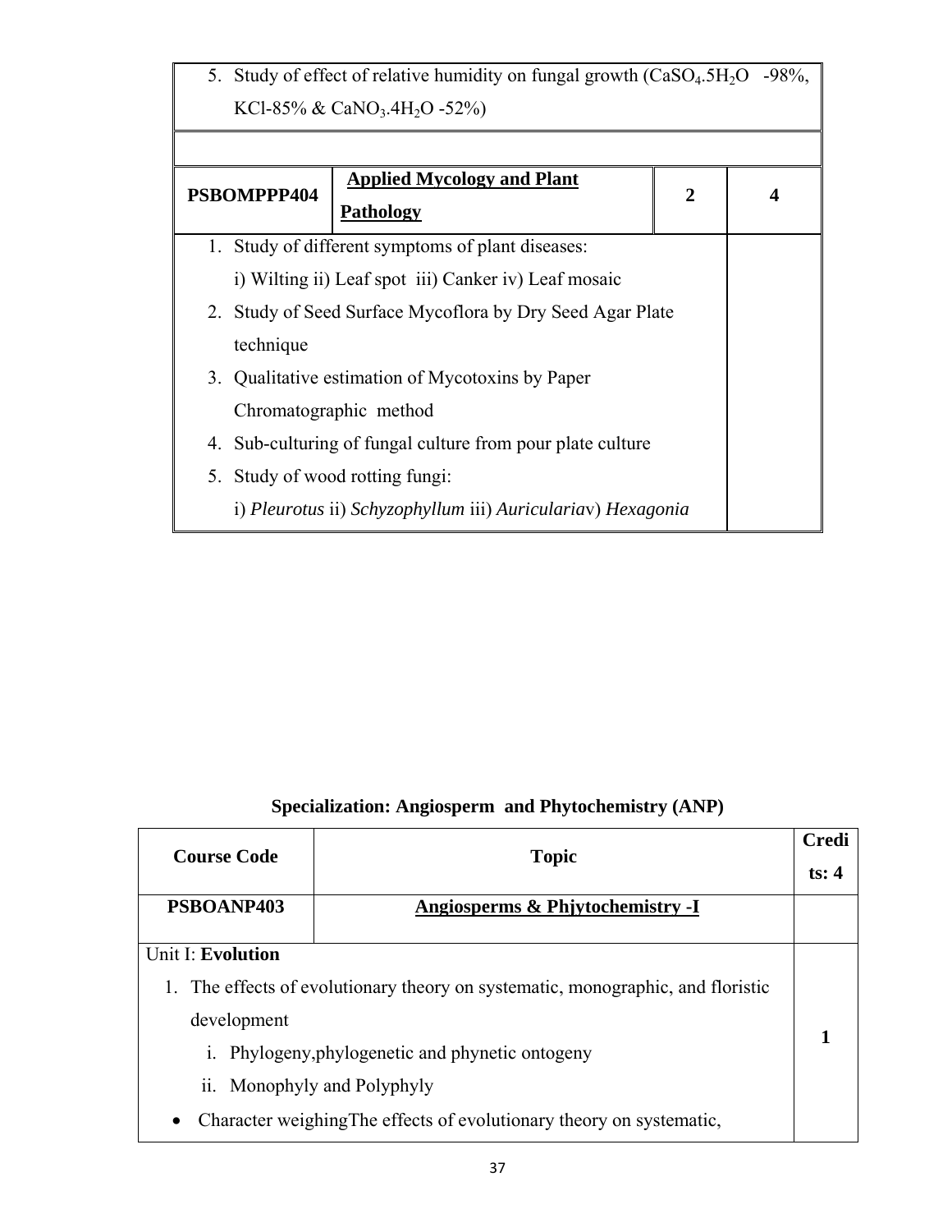| 5. Study of effect of relative humidity on fungal growth ($CaSO_4.5H_2O$ -98%, KCl-85% & $CaNO_3.4H_2O$ -52%) | | | |
|---|---|---|---|
| | | | |
| **PSBOMPPP404** | **Applied Mycology and Plant Pathology** | **2** | **4** |
| 1. Study of different symptoms of plant diseases:<br>i) Wilting ii) Leaf spot iii) Canker iv) Leaf mosaic<br>2. Study of Seed Surface Mycoflora by Dry Seed Agar Plate technique<br>3. Qualitative estimation of Mycotoxins by Paper Chromatographic method<br>4. Sub-culturing of fungal culture from pour plate culture<br>5. Study of wood rotting fungi:<br>i) *Pleurotus* ii) *Schyzophyllum* iii) *Auricularia*v) *Hexagonia* | | | |

### Specialization: Angiosperm and Phytochemistry (ANP)

| Course Code | Topic | Credits: 4 |
|---|---|---|
| **PSBOANP403** | **Angiosperms & Phjytochemistry -I** | |
| Unit I: **Evolution**<br>1. The effects of evolutionary theory on systematic, monographic, and floristic development<br>i. Phylogeny,phylogenetic and phynetic ontogeny<br>ii. Monophyly and Polyphyly<br>• Character weighingThe effects of evolutionary theory on systematic, | | **1** |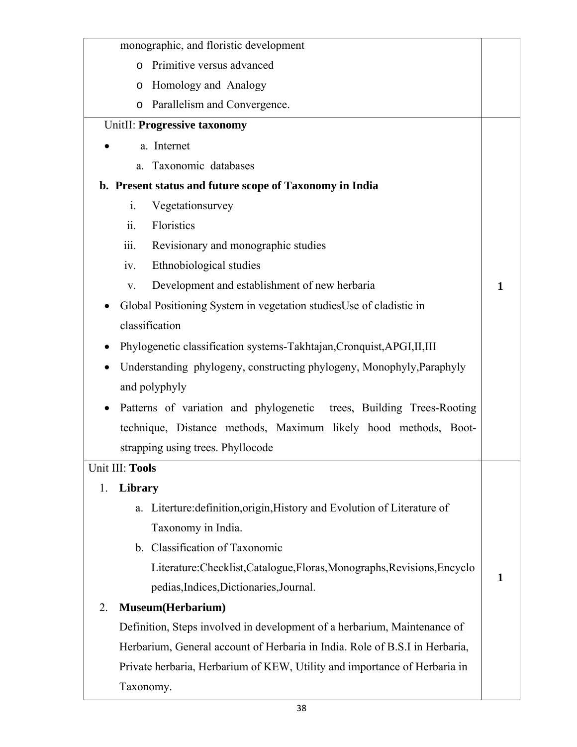| | |
|---|---|
| monographic, and floristic development<br>o Primitive versus advanced<br>o Homology and Analogy<br>o Parallelism and Convergence. | |
| UnitII: **Progressive taxonomy**<br>• a. Internet<br>a. Taxonomic databases<br>**b. Present status and future scope of Taxonomy in India**<br>i. Vegetationsurvey<br>ii. Floristics<br>iii. Revisionary and monographic studies<br>iv. Ethnobiological studies<br>v. Development and establishment of new herbaria<br>• Global Positioning System in vegetation studiesUse of cladistic in classification<br>• Phylogenetic classification systems-Takhtajan,Cronquist,APGI,II,III<br>• Understanding phylogeny, constructing phylogeny, Monophyly,Paraphyly and polyphyly<br>• Patterns of variation and phylogenetic trees, Building Trees-Rooting technique, Distance methods, Maximum likely hood methods, Boot-strapping using trees. Phyllocode | **1** |
| Unit III: **Tools**<br>1. **Library**<br>a. Literture:definition,origin,History and Evolution of Literature of Taxonomy in India.<br>b. Classification of Taxonomic Literature:Checklist,Catalogue,Floras,Monographs,Revisions,Encyclopedias,Indices,Dictionaries,Journal.<br>2. **Museum(Herbarium)**<br>Definition, Steps involved in development of a herbarium, Maintenance of Herbarium, General account of Herbaria in India. Role of B.S.I in Herbaria, Private herbaria, Herbarium of KEW, Utility and importance of Herbaria in Taxonomy. | **1** |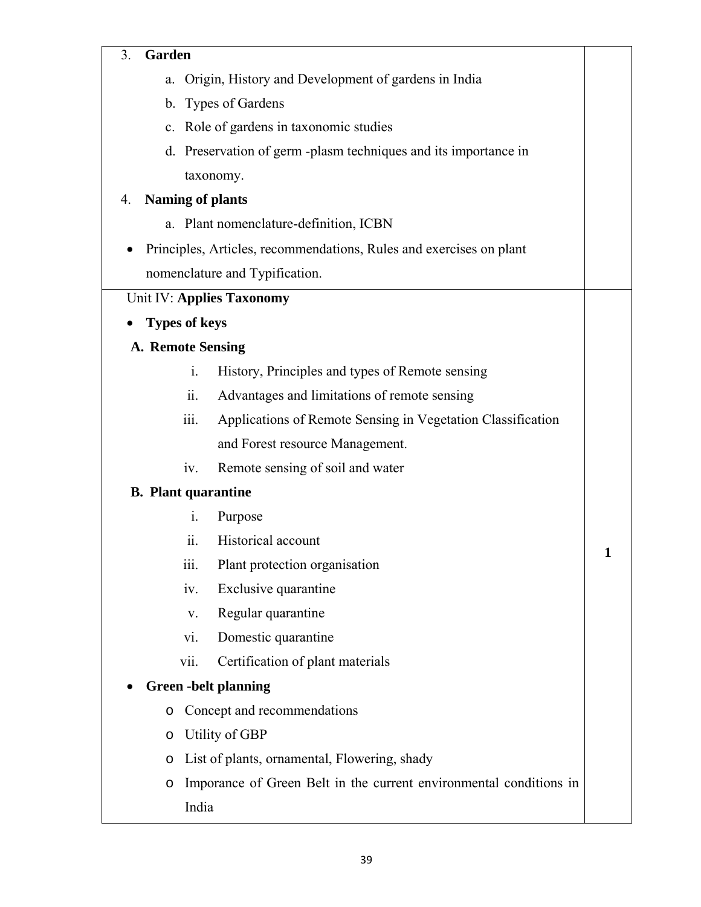| | |
|---|---|
| 3. **Garden**<br>a. Origin, History and Development of gardens in India<br>b. Types of Gardens<br>c. Role of gardens in taxonomic studies<br>d. Preservation of germ -plasm techniques and its importance in taxonomy.<br>4. **Naming of plants**<br>a. Plant nomenclature-definition, ICBN<br>• Principles, Articles, recommendations, Rules and exercises on plant nomenclature and Typification. | |
| Unit IV: **Applies Taxonomy**<br>• **Types of keys**<br>**A. Remote Sensing**<br>i. History, Principles and types of Remote sensing<br>ii. Advantages and limitations of remote sensing<br>iii. Applications of Remote Sensing in Vegetation Classification and Forest resource Management.<br>iv. Remote sensing of soil and water<br>**B. Plant quarantine**<br>i. Purpose<br>ii. Historical account<br>iii. Plant protection organisation<br>iv. Exclusive quarantine<br>v. Regular quarantine<br>vi. Domestic quarantine<br>vii. Certification of plant materials<br>• **Green -belt planning**<br>o Concept and recommendations<br>o Utility of GBP<br>o List of plants, ornamental, Flowering, shady<br>o Imporance of Green Belt in the current environmental conditions in India | **1** |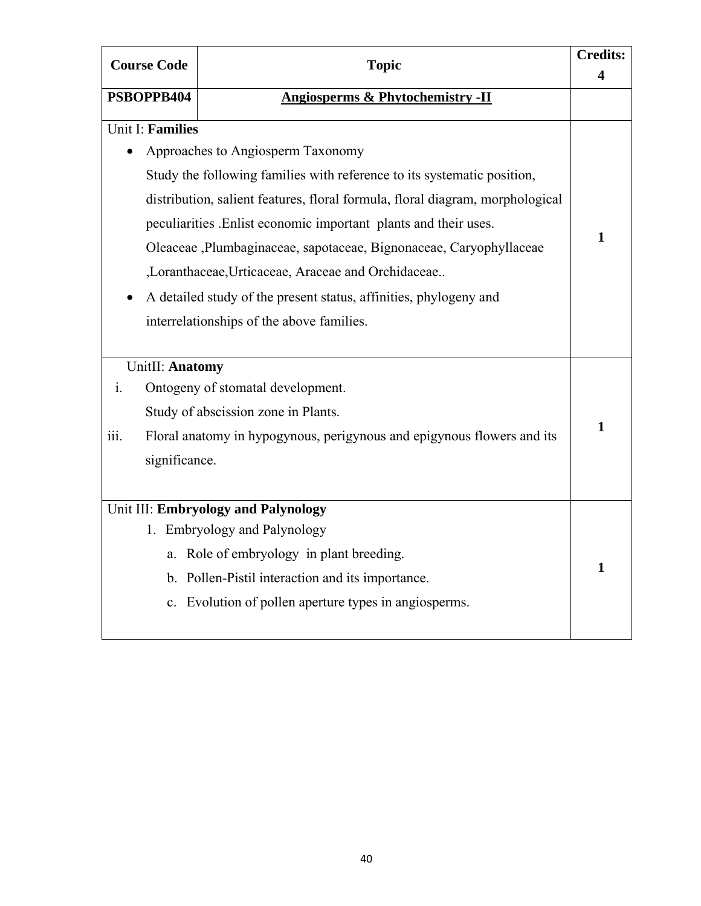| Course Code | Topic | Credits: 4 |
|---|---|---|
| **PSBOPPB404** | **Angiosperms & Phytochemistry -II** | |
| Unit I: **Families**<br>• Approaches to Angiosperm Taxonomy<br>Study the following families with reference to its systematic position, distribution, salient features, floral formula, floral diagram, morphological peculiarities .Enlist economic important plants and their uses. Oleaceae ,Plumbaginaceae, sapotaceae, Bignonaceae, Caryophyllaceae ,Loranthaceae,Urticaceae, Araceae and Orchidaceae..<br>• A detailed study of the present status, affinities, phylogeny and interrelationships of the above families. | | 1 |
| UnitII: **Anatomy**<br>i. Ontogeny of stomatal development.<br>Study of abscission zone in Plants.<br>iii. Floral anatomy in hypogynous, perigynous and epigynous flowers and its significance. | | 1 |
| Unit III: **Embryology and Palynology**<br>1. Embryology and Palynology<br>a. Role of embryology in plant breeding.<br>b. Pollen-Pistil interaction and its importance.<br>c. Evolution of pollen aperture types in angiosperms. | | 1 |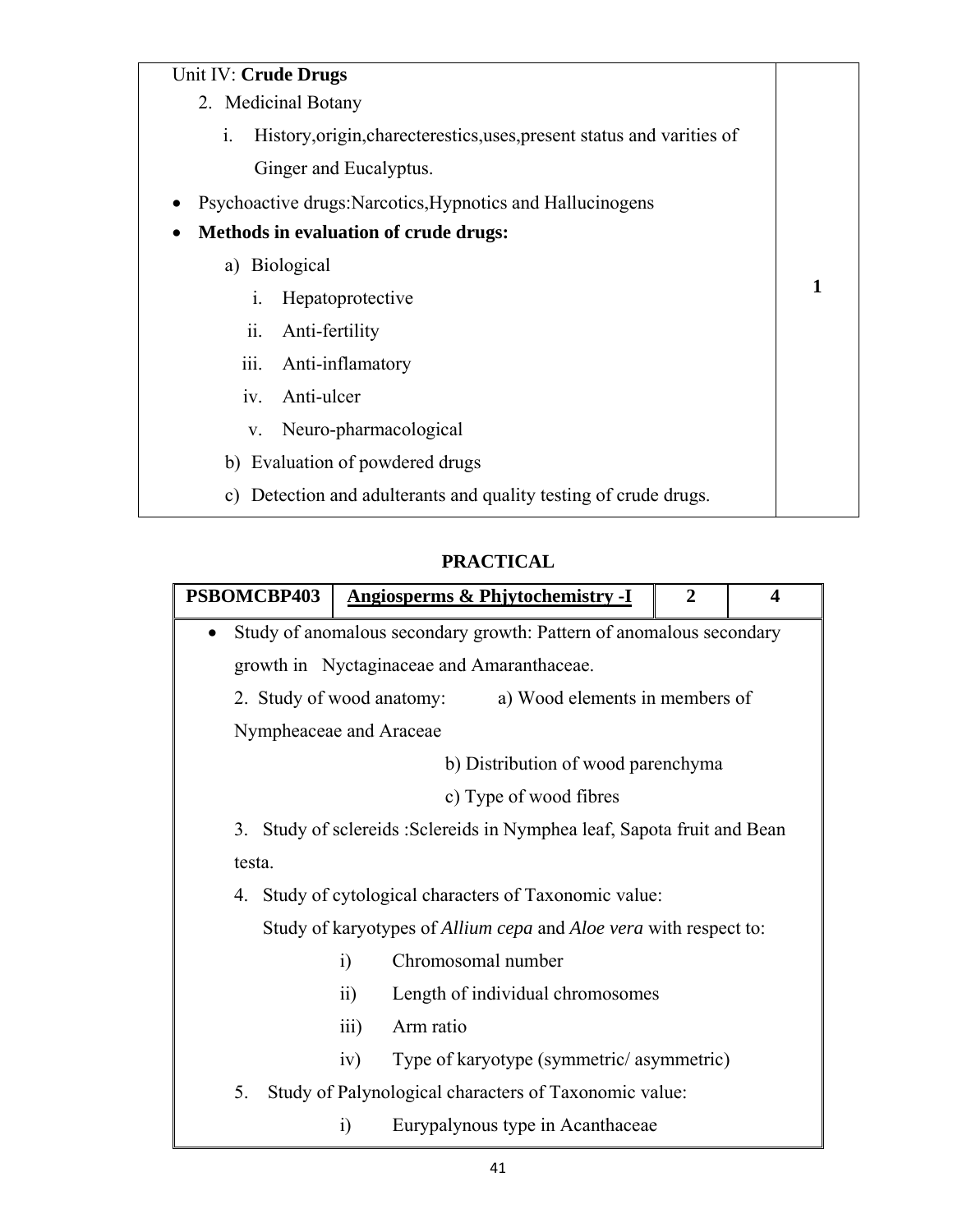| Unit IV: **Crude Drugs**<br>2. Medicinal Botany<br>i. History,origin,charecterestics,uses,present status and varities of Ginger and Eucalyptus.<br>• Psychoactive drugs:Narcotics,Hypnotics and Hallucinogens<br>• **Methods in evaluation of crude drugs:**<br>a) Biological<br>i. Hepatoprotective<br>ii. Anti-fertility<br>iii. Anti-inflamatory<br>iv. Anti-ulcer<br>v. Neuro-pharmacological<br>b) Evaluation of powdered drugs<br>c) Detection and adulterants and quality testing of crude drugs. | **1** |
|---|---|

## PRACTICAL

| **PSBOMCBP403** | **Angiosperms & Phjytochemistry -I** | **2** | **4** |
|---|---|---|---|

- Study of anomalous secondary growth: Pattern of anomalous secondary growth in Nyctaginaceae and Amaranthaceae.

2. Study of wood anatomy: a) Wood elements in members of Nympheaceae and Araceae
   b) Distribution of wood parenchyma
   c) Type of wood fibres
3. Study of sclereids :Sclereids in Nymphea leaf, Sapota fruit and Bean testa.
4. Study of cytological characters of Taxonomic value:
   Study of karyotypes of *Allium cepa* and *Aloe vera* with respect to:
   i) Chromosomal number
   ii) Length of individual chromosomes
   iii) Arm ratio
   iv) Type of karyotype (symmetric/ asymmetric)
5. Study of Palynological characters of Taxonomic value:
   i) Eurypalynous type in Acanthaceae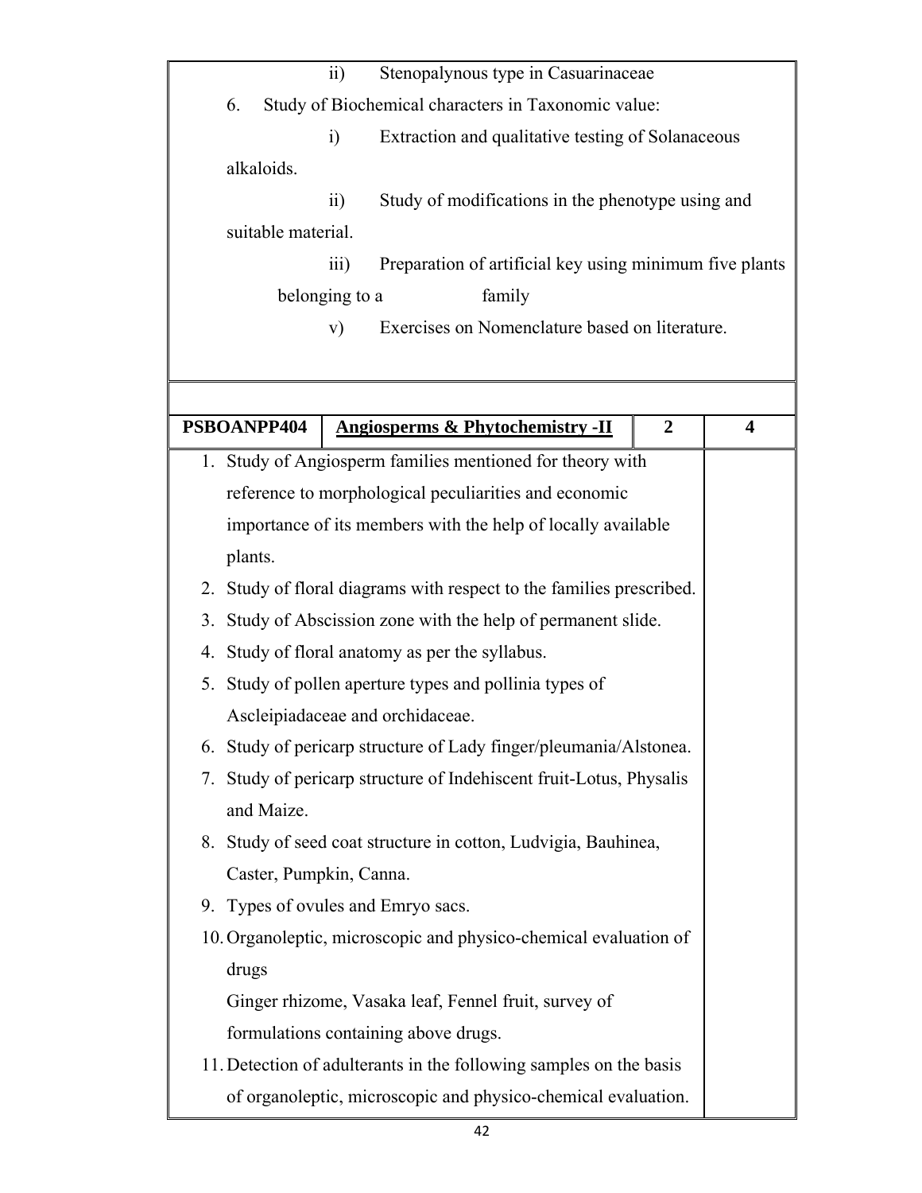ii) Stenopalynous type in Casuarinaceae

6. Study of Biochemical characters in Taxonomic value:

   i) Extraction and qualitative testing of Solanaceous alkaloids.

   ii) Study of modifications in the phenotype using and suitable material.

   iii) Preparation of artificial key using minimum five plants belonging to a family

   v) Exercises on Nomenclature based on literature.

| PSBOANPP404 | Angiosperms & Phytochemistry -II | 2 | 4 |
|---|---|---|---|

1. Study of Angiosperm families mentioned for theory with reference to morphological peculiarities and economic importance of its members with the help of locally available plants.
2. Study of floral diagrams with respect to the families prescribed.
3. Study of Abscission zone with the help of permanent slide.
4. Study of floral anatomy as per the syllabus.
5. Study of pollen aperture types and pollinia types of Ascleipiadaceae and orchidaceae.
6. Study of pericarp structure of Lady finger/pleumania/Alstonea.
7. Study of pericarp structure of Indehiscent fruit-Lotus, Physalis and Maize.
8. Study of seed coat structure in cotton, Ludvigia, Bauhinea, Caster, Pumpkin, Canna.
9. Types of ovules and Emryo sacs.
10. Organoleptic, microscopic and physico-chemical evaluation of drugs
    Ginger rhizome, Vasaka leaf, Fennel fruit, survey of formulations containing above drugs.
11. Detection of adulterants in the following samples on the basis of organoleptic, microscopic and physico-chemical evaluation.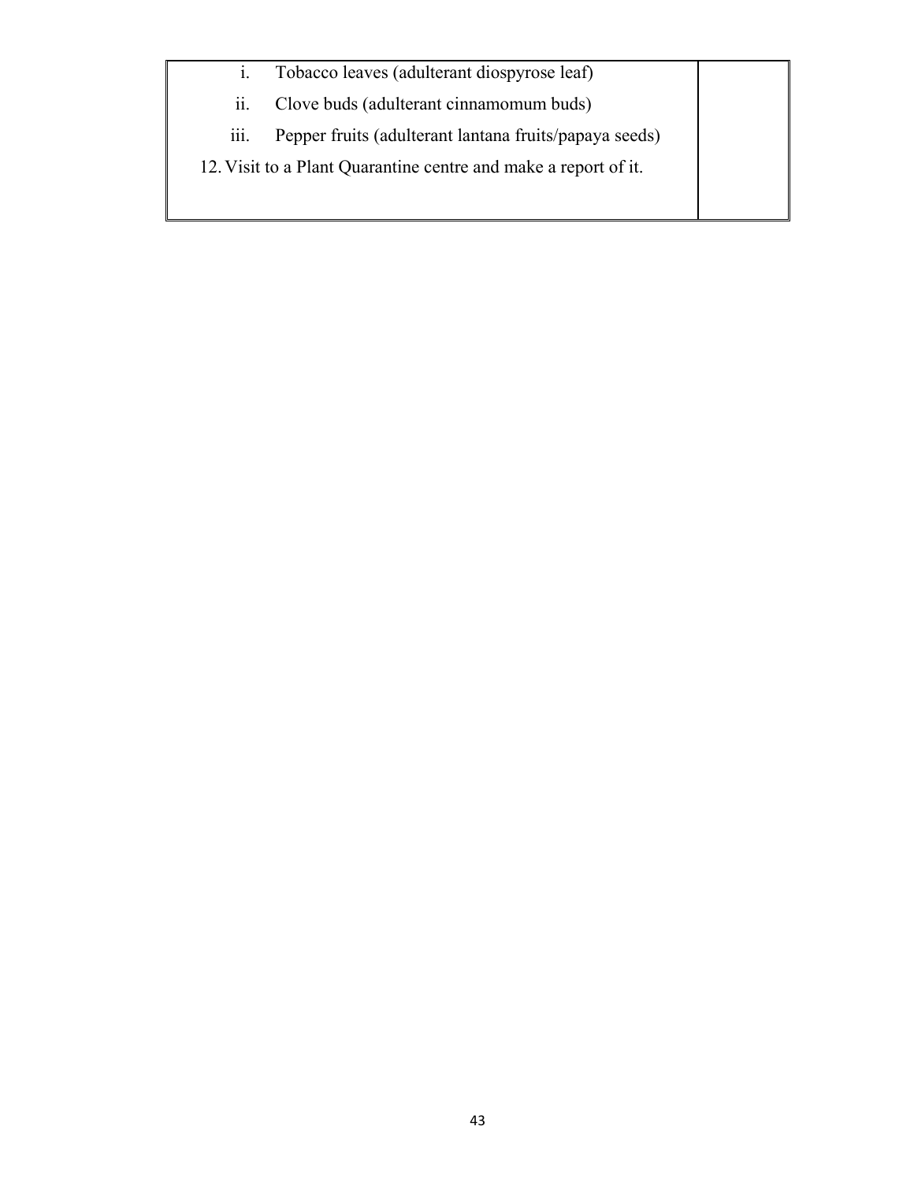| | |
|---|---|
| i. Tobacco leaves (adulterant diospyrose leaf)<br>ii. Clove buds (adulterant cinnamomum buds)<br>iii. Pepper fruits (adulterant lantana fruits/papaya seeds)<br>12. Visit to a Plant Quarantine centre and make a report of it. | |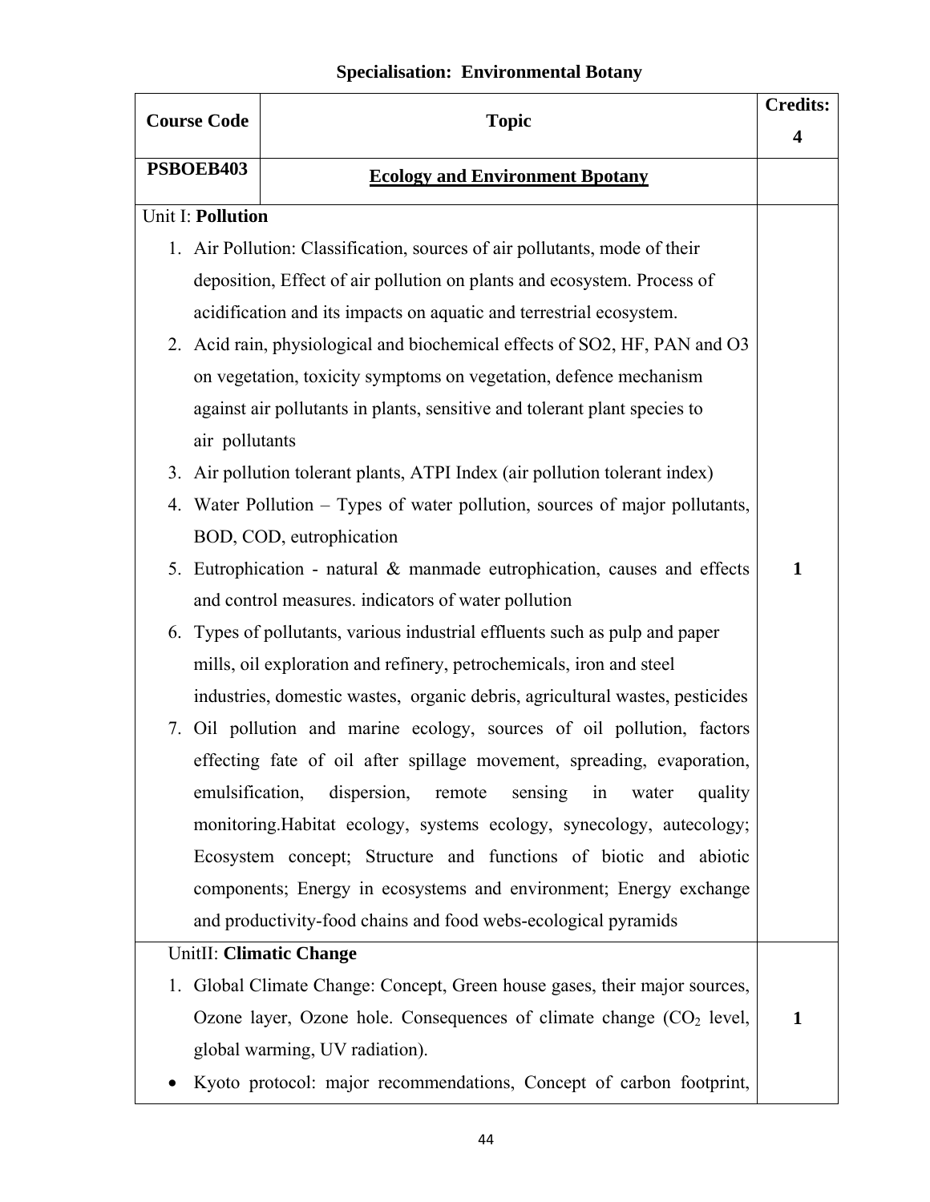## Specialisation: Environmental Botany

| Course Code | Topic | Credits: 4 |
|---|---|---|
| PSBOEB403 | **Ecology and Environment Bpotany** | |
| Unit I: **Pollution**<br>1. Air Pollution: Classification, sources of air pollutants, mode of their deposition, Effect of air pollution on plants and ecosystem. Process of acidification and its impacts on aquatic and terrestrial ecosystem.<br>2. Acid rain, physiological and biochemical effects of SO2, HF, PAN and O3 on vegetation, toxicity symptoms on vegetation, defence mechanism against air pollutants in plants, sensitive and tolerant plant species to air pollutants<br>3. Air pollution tolerant plants, ATPI Index (air pollution tolerant index)<br>4. Water Pollution – Types of water pollution, sources of major pollutants, BOD, COD, eutrophication<br>5. Eutrophication - natural & manmade eutrophication, causes and effects and control measures. indicators of water pollution<br>6. Types of pollutants, various industrial effluents such as pulp and paper mills, oil exploration and refinery, petrochemicals, iron and steel industries, domestic wastes, organic debris, agricultural wastes, pesticides<br>7. Oil pollution and marine ecology, sources of oil pollution, factors effecting fate of oil after spillage movement, spreading, evaporation, emulsification, dispersion, remote sensing in water quality monitoring.Habitat ecology, systems ecology, synecology, autecology; Ecosystem concept; Structure and functions of biotic and abiotic components; Energy in ecosystems and environment; Energy exchange and productivity-food chains and food webs-ecological pyramids | | 1 |
| UnitII: **Climatic Change**<br>1. Global Climate Change: Concept, Green house gases, their major sources, Ozone layer, Ozone hole. Consequences of climate change ($CO_2$ level, global warming, UV radiation).<br>• Kyoto protocol: major recommendations, Concept of carbon footprint, | | 1 |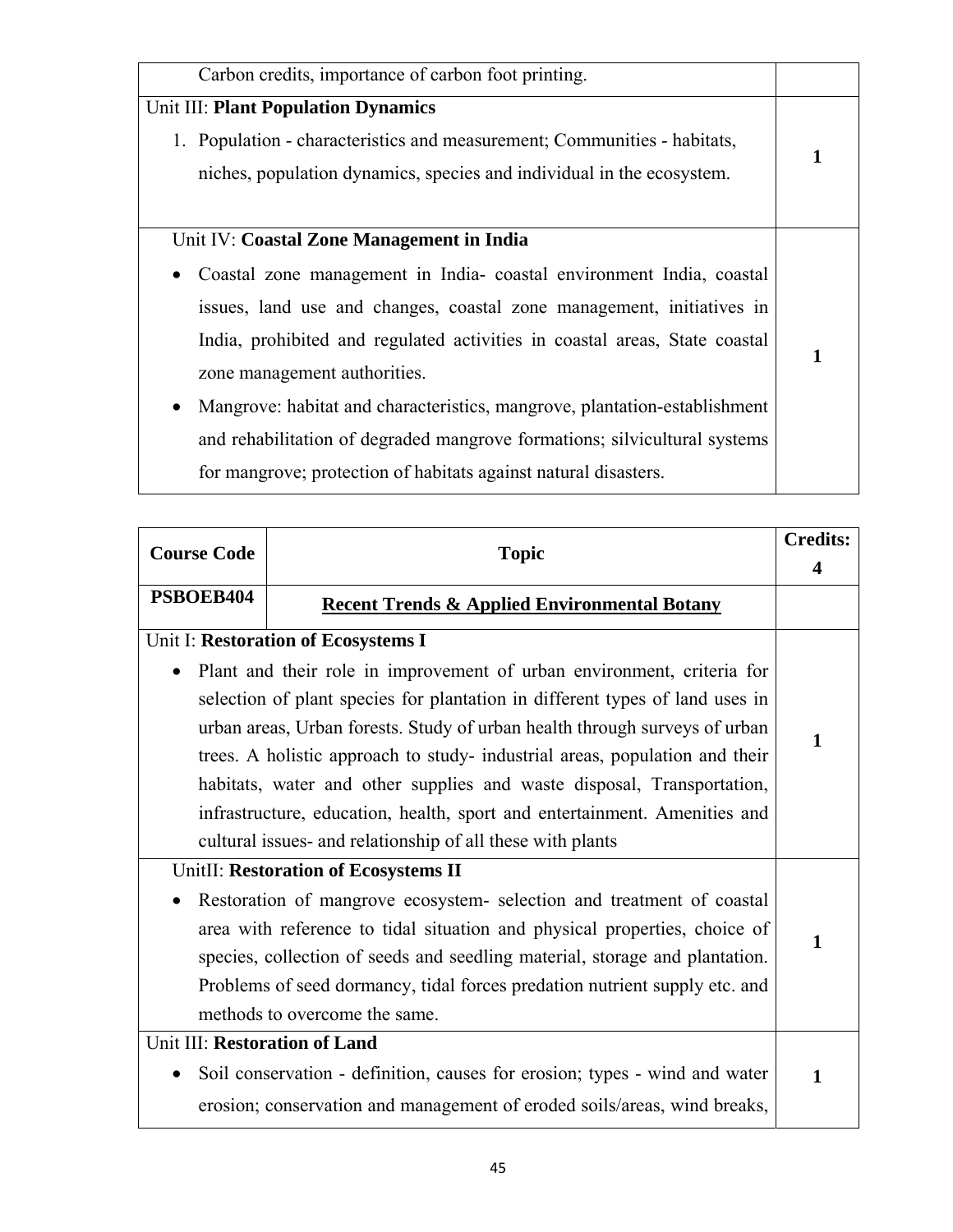| | |
|---|---|
| Carbon credits, importance of carbon foot printing. | |
| Unit III: **Plant Population Dynamics**<br>1. Population - characteristics and measurement; Communities - habitats, niches, population dynamics, species and individual in the ecosystem. | **1** |
| Unit IV: **Coastal Zone Management in India**<br>• Coastal zone management in India- coastal environment India, coastal issues, land use and changes, coastal zone management, initiatives in India, prohibited and regulated activities in coastal areas, State coastal zone management authorities.<br>• Mangrove: habitat and characteristics, mangrove, plantation-establishment and rehabilitation of degraded mangrove formations; silvicultural systems for mangrove; protection of habitats against natural disasters. | **1** |

| Course Code | Topic | Credits: 4 |
|---|---|---|
| **PSBOEB404** | **Recent Trends & Applied Environmental Botany** | |
| Unit I: **Restoration of Ecosystems I**<br>• Plant and their role in improvement of urban environment, criteria for selection of plant species for plantation in different types of land uses in urban areas, Urban forests. Study of urban health through surveys of urban trees. A holistic approach to study- industrial areas, population and their habitats, water and other supplies and waste disposal, Transportation, infrastructure, education, health, sport and entertainment. Amenities and cultural issues- and relationship of all these with plants | | **1** |
| UnitII: **Restoration of Ecosystems II**<br>• Restoration of mangrove ecosystem- selection and treatment of coastal area with reference to tidal situation and physical properties, choice of species, collection of seeds and seedling material, storage and plantation. Problems of seed dormancy, tidal forces predation nutrient supply etc. and methods to overcome the same. | | **1** |
| Unit III: **Restoration of Land**<br>• Soil conservation - definition, causes for erosion; types - wind and water erosion; conservation and management of eroded soils/areas, wind breaks, | | **1** |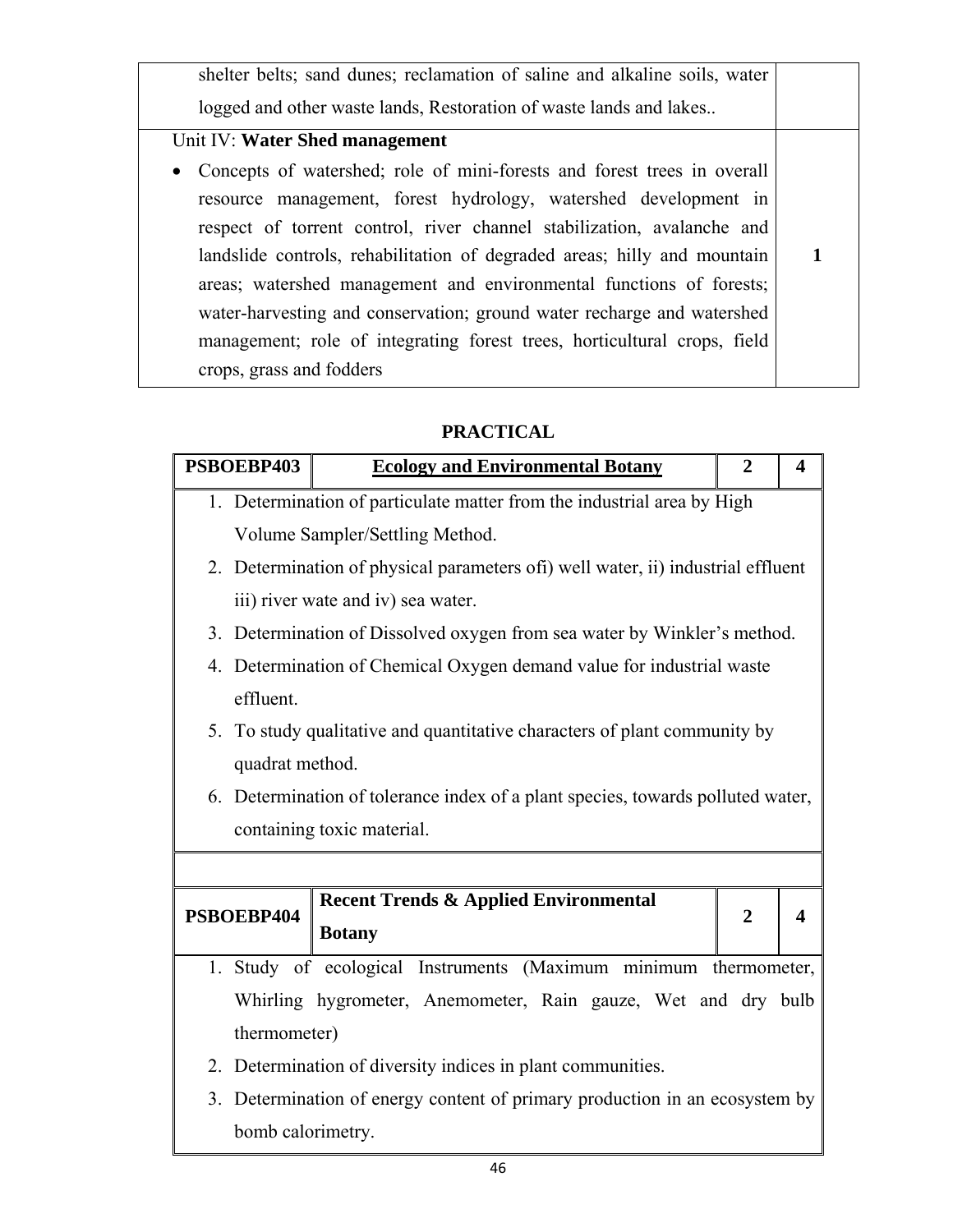| | |
|---|---|
| shelter belts; sand dunes; reclamation of saline and alkaline soils, water logged and other waste lands, Restoration of waste lands and lakes.. | |
| Unit IV: **Water Shed management**<br>• Concepts of watershed; role of mini-forests and forest trees in overall resource management, forest hydrology, watershed development in respect of torrent control, river channel stabilization, avalanche and landslide controls, rehabilitation of degraded areas; hilly and mountain areas; watershed management and environmental functions of forests; water-harvesting and conservation; ground water recharge and watershed management; role of integrating forest trees, horticultural crops, field crops, grass and fodders | **1** |

## PRACTICAL

| **PSBOEBP403** | **Ecology and Environmental Botany** | **2** | **4** |
|---|---|---|---|

1. Determination of particulate matter from the industrial area by High Volume Sampler/Settling Method.
2. Determination of physical parameters ofi) well water, ii) industrial effluent iii) river wate and iv) sea water.
3. Determination of Dissolved oxygen from sea water by Winkler's method.
4. Determination of Chemical Oxygen demand value for industrial waste effluent.
5. To study qualitative and quantitative characters of plant community by quadrat method.
6. Determination of tolerance index of a plant species, towards polluted water, containing toxic material.

| **PSBOEBP404** | **Recent Trends & Applied Environmental Botany** | **2** | **4** |
|---|---|---|---|

1. Study of ecological Instruments (Maximum minimum thermometer, Whirling hygrometer, Anemometer, Rain gauze, Wet and dry bulb thermometer)
2. Determination of diversity indices in plant communities.
3. Determination of energy content of primary production in an ecosystem by bomb calorimetry.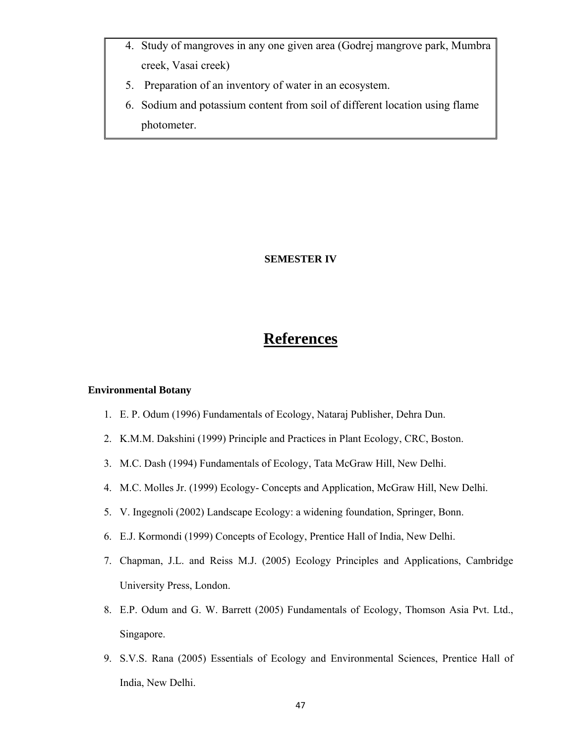4. Study of mangroves in any one given area (Godrej mangrove park, Mumbra creek, Vasai creek)
5. Preparation of an inventory of water in an ecosystem.
6. Sodium and potassium content from soil of different location using flame photometer.

**SEMESTER IV**

# References

**Environmental Botany**

1. E. P. Odum (1996) Fundamentals of Ecology, Nataraj Publisher, Dehra Dun.
2. K.M.M. Dakshini (1999) Principle and Practices in Plant Ecology, CRC, Boston.
3. M.C. Dash (1994) Fundamentals of Ecology, Tata McGraw Hill, New Delhi.
4. M.C. Molles Jr. (1999) Ecology- Concepts and Application, McGraw Hill, New Delhi.
5. V. Ingegnoli (2002) Landscape Ecology: a widening foundation, Springer, Bonn.
6. E.J. Kormondi (1999) Concepts of Ecology, Prentice Hall of India, New Delhi.
7. Chapman, J.L. and Reiss M.J. (2005) Ecology Principles and Applications, Cambridge University Press, London.
8. E.P. Odum and G. W. Barrett (2005) Fundamentals of Ecology, Thomson Asia Pvt. Ltd., Singapore.
9. S.V.S. Rana (2005) Essentials of Ecology and Environmental Sciences, Prentice Hall of India, New Delhi.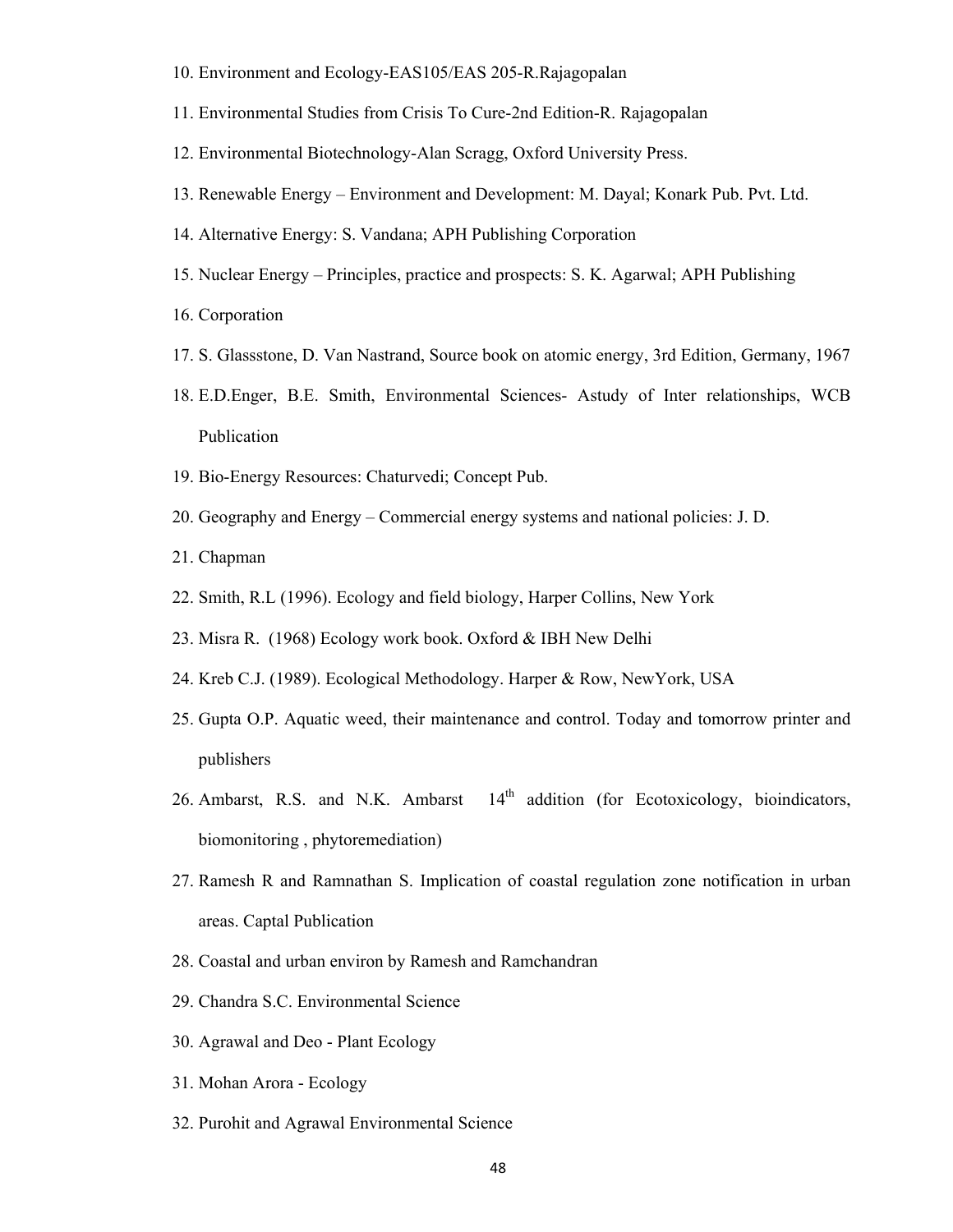10. Environment and Ecology-EAS105/EAS 205-R.Rajagopalan
11. Environmental Studies from Crisis To Cure-2nd Edition-R. Rajagopalan
12. Environmental Biotechnology-Alan Scragg, Oxford University Press.
13. Renewable Energy – Environment and Development: M. Dayal; Konark Pub. Pvt. Ltd.
14. Alternative Energy: S. Vandana; APH Publishing Corporation
15. Nuclear Energy – Principles, practice and prospects: S. K. Agarwal; APH Publishing
16. Corporation
17. S. Glassstone, D. Van Nastrand, Source book on atomic energy, 3rd Edition, Germany, 1967
18. E.D.Enger, B.E. Smith, Environmental Sciences- Astudy of Inter relationships, WCB Publication
19. Bio-Energy Resources: Chaturvedi; Concept Pub.
20. Geography and Energy – Commercial energy systems and national policies: J. D.
21. Chapman
22. Smith, R.L (1996). Ecology and field biology, Harper Collins, New York
23. Misra R. (1968) Ecology work book. Oxford & IBH New Delhi
24. Kreb C.J. (1989). Ecological Methodology. Harper & Row, NewYork, USA
25. Gupta O.P. Aquatic weed, their maintenance and control. Today and tomorrow printer and publishers
26. Ambarst, R.S. and N.K. Ambarst 14th addition (for Ecotoxicology, bioindicators, biomonitoring , phytoremediation)
27. Ramesh R and Ramnathan S. Implication of coastal regulation zone notification in urban areas. Captal Publication
28. Coastal and urban environ by Ramesh and Ramchandran
29. Chandra S.C. Environmental Science
30. Agrawal and Deo - Plant Ecology
31. Mohan Arora - Ecology
32. Purohit and Agrawal Environmental Science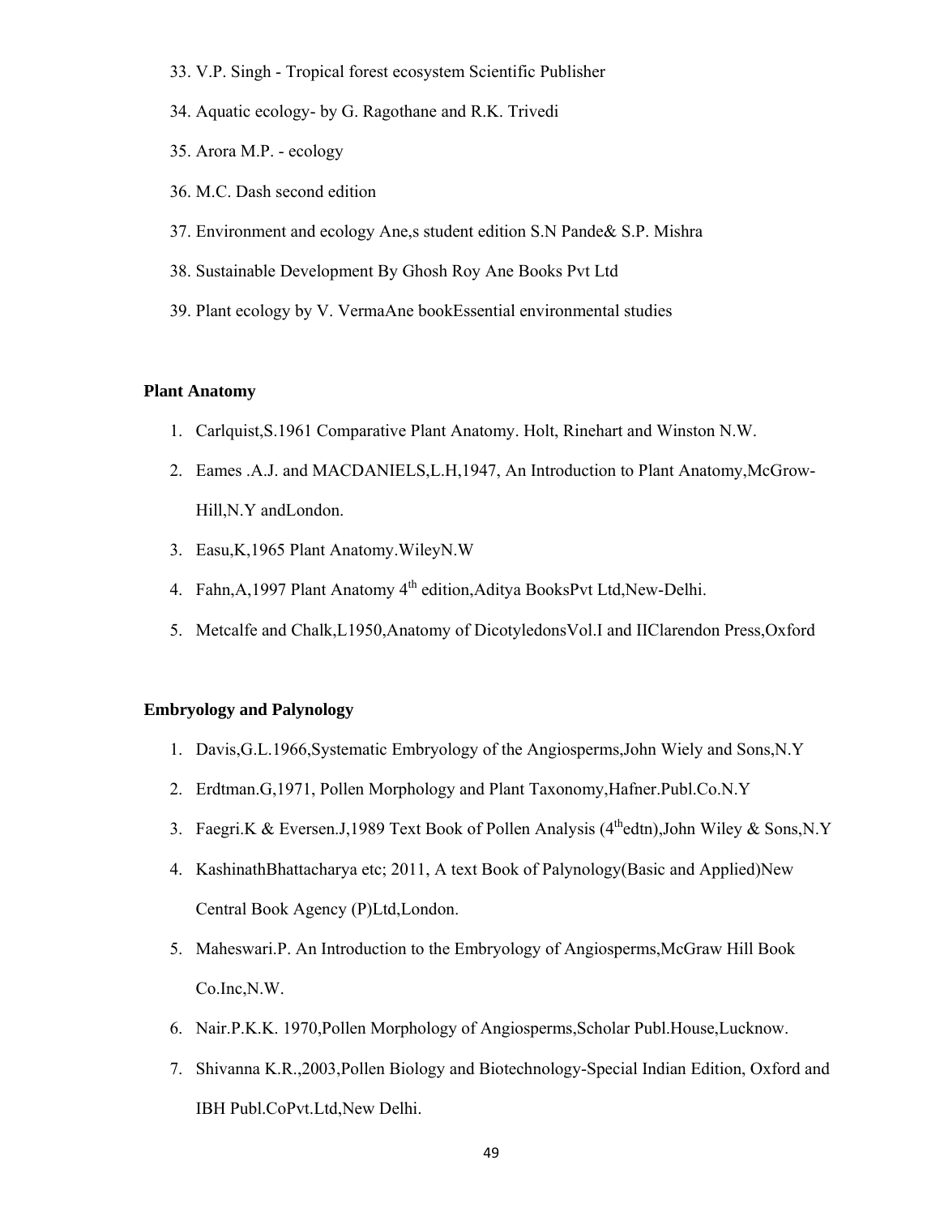33. V.P. Singh - Tropical forest ecosystem Scientific Publisher
34. Aquatic ecology- by G. Ragothane and R.K. Trivedi
35. Arora M.P. - ecology
36. M.C. Dash second edition
37. Environment and ecology Ane,s student edition S.N Pande& S.P. Mishra
38. Sustainable Development By Ghosh Roy Ane Books Pvt Ltd
39. Plant ecology by V. VermaAne bookEssential environmental studies

**Plant Anatomy**

1. Carlquist,S.1961 Comparative Plant Anatomy. Holt, Rinehart and Winston N.W.
2. Eames .A.J. and MACDANIELS,L.H,1947, An Introduction to Plant Anatomy,McGrow-Hill,N.Y andLondon.
3. Easu,K,1965 Plant Anatomy.WileyN.W
4. Fahn,A,1997 Plant Anatomy 4th edition,Aditya BooksPvt Ltd,New-Delhi.
5. Metcalfe and Chalk,L1950,Anatomy of DicotyledonsVol.I and IIClarendon Press,Oxford

**Embryology and Palynology**

1. Davis,G.L.1966,Systematic Embryology of the Angiosperms,John Wiely and Sons,N.Y
2. Erdtman.G,1971, Pollen Morphology and Plant Taxonomy,Hafner.Publ.Co.N.Y
3. Faegri.K & Eversen.J,1989 Text Book of Pollen Analysis (4thedtn),John Wiley & Sons,N.Y
4. KashinathBhattacharya etc; 2011, A text Book of Palynology(Basic and Applied)New Central Book Agency (P)Ltd,London.
5. Maheswari.P. An Introduction to the Embryology of Angiosperms,McGraw Hill Book Co.Inc,N.W.
6. Nair.P.K.K. 1970,Pollen Morphology of Angiosperms,Scholar Publ.House,Lucknow.
7. Shivanna K.R.,2003,Pollen Biology and Biotechnology-Special Indian Edition, Oxford and IBH Publ.CoPvt.Ltd,New Delhi.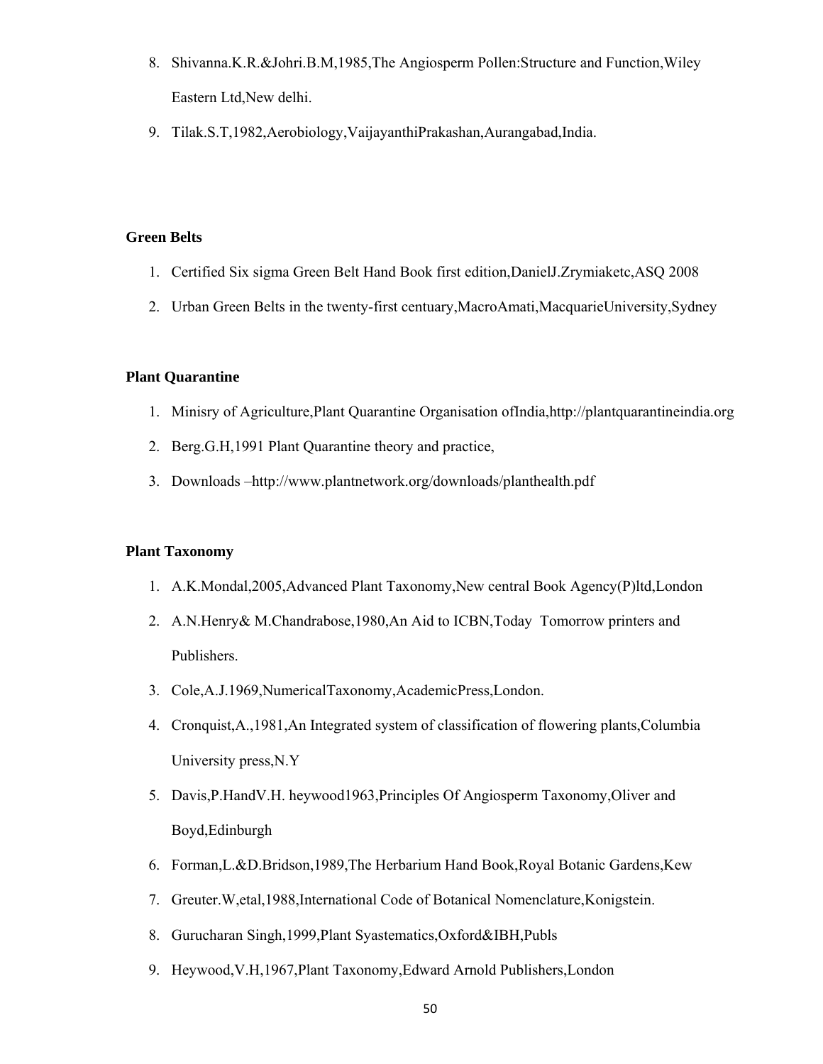8. Shivanna.K.R.&Johri.B.M,1985,The Angiosperm Pollen:Structure and Function,Wiley Eastern Ltd,New delhi.
9. Tilak.S.T,1982,Aerobiology,VaijayanthiPrakashan,Aurangabad,India.

**Green Belts**

1. Certified Six sigma Green Belt Hand Book first edition,DanielJ.Zrymiaketc,ASQ 2008
2. Urban Green Belts in the twenty-first centuary,MacroAmati,MacquarieUniversity,Sydney

**Plant Quarantine**

1. Minisry of Agriculture,Plant Quarantine Organisation ofIndia,http://plantquarantineindia.org
2. Berg.G.H,1991 Plant Quarantine theory and practice,
3. Downloads –http://www.plantnetwork.org/downloads/planthealth.pdf

**Plant Taxonomy**

1. A.K.Mondal,2005,Advanced Plant Taxonomy,New central Book Agency(P)ltd,London
2. A.N.Henry& M.Chandrabose,1980,An Aid to ICBN,Today Tomorrow printers and Publishers.
3. Cole,A.J.1969,NumericalTaxonomy,AcademicPress,London.
4. Cronquist,A.,1981,An Integrated system of classification of flowering plants,Columbia University press,N.Y
5. Davis,P.HandV.H. heywood1963,Principles Of Angiosperm Taxonomy,Oliver and Boyd,Edinburgh
6. Forman,L.&D.Bridson,1989,The Herbarium Hand Book,Royal Botanic Gardens,Kew
7. Greuter.W,etal,1988,International Code of Botanical Nomenclature,Konigstein.
8. Gurucharan Singh,1999,Plant Syastematics,Oxford&IBH,Publs
9. Heywood,V.H,1967,Plant Taxonomy,Edward Arnold Publishers,London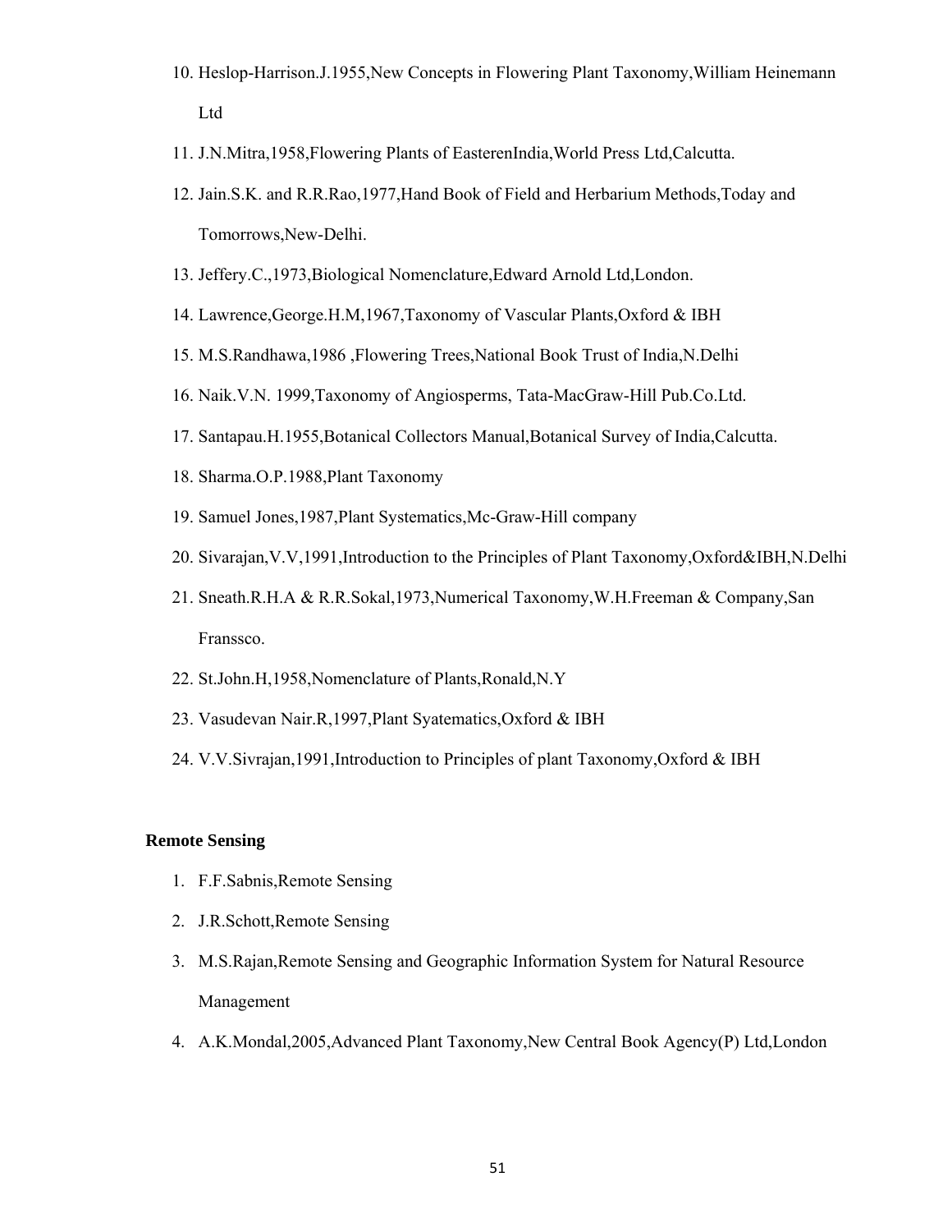10. Heslop-Harrison.J.1955,New Concepts in Flowering Plant Taxonomy,William Heinemann Ltd
11. J.N.Mitra,1958,Flowering Plants of EasterenIndia,World Press Ltd,Calcutta.
12. Jain.S.K. and R.R.Rao,1977,Hand Book of Field and Herbarium Methods,Today and Tomorrows,New-Delhi.
13. Jeffery.C.,1973,Biological Nomenclature,Edward Arnold Ltd,London.
14. Lawrence,George.H.M,1967,Taxonomy of Vascular Plants,Oxford & IBH
15. M.S.Randhawa,1986 ,Flowering Trees,National Book Trust of India,N.Delhi
16. Naik.V.N. 1999,Taxonomy of Angiosperms, Tata-MacGraw-Hill Pub.Co.Ltd.
17. Santapau.H.1955,Botanical Collectors Manual,Botanical Survey of India,Calcutta.
18. Sharma.O.P.1988,Plant Taxonomy
19. Samuel Jones,1987,Plant Systematics,Mc-Graw-Hill company
20. Sivarajan,V.V,1991,Introduction to the Principles of Plant Taxonomy,Oxford&IBH,N.Delhi
21. Sneath.R.H.A & R.R.Sokal,1973,Numerical Taxonomy,W.H.Freeman & Company,San Franssco.
22. St.John.H,1958,Nomenclature of Plants,Ronald,N.Y
23. Vasudevan Nair.R,1997,Plant Syatematics,Oxford & IBH
24. V.V.Sivrajan,1991,Introduction to Principles of plant Taxonomy,Oxford & IBH

**Remote Sensing**

1. F.F.Sabnis,Remote Sensing
2. J.R.Schott,Remote Sensing
3. M.S.Rajan,Remote Sensing and Geographic Information System for Natural Resource Management
4. A.K.Mondal,2005,Advanced Plant Taxonomy,New Central Book Agency(P) Ltd,London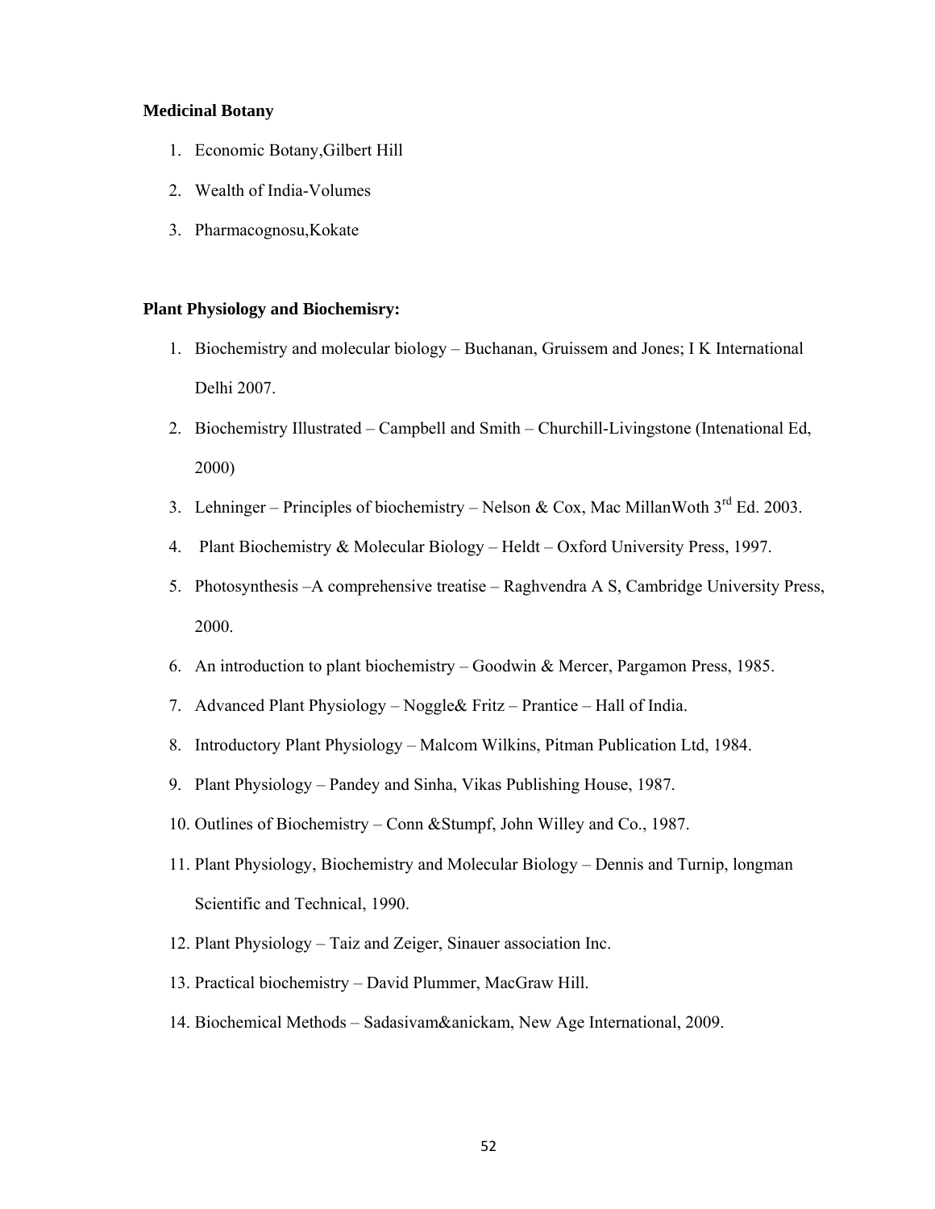**Medicinal Botany**

1. Economic Botany,Gilbert Hill
2. Wealth of India-Volumes
3. Pharmacognosu,Kokate

**Plant Physiology and Biochemisry:**

1. Biochemistry and molecular biology – Buchanan, Gruissem and Jones; I K International Delhi 2007.
2. Biochemistry Illustrated – Campbell and Smith – Churchill-Livingstone (Intenational Ed, 2000)
3. Lehninger – Principles of biochemistry – Nelson & Cox, Mac MillanWoth 3rd Ed. 2003.
4. Plant Biochemistry & Molecular Biology – Heldt – Oxford University Press, 1997.
5. Photosynthesis –A comprehensive treatise – Raghvendra A S, Cambridge University Press, 2000.
6. An introduction to plant biochemistry – Goodwin & Mercer, Pargamon Press, 1985.
7. Advanced Plant Physiology – Noggle& Fritz – Prantice – Hall of India.
8. Introductory Plant Physiology – Malcom Wilkins, Pitman Publication Ltd, 1984.
9. Plant Physiology – Pandey and Sinha, Vikas Publishing House, 1987.
10. Outlines of Biochemistry – Conn &Stumpf, John Willey and Co., 1987.
11. Plant Physiology, Biochemistry and Molecular Biology – Dennis and Turnip, longman Scientific and Technical, 1990.
12. Plant Physiology – Taiz and Zeiger, Sinauer association Inc.
13. Practical biochemistry – David Plummer, MacGraw Hill.
14. Biochemical Methods – Sadasivam&anickam, New Age International, 2009.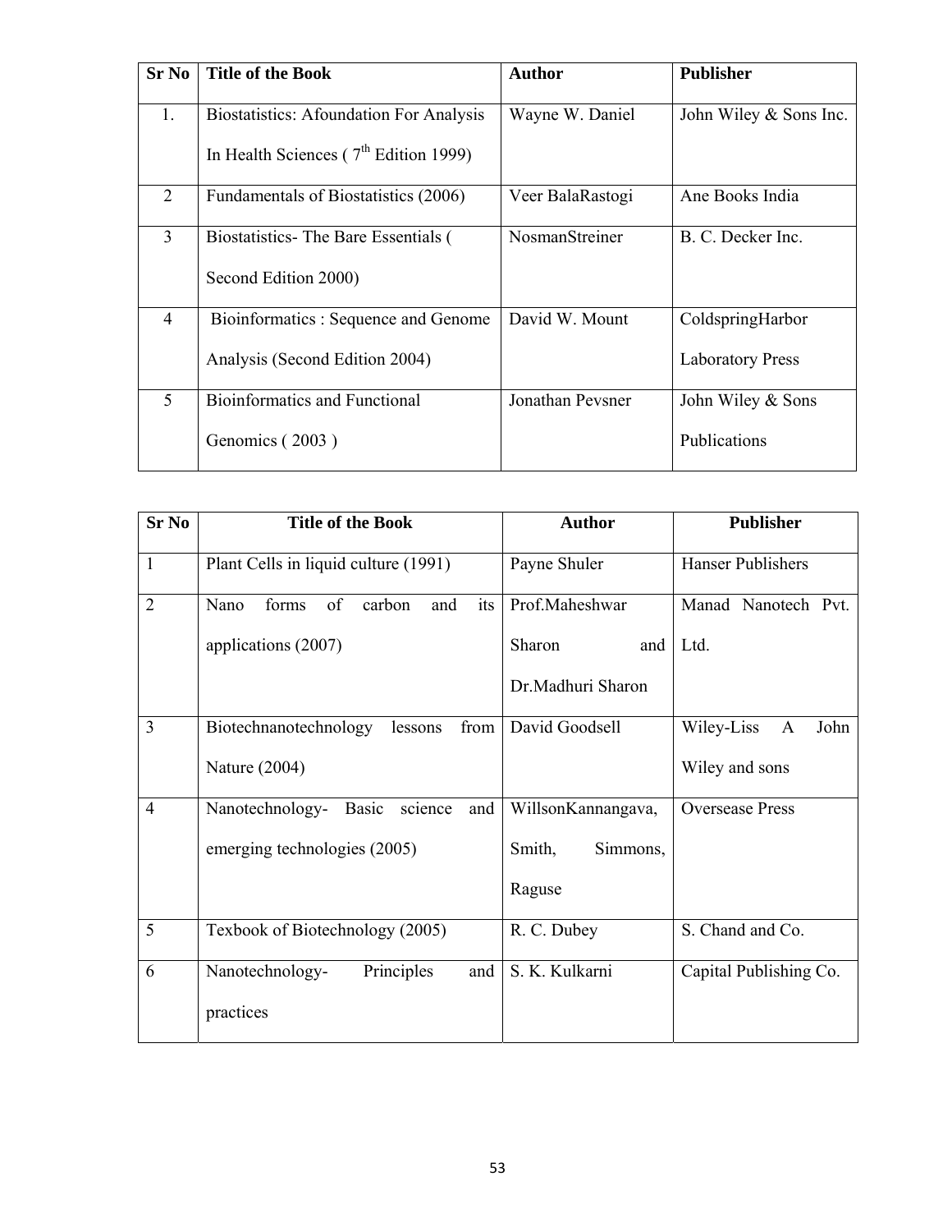| Sr No | Title of the Book | Author | Publisher |
|---|---|---|---|
| 1. | Biostatistics: Afoundation For Analysis In Health Sciences ( 7th Edition 1999) | Wayne W. Daniel | John Wiley & Sons Inc. |
| 2 | Fundamentals of Biostatistics (2006) | Veer BalaRastogi | Ane Books India |
| 3 | Biostatistics- The Bare Essentials ( Second Edition 2000) | NosmanStreiner | B. C. Decker Inc. |
| 4 | Bioinformatics : Sequence and Genome Analysis (Second Edition 2004) | David W. Mount | ColdspringHarbor Laboratory Press |
| 5 | Bioinformatics and Functional Genomics ( 2003 ) | Jonathan Pevsner | John Wiley & Sons Publications |

| Sr No | Title of the Book | Author | Publisher |
|---|---|---|---|
| 1 | Plant Cells in liquid culture (1991) | Payne Shuler | Hanser Publishers |
| 2 | Nano forms of carbon and its applications (2007) | Prof.Maheshwar Sharon and Dr.Madhuri Sharon | Manad Nanotech Pvt. Ltd. |
| 3 | Biotechnanotechnology lessons from Nature (2004) | David Goodsell | Wiley-Liss A John Wiley and sons |
| 4 | Nanotechnology- Basic science and emerging technologies (2005) | WillsonKannangava, Smith, Simmons, Raguse | Oversease Press |
| 5 | Texbook of Biotechnology (2005) | R. C. Dubey | S. Chand and Co. |
| 6 | Nanotechnology- Principles and practices | S. K. Kulkarni | Capital Publishing Co. |